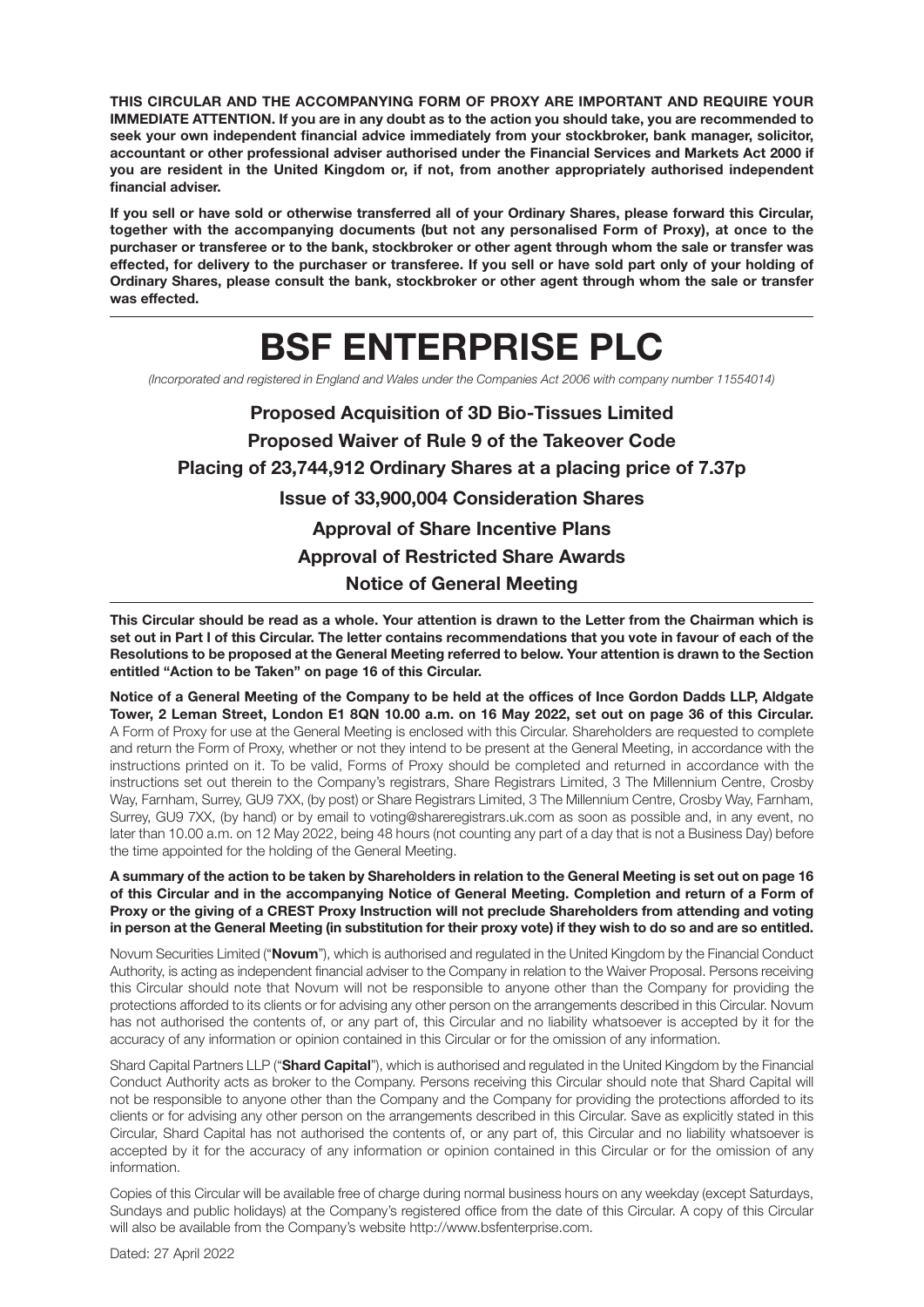**THIS CIRCULAR AND THE ACCOMPANYING FORM OF PROXY ARE IMPORTANT AND REQUIRE YOUR IMMEDIATE ATTENTION. If you are in any doubt as to the action you should take, you are recommended to seek your own independent financial advice immediately from your stockbroker, bank manager, solicitor, accountant or other professional adviser authorised under the Financial Services and Markets Act 2000 if you are resident in the United Kingdom or, if not, from another appropriately authorised independent financial adviser.**

**If you sell or have sold or otherwise transferred all of your Ordinary Shares, please forward this Circular, together with the accompanying documents (but not any personalised Form of Proxy), at once to the purchaser or transferee or to the bank, stockbroker or other agent through whom the sale or transfer was effected, for delivery to the purchaser or transferee. If you sell or have sold part only of your holding of Ordinary Shares, please consult the bank, stockbroker or other agent through whom the sale or transfer was effected.**

# BSF ENTERPRISE PLC

*(Incorporated and registered in England and Wales under the Companies Act 2006 with company number 11554014)*

## Proposed Acquisition of 3D Bio-Tissues Limited
## Proposed Waiver of Rule 9 of the Takeover Code
## Placing of 23,744,912 Ordinary Shares at a placing price of 7.37p
## Issue of 33,900,004 Consideration Shares
## Approval of Share Incentive Plans
## Approval of Restricted Share Awards
## Notice of General Meeting

**This Circular should be read as a whole. Your attention is drawn to the Letter from the Chairman which is set out in Part I of this Circular. The letter contains recommendations that you vote in favour of each of the Resolutions to be proposed at the General Meeting referred to below. Your attention is drawn to the Section entitled "Action to be Taken" on page 16 of this Circular.**

**Notice of a General Meeting of the Company to be held at the offices of Ince Gordon Dadds LLP, Aldgate Tower, 2 Leman Street, London E1 8QN 10.00 a.m. on 16 May 2022, set out on page 36 of this Circular.** A Form of Proxy for use at the General Meeting is enclosed with this Circular. Shareholders are requested to complete and return the Form of Proxy, whether or not they intend to be present at the General Meeting, in accordance with the instructions printed on it. To be valid, Forms of Proxy should be completed and returned in accordance with the instructions set out therein to the Company's registrars, Share Registrars Limited, 3 The Millennium Centre, Crosby Way, Farnham, Surrey, GU9 7XX, (by post) or Share Registrars Limited, 3 The Millennium Centre, Crosby Way, Farnham, Surrey, GU9 7XX, (by hand) or by email to voting@shareregistrars.uk.com as soon as possible and, in any event, no later than 10.00 a.m. on 12 May 2022, being 48 hours (not counting any part of a day that is not a Business Day) before the time appointed for the holding of the General Meeting.

**A summary of the action to be taken by Shareholders in relation to the General Meeting is set out on page 16 of this Circular and in the accompanying Notice of General Meeting. Completion and return of a Form of Proxy or the giving of a CREST Proxy Instruction will not preclude Shareholders from attending and voting in person at the General Meeting (in substitution for their proxy vote) if they wish to do so and are so entitled.**

Novum Securities Limited ("**Novum**"), which is authorised and regulated in the United Kingdom by the Financial Conduct Authority, is acting as independent financial adviser to the Company in relation to the Waiver Proposal. Persons receiving this Circular should note that Novum will not be responsible to anyone other than the Company for providing the protections afforded to its clients or for advising any other person on the arrangements described in this Circular. Novum has not authorised the contents of, or any part of, this Circular and no liability whatsoever is accepted by it for the accuracy of any information or opinion contained in this Circular or for the omission of any information.

Shard Capital Partners LLP ("**Shard Capital**"), which is authorised and regulated in the United Kingdom by the Financial Conduct Authority acts as broker to the Company. Persons receiving this Circular should note that Shard Capital will not be responsible to anyone other than the Company and the Company for providing the protections afforded to its clients or for advising any other person on the arrangements described in this Circular. Save as explicitly stated in this Circular, Shard Capital has not authorised the contents of, or any part of, this Circular and no liability whatsoever is accepted by it for the accuracy of any information or opinion contained in this Circular or for the omission of any information.

Copies of this Circular will be available free of charge during normal business hours on any weekday (except Saturdays, Sundays and public holidays) at the Company's registered office from the date of this Circular. A copy of this Circular will also be available from the Company's website http://www.bsfenterprise.com.

Dated: 27 April 2022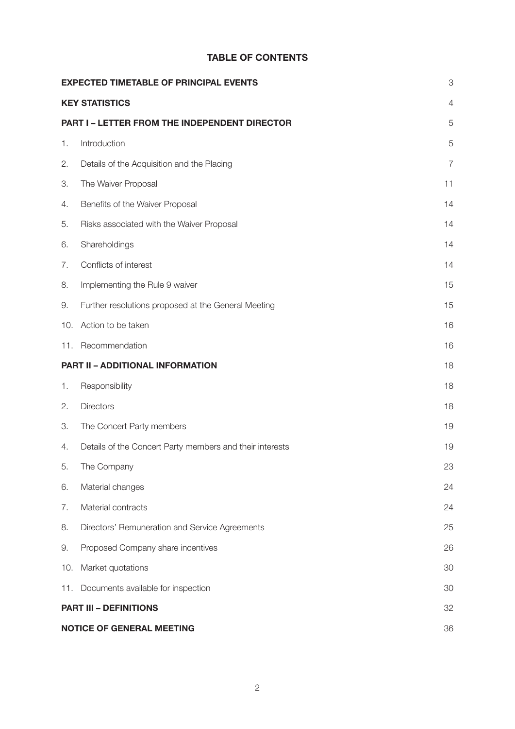# TABLE OF CONTENTS

| | | |
|---|---|---|
| **EXPECTED TIMETABLE OF PRINCIPAL EVENTS** | | 3 |
| **KEY STATISTICS** | | 4 |
| **PART I – LETTER FROM THE INDEPENDENT DIRECTOR** | | 5 |
| 1. | Introduction | 5 |
| 2. | Details of the Acquisition and the Placing | 7 |
| 3. | The Waiver Proposal | 11 |
| 4. | Benefits of the Waiver Proposal | 14 |
| 5. | Risks associated with the Waiver Proposal | 14 |
| 6. | Shareholdings | 14 |
| 7. | Conflicts of interest | 14 |
| 8. | Implementing the Rule 9 waiver | 15 |
| 9. | Further resolutions proposed at the General Meeting | 15 |
| 10. | Action to be taken | 16 |
| 11. | Recommendation | 16 |
| **PART II – ADDITIONAL INFORMATION** | | 18 |
| 1. | Responsibility | 18 |
| 2. | Directors | 18 |
| 3. | The Concert Party members | 19 |
| 4. | Details of the Concert Party members and their interests | 19 |
| 5. | The Company | 23 |
| 6. | Material changes | 24 |
| 7. | Material contracts | 24 |
| 8. | Directors' Remuneration and Service Agreements | 25 |
| 9. | Proposed Company share incentives | 26 |
| 10. | Market quotations | 30 |
| 11. | Documents available for inspection | 30 |
| **PART III – DEFINITIONS** | | 32 |
| **NOTICE OF GENERAL MEETING** | | 36 |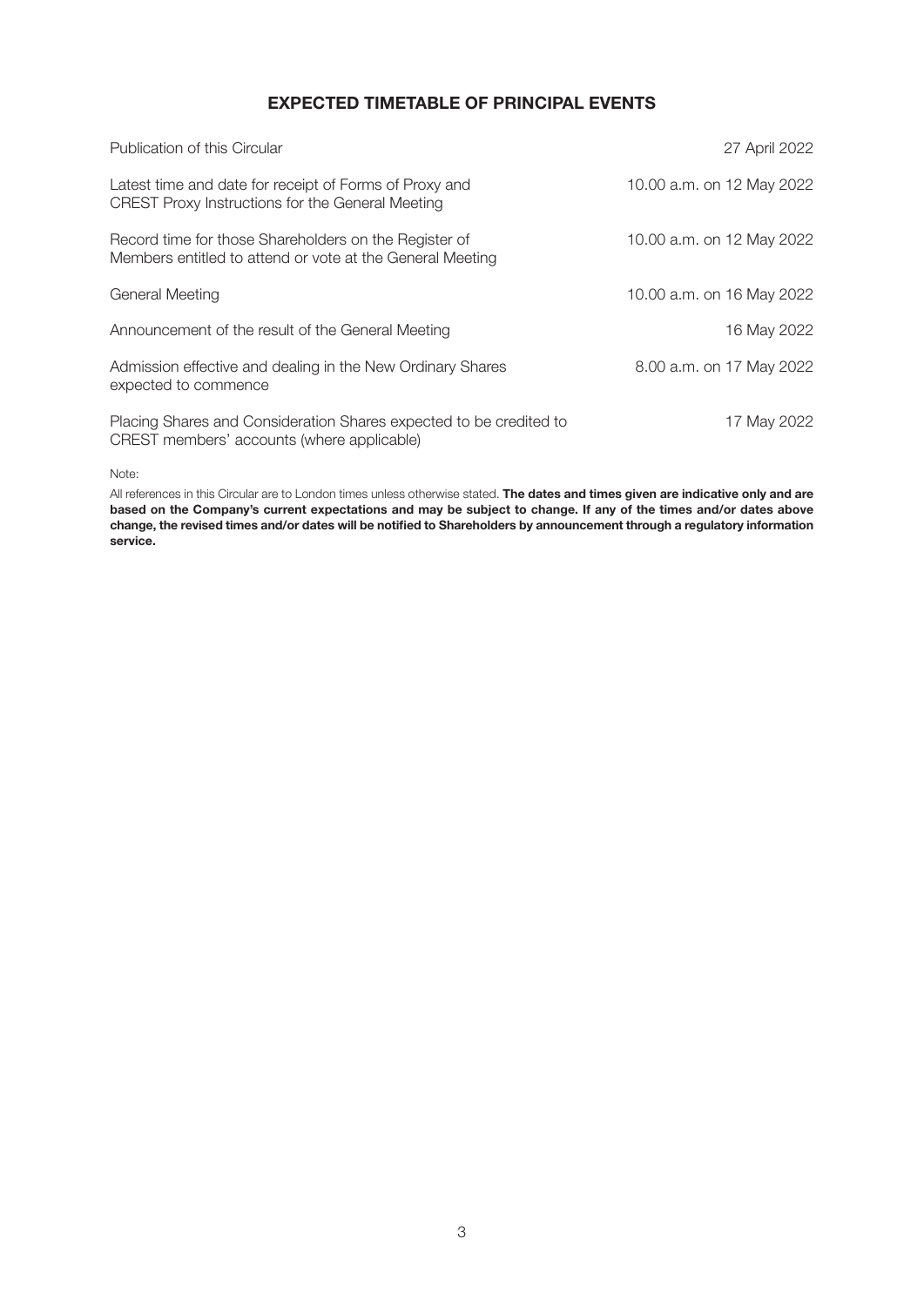## EXPECTED TIMETABLE OF PRINCIPAL EVENTS

| | |
|---|---|
| Publication of this Circular | 27 April 2022 |
| Latest time and date for receipt of Forms of Proxy and CREST Proxy Instructions for the General Meeting | 10.00 a.m. on 12 May 2022 |
| Record time for those Shareholders on the Register of Members entitled to attend or vote at the General Meeting | 10.00 a.m. on 12 May 2022 |
| General Meeting | 10.00 a.m. on 16 May 2022 |
| Announcement of the result of the General Meeting | 16 May 2022 |
| Admission effective and dealing in the New Ordinary Shares expected to commence | 8.00 a.m. on 17 May 2022 |
| Placing Shares and Consideration Shares expected to be credited to CREST members' accounts (where applicable) | 17 May 2022 |

Note:

All references in this Circular are to London times unless otherwise stated. **The dates and times given are indicative only and are based on the Company's current expectations and may be subject to change. If any of the times and/or dates above change, the revised times and/or dates will be notified to Shareholders by announcement through a regulatory information service.**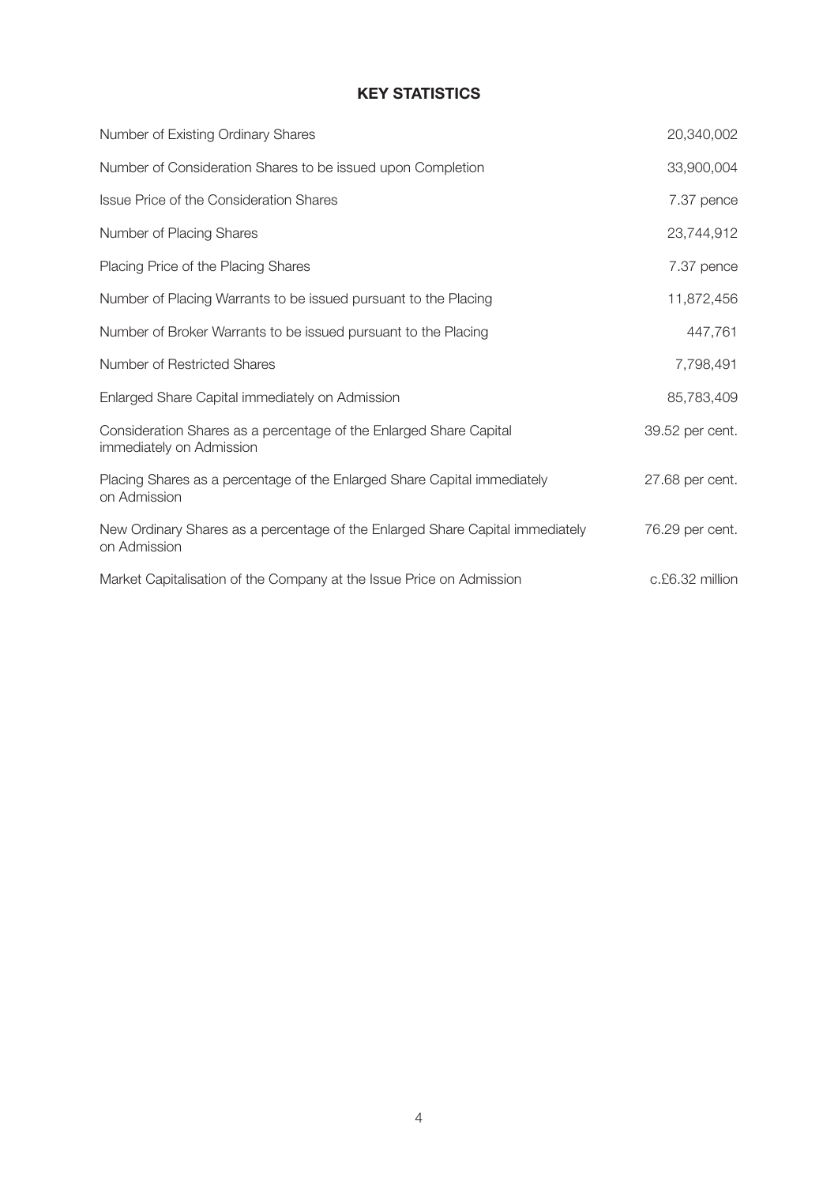# KEY STATISTICS

| | |
|---|---|
| Number of Existing Ordinary Shares | 20,340,002 |
| Number of Consideration Shares to be issued upon Completion | 33,900,004 |
| Issue Price of the Consideration Shares | 7.37 pence |
| Number of Placing Shares | 23,744,912 |
| Placing Price of the Placing Shares | 7.37 pence |
| Number of Placing Warrants to be issued pursuant to the Placing | 11,872,456 |
| Number of Broker Warrants to be issued pursuant to the Placing | 447,761 |
| Number of Restricted Shares | 7,798,491 |
| Enlarged Share Capital immediately on Admission | 85,783,409 |
| Consideration Shares as a percentage of the Enlarged Share Capital immediately on Admission | 39.52 per cent. |
| Placing Shares as a percentage of the Enlarged Share Capital immediately on Admission | 27.68 per cent. |
| New Ordinary Shares as a percentage of the Enlarged Share Capital immediately on Admission | 76.29 per cent. |
| Market Capitalisation of the Company at the Issue Price on Admission | c.£6.32 million |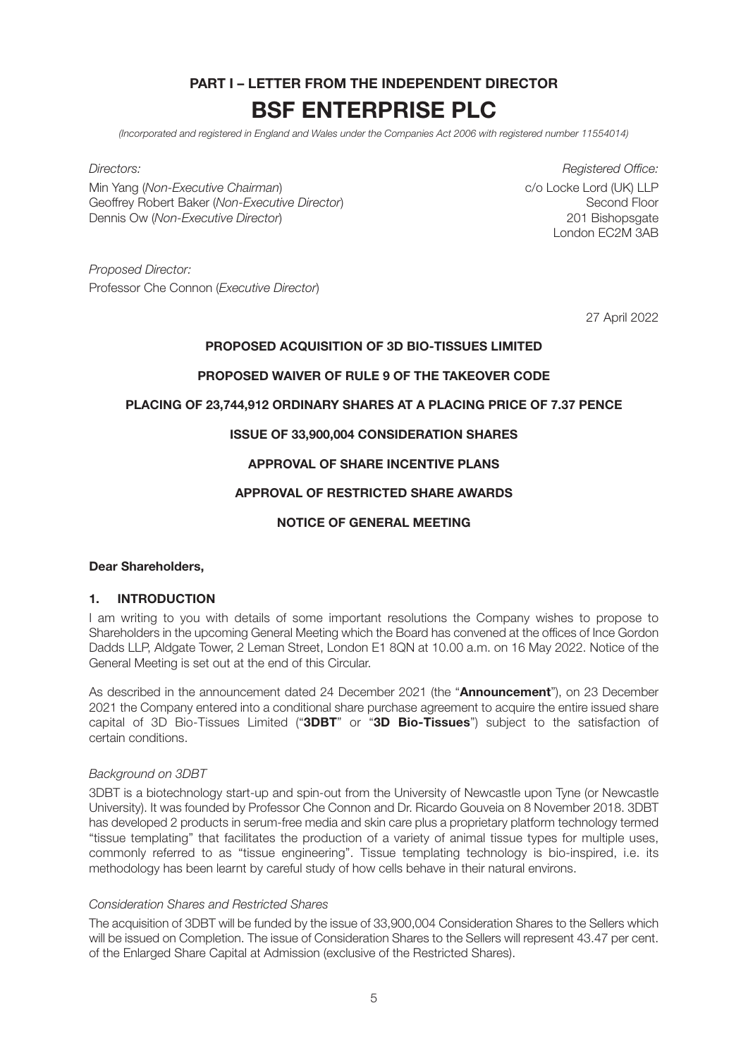# PART I – LETTER FROM THE INDEPENDENT DIRECTOR

# BSF ENTERPRISE PLC

*(Incorporated and registered in England and Wales under the Companies Act 2006 with registered number 11554014)*

*Directors:*
Min Yang (*Non-Executive Chairman*)
Geoffrey Robert Baker (*Non-Executive Director*)
Dennis Ow (*Non-Executive Director*)

*Registered Office:*
c/o Locke Lord (UK) LLP
Second Floor
201 Bishopsgate
London EC2M 3AB

*Proposed Director:*
Professor Che Connon (*Executive Director*)

27 April 2022

**PROPOSED ACQUISITION OF 3D BIO-TISSUES LIMITED**

**PROPOSED WAIVER OF RULE 9 OF THE TAKEOVER CODE**

**PLACING OF 23,744,912 ORDINARY SHARES AT A PLACING PRICE OF 7.37 PENCE**

**ISSUE OF 33,900,004 CONSIDERATION SHARES**

**APPROVAL OF SHARE INCENTIVE PLANS**

**APPROVAL OF RESTRICTED SHARE AWARDS**

**NOTICE OF GENERAL MEETING**

**Dear Shareholders,**

## 1. INTRODUCTION

I am writing to you with details of some important resolutions the Company wishes to propose to Shareholders in the upcoming General Meeting which the Board has convened at the offices of Ince Gordon Dadds LLP, Aldgate Tower, 2 Leman Street, London E1 8QN at 10.00 a.m. on 16 May 2022. Notice of the General Meeting is set out at the end of this Circular.

As described in the announcement dated 24 December 2021 (the "**Announcement**"), on 23 December 2021 the Company entered into a conditional share purchase agreement to acquire the entire issued share capital of 3D Bio-Tissues Limited ("**3DBT**" or "**3D Bio-Tissues**") subject to the satisfaction of certain conditions.

*Background on 3DBT*

3DBT is a biotechnology start-up and spin-out from the University of Newcastle upon Tyne (or Newcastle University). It was founded by Professor Che Connon and Dr. Ricardo Gouveia on 8 November 2018. 3DBT has developed 2 products in serum-free media and skin care plus a proprietary platform technology termed "tissue templating" that facilitates the production of a variety of animal tissue types for multiple uses, commonly referred to as "tissue engineering". Tissue templating technology is bio-inspired, i.e. its methodology has been learnt by careful study of how cells behave in their natural environs.

*Consideration Shares and Restricted Shares*

The acquisition of 3DBT will be funded by the issue of 33,900,004 Consideration Shares to the Sellers which will be issued on Completion. The issue of Consideration Shares to the Sellers will represent 43.47 per cent. of the Enlarged Share Capital at Admission (exclusive of the Restricted Shares).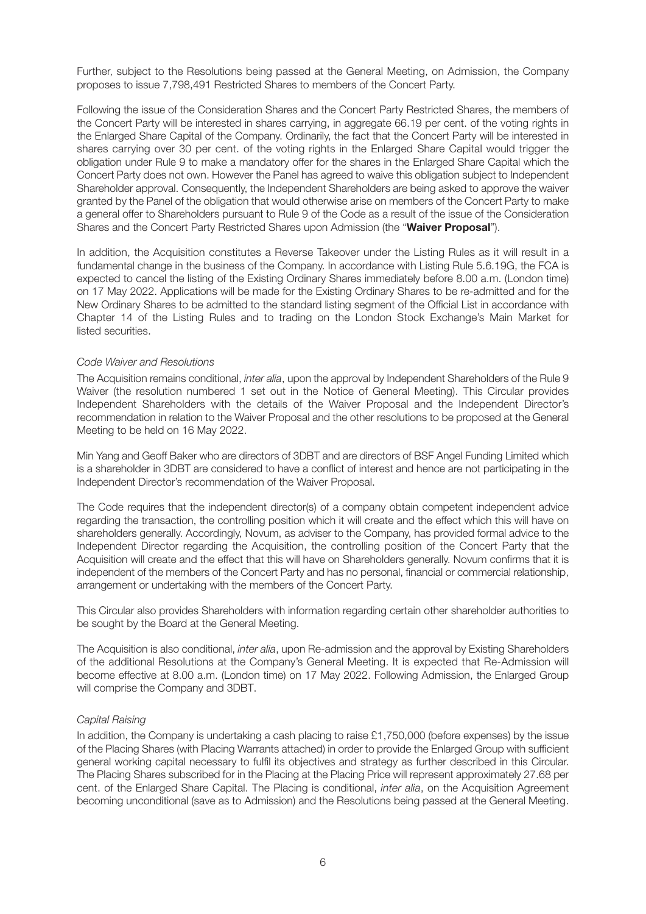Further, subject to the Resolutions being passed at the General Meeting, on Admission, the Company proposes to issue 7,798,491 Restricted Shares to members of the Concert Party.

Following the issue of the Consideration Shares and the Concert Party Restricted Shares, the members of the Concert Party will be interested in shares carrying, in aggregate 66.19 per cent. of the voting rights in the Enlarged Share Capital of the Company. Ordinarily, the fact that the Concert Party will be interested in shares carrying over 30 per cent. of the voting rights in the Enlarged Share Capital would trigger the obligation under Rule 9 to make a mandatory offer for the shares in the Enlarged Share Capital which the Concert Party does not own. However the Panel has agreed to waive this obligation subject to Independent Shareholder approval. Consequently, the Independent Shareholders are being asked to approve the waiver granted by the Panel of the obligation that would otherwise arise on members of the Concert Party to make a general offer to Shareholders pursuant to Rule 9 of the Code as a result of the issue of the Consideration Shares and the Concert Party Restricted Shares upon Admission (the "**Waiver Proposal**").

In addition, the Acquisition constitutes a Reverse Takeover under the Listing Rules as it will result in a fundamental change in the business of the Company. In accordance with Listing Rule 5.6.19G, the FCA is expected to cancel the listing of the Existing Ordinary Shares immediately before 8.00 a.m. (London time) on 17 May 2022. Applications will be made for the Existing Ordinary Shares to be re-admitted and for the New Ordinary Shares to be admitted to the standard listing segment of the Official List in accordance with Chapter 14 of the Listing Rules and to trading on the London Stock Exchange's Main Market for listed securities.

*Code Waiver and Resolutions*

The Acquisition remains conditional, *inter alia*, upon the approval by Independent Shareholders of the Rule 9 Waiver (the resolution numbered 1 set out in the Notice of General Meeting). This Circular provides Independent Shareholders with the details of the Waiver Proposal and the Independent Director's recommendation in relation to the Waiver Proposal and the other resolutions to be proposed at the General Meeting to be held on 16 May 2022.

Min Yang and Geoff Baker who are directors of 3DBT and are directors of BSF Angel Funding Limited which is a shareholder in 3DBT are considered to have a conflict of interest and hence are not participating in the Independent Director's recommendation of the Waiver Proposal.

The Code requires that the independent director(s) of a company obtain competent independent advice regarding the transaction, the controlling position which it will create and the effect which this will have on shareholders generally. Accordingly, Novum, as adviser to the Company, has provided formal advice to the Independent Director regarding the Acquisition, the controlling position of the Concert Party that the Acquisition will create and the effect that this will have on Shareholders generally. Novum confirms that it is independent of the members of the Concert Party and has no personal, financial or commercial relationship, arrangement or undertaking with the members of the Concert Party.

This Circular also provides Shareholders with information regarding certain other shareholder authorities to be sought by the Board at the General Meeting.

The Acquisition is also conditional, *inter alia*, upon Re-admission and the approval by Existing Shareholders of the additional Resolutions at the Company's General Meeting. It is expected that Re-Admission will become effective at 8.00 a.m. (London time) on 17 May 2022. Following Admission, the Enlarged Group will comprise the Company and 3DBT.

*Capital Raising*

In addition, the Company is undertaking a cash placing to raise £1,750,000 (before expenses) by the issue of the Placing Shares (with Placing Warrants attached) in order to provide the Enlarged Group with sufficient general working capital necessary to fulfil its objectives and strategy as further described in this Circular. The Placing Shares subscribed for in the Placing at the Placing Price will represent approximately 27.68 per cent. of the Enlarged Share Capital. The Placing is conditional, *inter alia*, on the Acquisition Agreement becoming unconditional (save as to Admission) and the Resolutions being passed at the General Meeting.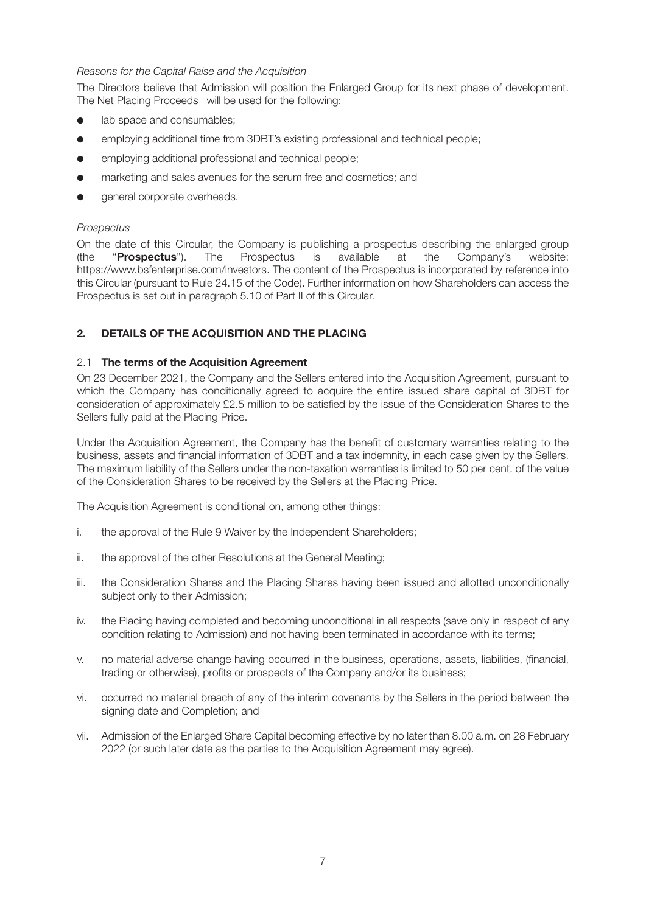*Reasons for the Capital Raise and the Acquisition*

The Directors believe that Admission will position the Enlarged Group for its next phase of development. The Net Placing Proceeds will be used for the following:

- lab space and consumables;
- employing additional time from 3DBT's existing professional and technical people;
- employing additional professional and technical people;
- marketing and sales avenues for the serum free and cosmetics; and
- general corporate overheads.

*Prospectus*

On the date of this Circular, the Company is publishing a prospectus describing the enlarged group (the "**Prospectus**"). The Prospectus is available at the Company's website: https://www.bsfenterprise.com/investors. The content of the Prospectus is incorporated by reference into this Circular (pursuant to Rule 24.15 of the Code). Further information on how Shareholders can access the Prospectus is set out in paragraph 5.10 of Part II of this Circular.

## 2. DETAILS OF THE ACQUISITION AND THE PLACING

### 2.1 The terms of the Acquisition Agreement

On 23 December 2021, the Company and the Sellers entered into the Acquisition Agreement, pursuant to which the Company has conditionally agreed to acquire the entire issued share capital of 3DBT for consideration of approximately £2.5 million to be satisfied by the issue of the Consideration Shares to the Sellers fully paid at the Placing Price.

Under the Acquisition Agreement, the Company has the benefit of customary warranties relating to the business, assets and financial information of 3DBT and a tax indemnity, in each case given by the Sellers. The maximum liability of the Sellers under the non-taxation warranties is limited to 50 per cent. of the value of the Consideration Shares to be received by the Sellers at the Placing Price.

The Acquisition Agreement is conditional on, among other things:

i. the approval of the Rule 9 Waiver by the Independent Shareholders;

ii. the approval of the other Resolutions at the General Meeting;

iii. the Consideration Shares and the Placing Shares having been issued and allotted unconditionally subject only to their Admission;

iv. the Placing having completed and becoming unconditional in all respects (save only in respect of any condition relating to Admission) and not having been terminated in accordance with its terms;

v. no material adverse change having occurred in the business, operations, assets, liabilities, (financial, trading or otherwise), profits or prospects of the Company and/or its business;

vi. occurred no material breach of any of the interim covenants by the Sellers in the period between the signing date and Completion; and

vii. Admission of the Enlarged Share Capital becoming effective by no later than 8.00 a.m. on 28 February 2022 (or such later date as the parties to the Acquisition Agreement may agree).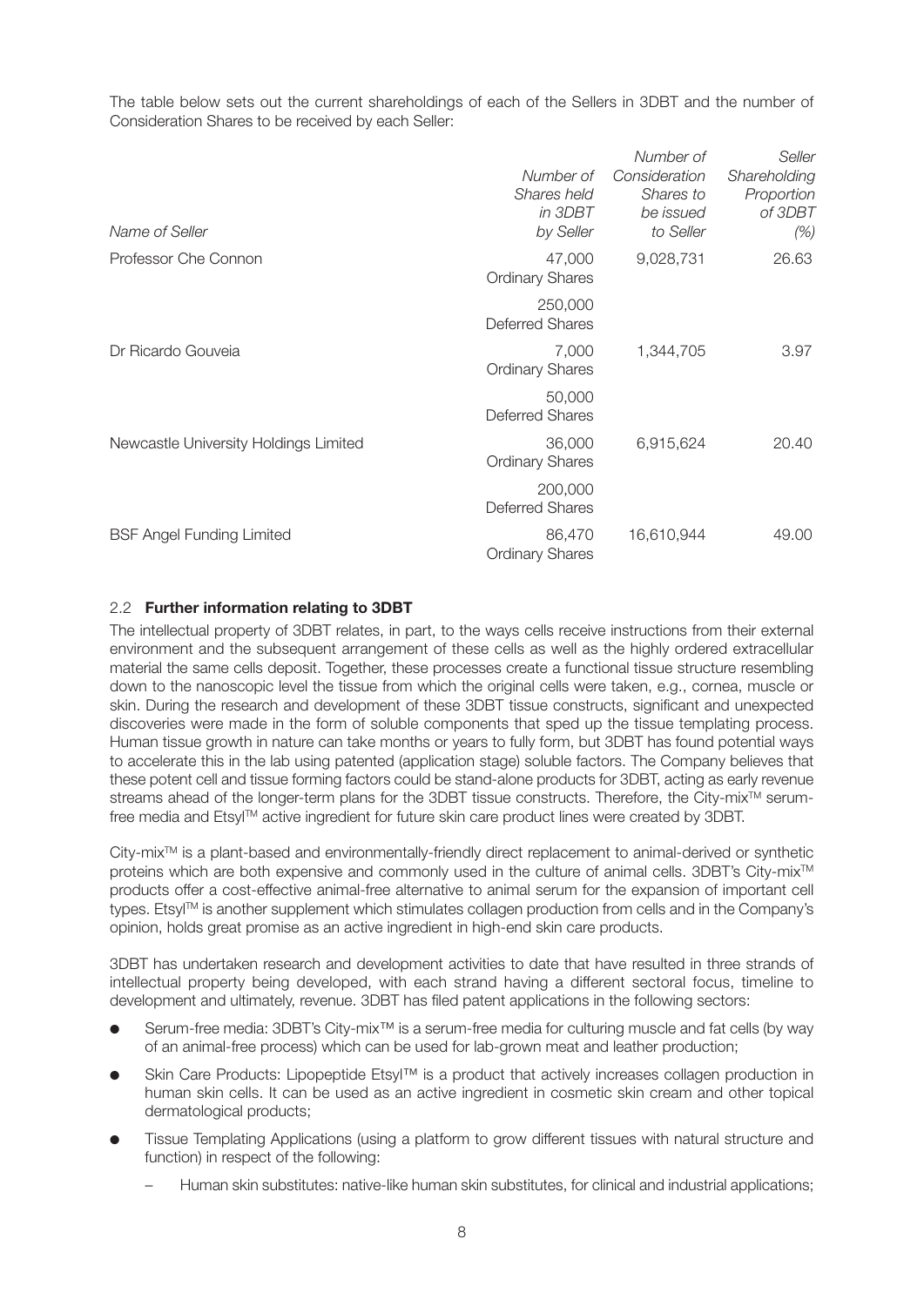The table below sets out the current shareholdings of each of the Sellers in 3DBT and the number of Consideration Shares to be received by each Seller:

| *Name of Seller* | *Number of Shares held in 3DBT by Seller* | *Number of Consideration Shares to be issued to Seller* | *Seller Shareholding Proportion of 3DBT (%)* |
|---|---|---|---|
| Professor Che Connon | 47,000 Ordinary Shares | 9,028,731 | 26.63 |
| | 250,000 Deferred Shares | | |
| Dr Ricardo Gouveia | 7,000 Ordinary Shares | 1,344,705 | 3.97 |
| | 50,000 Deferred Shares | | |
| Newcastle University Holdings Limited | 36,000 Ordinary Shares | 6,915,624 | 20.40 |
| | 200,000 Deferred Shares | | |
| BSF Angel Funding Limited | 86,470 Ordinary Shares | 16,610,944 | 49.00 |

### 2.2 **Further information relating to 3DBT**

The intellectual property of 3DBT relates, in part, to the ways cells receive instructions from their external environment and the subsequent arrangement of these cells as well as the highly ordered extracellular material the same cells deposit. Together, these processes create a functional tissue structure resembling down to the nanoscopic level the tissue from which the original cells were taken, e.g., cornea, muscle or skin. During the research and development of these 3DBT tissue constructs, significant and unexpected discoveries were made in the form of soluble components that sped up the tissue templating process. Human tissue growth in nature can take months or years to fully form, but 3DBT has found potential ways to accelerate this in the lab using patented (application stage) soluble factors. The Company believes that these potent cell and tissue forming factors could be stand-alone products for 3DBT, acting as early revenue streams ahead of the longer-term plans for the 3DBT tissue constructs. Therefore, the City-mix™ serum-free media and Etsyl™ active ingredient for future skin care product lines were created by 3DBT.

City-mix™ is a plant-based and environmentally-friendly direct replacement to animal-derived or synthetic proteins which are both expensive and commonly used in the culture of animal cells. 3DBT's City-mix™ products offer a cost-effective animal-free alternative to animal serum for the expansion of important cell types. Etsyl™ is another supplement which stimulates collagen production from cells and in the Company's opinion, holds great promise as an active ingredient in high-end skin care products.

3DBT has undertaken research and development activities to date that have resulted in three strands of intellectual property being developed, with each strand having a different sectoral focus, timeline to development and ultimately, revenue. 3DBT has filed patent applications in the following sectors:

- Serum-free media: 3DBT's City-mix™ is a serum-free media for culturing muscle and fat cells (by way of an animal-free process) which can be used for lab-grown meat and leather production;
- Skin Care Products: Lipopeptide Etsyl™ is a product that actively increases collagen production in human skin cells. It can be used as an active ingredient in cosmetic skin cream and other topical dermatological products;
- Tissue Templating Applications (using a platform to grow different tissues with natural structure and function) in respect of the following:
  - Human skin substitutes: native-like human skin substitutes, for clinical and industrial applications;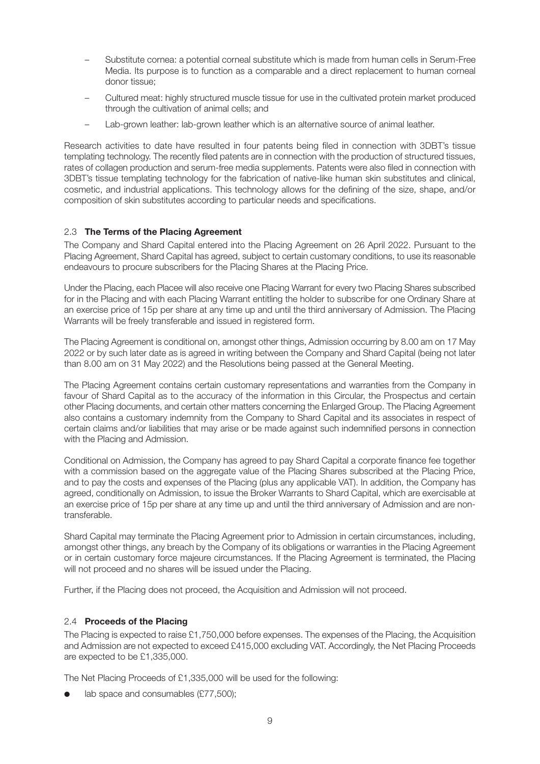- Substitute cornea: a potential corneal substitute which is made from human cells in Serum-Free Media. Its purpose is to function as a comparable and a direct replacement to human corneal donor tissue;
- Cultured meat: highly structured muscle tissue for use in the cultivated protein market produced through the cultivation of animal cells; and
- Lab-grown leather: lab-grown leather which is an alternative source of animal leather.

Research activities to date have resulted in four patents being filed in connection with 3DBT's tissue templating technology. The recently filed patents are in connection with the production of structured tissues, rates of collagen production and serum-free media supplements. Patents were also filed in connection with 3DBT's tissue templating technology for the fabrication of native-like human skin substitutes and clinical, cosmetic, and industrial applications. This technology allows for the defining of the size, shape, and/or composition of skin substitutes according to particular needs and specifications.

### 2.3 **The Terms of the Placing Agreement**

The Company and Shard Capital entered into the Placing Agreement on 26 April 2022. Pursuant to the Placing Agreement, Shard Capital has agreed, subject to certain customary conditions, to use its reasonable endeavours to procure subscribers for the Placing Shares at the Placing Price.

Under the Placing, each Placee will also receive one Placing Warrant for every two Placing Shares subscribed for in the Placing and with each Placing Warrant entitling the holder to subscribe for one Ordinary Share at an exercise price of 15p per share at any time up and until the third anniversary of Admission. The Placing Warrants will be freely transferable and issued in registered form.

The Placing Agreement is conditional on, amongst other things, Admission occurring by 8.00 am on 17 May 2022 or by such later date as is agreed in writing between the Company and Shard Capital (being not later than 8.00 am on 31 May 2022) and the Resolutions being passed at the General Meeting.

The Placing Agreement contains certain customary representations and warranties from the Company in favour of Shard Capital as to the accuracy of the information in this Circular, the Prospectus and certain other Placing documents, and certain other matters concerning the Enlarged Group. The Placing Agreement also contains a customary indemnity from the Company to Shard Capital and its associates in respect of certain claims and/or liabilities that may arise or be made against such indemnified persons in connection with the Placing and Admission.

Conditional on Admission, the Company has agreed to pay Shard Capital a corporate finance fee together with a commission based on the aggregate value of the Placing Shares subscribed at the Placing Price, and to pay the costs and expenses of the Placing (plus any applicable VAT). In addition, the Company has agreed, conditionally on Admission, to issue the Broker Warrants to Shard Capital, which are exercisable at an exercise price of 15p per share at any time up and until the third anniversary of Admission and are non-transferable.

Shard Capital may terminate the Placing Agreement prior to Admission in certain circumstances, including, amongst other things, any breach by the Company of its obligations or warranties in the Placing Agreement or in certain customary force majeure circumstances. If the Placing Agreement is terminated, the Placing will not proceed and no shares will be issued under the Placing.

Further, if the Placing does not proceed, the Acquisition and Admission will not proceed.

### 2.4 **Proceeds of the Placing**

The Placing is expected to raise £1,750,000 before expenses. The expenses of the Placing, the Acquisition and Admission are not expected to exceed £415,000 excluding VAT. Accordingly, the Net Placing Proceeds are expected to be £1,335,000.

The Net Placing Proceeds of £1,335,000 will be used for the following:

- lab space and consumables (£77,500);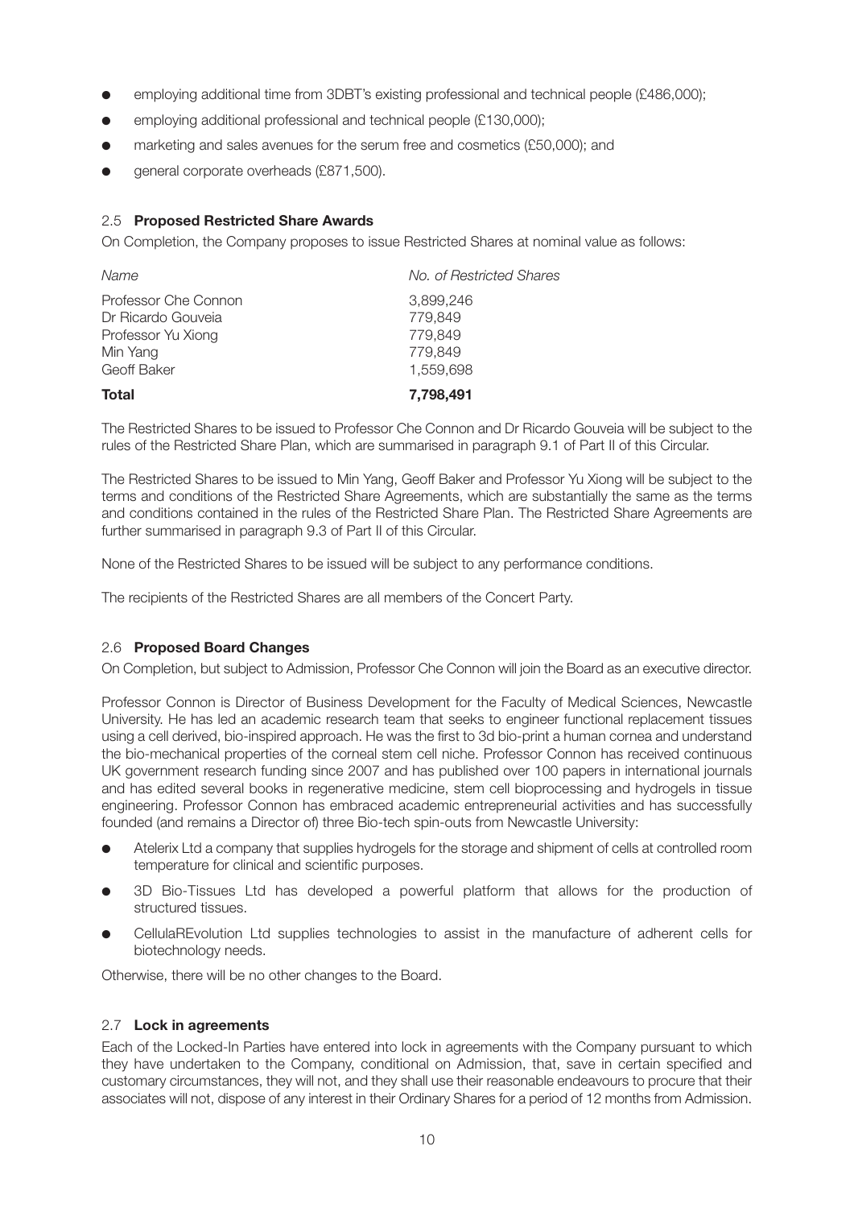- employing additional time from 3DBT's existing professional and technical people (£486,000);
- employing additional professional and technical people (£130,000);
- marketing and sales avenues for the serum free and cosmetics (£50,000); and
- general corporate overheads (£871,500).

### 2.5 **Proposed Restricted Share Awards**

On Completion, the Company proposes to issue Restricted Shares at nominal value as follows:

| *Name* | *No. of Restricted Shares* |
|---|---|
| Professor Che Connon | 3,899,246 |
| Dr Ricardo Gouveia | 779,849 |
| Professor Yu Xiong | 779,849 |
| Min Yang | 779,849 |
| Geoff Baker | 1,559,698 |
| **Total** | **7,798,491** |

The Restricted Shares to be issued to Professor Che Connon and Dr Ricardo Gouveia will be subject to the rules of the Restricted Share Plan, which are summarised in paragraph 9.1 of Part II of this Circular.

The Restricted Shares to be issued to Min Yang, Geoff Baker and Professor Yu Xiong will be subject to the terms and conditions of the Restricted Share Agreements, which are substantially the same as the terms and conditions contained in the rules of the Restricted Share Plan. The Restricted Share Agreements are further summarised in paragraph 9.3 of Part II of this Circular.

None of the Restricted Shares to be issued will be subject to any performance conditions.

The recipients of the Restricted Shares are all members of the Concert Party.

### 2.6 **Proposed Board Changes**

On Completion, but subject to Admission, Professor Che Connon will join the Board as an executive director.

Professor Connon is Director of Business Development for the Faculty of Medical Sciences, Newcastle University. He has led an academic research team that seeks to engineer functional replacement tissues using a cell derived, bio-inspired approach. He was the first to 3d bio-print a human cornea and understand the bio-mechanical properties of the corneal stem cell niche. Professor Connon has received continuous UK government research funding since 2007 and has published over 100 papers in international journals and has edited several books in regenerative medicine, stem cell bioprocessing and hydrogels in tissue engineering. Professor Connon has embraced academic entrepreneurial activities and has successfully founded (and remains a Director of) three Bio-tech spin-outs from Newcastle University:

- Atelerix Ltd a company that supplies hydrogels for the storage and shipment of cells at controlled room temperature for clinical and scientific purposes.
- 3D Bio-Tissues Ltd has developed a powerful platform that allows for the production of structured tissues.
- CellulaREvolution Ltd supplies technologies to assist in the manufacture of adherent cells for biotechnology needs.

Otherwise, there will be no other changes to the Board.

### 2.7 **Lock in agreements**

Each of the Locked-In Parties have entered into lock in agreements with the Company pursuant to which they have undertaken to the Company, conditional on Admission, that, save in certain specified and customary circumstances, they will not, and they shall use their reasonable endeavours to procure that their associates will not, dispose of any interest in their Ordinary Shares for a period of 12 months from Admission.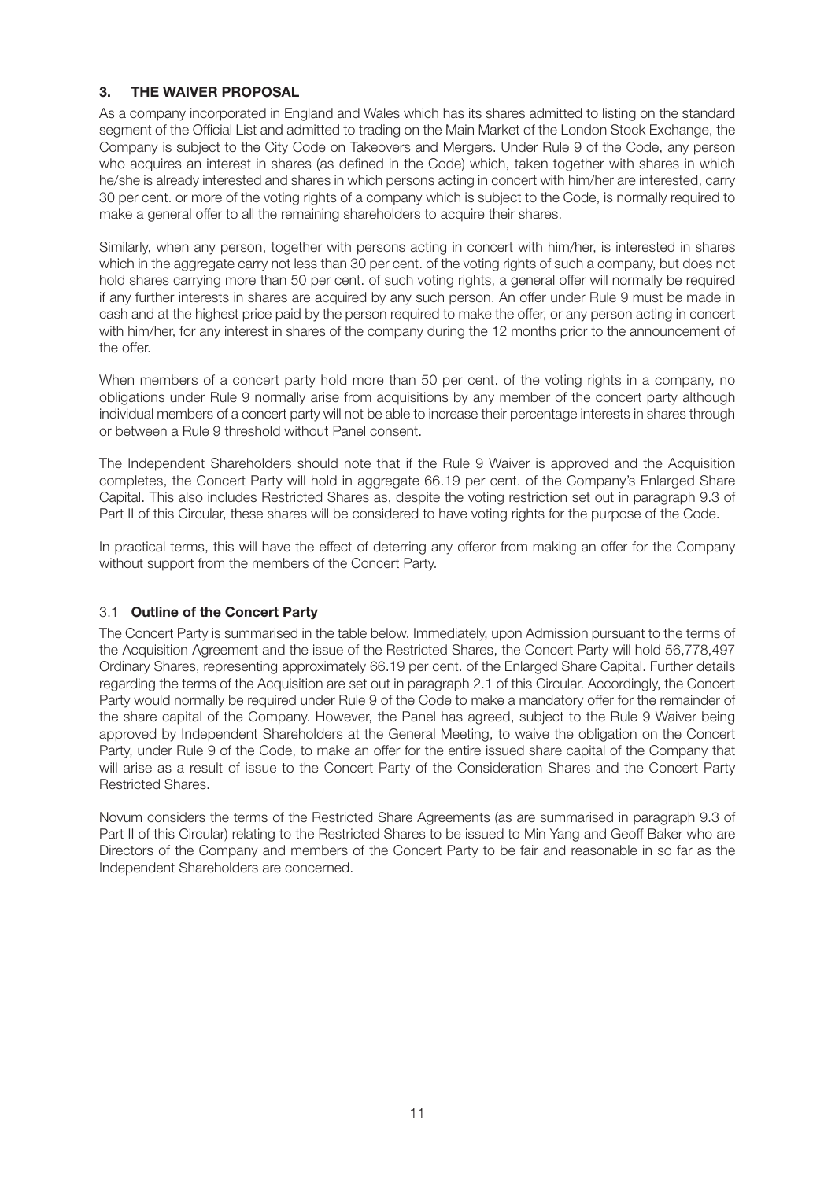## 3. THE WAIVER PROPOSAL

As a company incorporated in England and Wales which has its shares admitted to listing on the standard segment of the Official List and admitted to trading on the Main Market of the London Stock Exchange, the Company is subject to the City Code on Takeovers and Mergers. Under Rule 9 of the Code, any person who acquires an interest in shares (as defined in the Code) which, taken together with shares in which he/she is already interested and shares in which persons acting in concert with him/her are interested, carry 30 per cent. or more of the voting rights of a company which is subject to the Code, is normally required to make a general offer to all the remaining shareholders to acquire their shares.

Similarly, when any person, together with persons acting in concert with him/her, is interested in shares which in the aggregate carry not less than 30 per cent. of the voting rights of such a company, but does not hold shares carrying more than 50 per cent. of such voting rights, a general offer will normally be required if any further interests in shares are acquired by any such person. An offer under Rule 9 must be made in cash and at the highest price paid by the person required to make the offer, or any person acting in concert with him/her, for any interest in shares of the company during the 12 months prior to the announcement of the offer.

When members of a concert party hold more than 50 per cent. of the voting rights in a company, no obligations under Rule 9 normally arise from acquisitions by any member of the concert party although individual members of a concert party will not be able to increase their percentage interests in shares through or between a Rule 9 threshold without Panel consent.

The Independent Shareholders should note that if the Rule 9 Waiver is approved and the Acquisition completes, the Concert Party will hold in aggregate 66.19 per cent. of the Company's Enlarged Share Capital. This also includes Restricted Shares as, despite the voting restriction set out in paragraph 9.3 of Part II of this Circular, these shares will be considered to have voting rights for the purpose of the Code.

In practical terms, this will have the effect of deterring any offeror from making an offer for the Company without support from the members of the Concert Party.

### 3.1 Outline of the Concert Party

The Concert Party is summarised in the table below. Immediately, upon Admission pursuant to the terms of the Acquisition Agreement and the issue of the Restricted Shares, the Concert Party will hold 56,778,497 Ordinary Shares, representing approximately 66.19 per cent. of the Enlarged Share Capital. Further details regarding the terms of the Acquisition are set out in paragraph 2.1 of this Circular. Accordingly, the Concert Party would normally be required under Rule 9 of the Code to make a mandatory offer for the remainder of the share capital of the Company. However, the Panel has agreed, subject to the Rule 9 Waiver being approved by Independent Shareholders at the General Meeting, to waive the obligation on the Concert Party, under Rule 9 of the Code, to make an offer for the entire issued share capital of the Company that will arise as a result of issue to the Concert Party of the Consideration Shares and the Concert Party Restricted Shares.

Novum considers the terms of the Restricted Share Agreements (as are summarised in paragraph 9.3 of Part II of this Circular) relating to the Restricted Shares to be issued to Min Yang and Geoff Baker who are Directors of the Company and members of the Concert Party to be fair and reasonable in so far as the Independent Shareholders are concerned.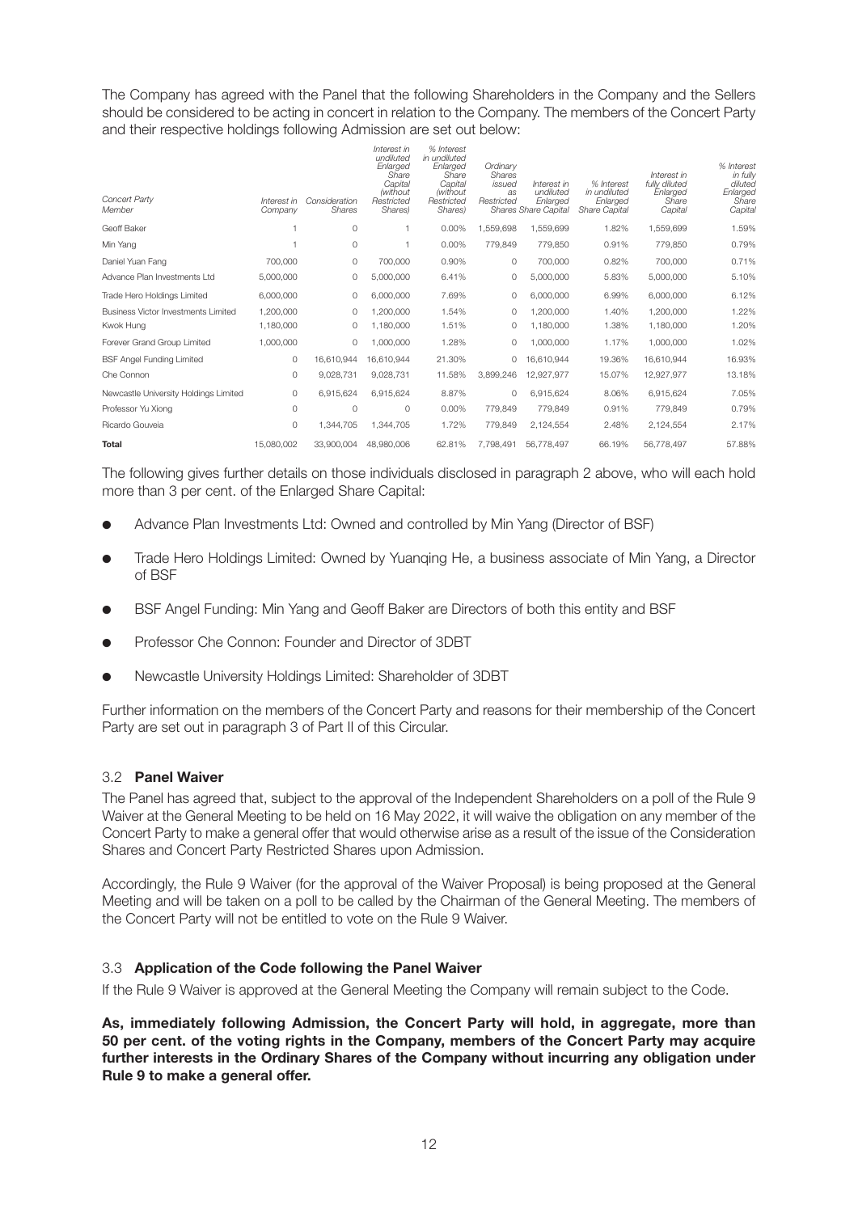The Company has agreed with the Panel that the following Shareholders in the Company and the Sellers should be considered to be acting in concert in relation to the Company. The members of the Concert Party and their respective holdings following Admission are set out below:

| *Concert Party Member* | *Interest in Company* | *Consideration Shares* | *Interest in undiluted Enlarged Share Capital (without Restricted Shares)* | *% Interest in undiluted Enlarged Share Capital (without Restricted Shares)* | *Ordinary Shares issued as Restricted Shares* | *Interest in undiluted Enlarged Share Capital* | *% Interest in undiluted Enlarged Share Capital* | *Interest in fully diluted Enlarged Share Capital* | *% Interest in fully diluted Enlarged Share Capital* |
|---|---|---|---|---|---|---|---|---|---|
| Geoff Baker | 1 | 0 | 1 | 0.00% | 1,559,698 | 1,559,699 | 1.82% | 1,559,699 | 1.59% |
| Min Yang | 1 | 0 | 1 | 0.00% | 779,849 | 779,850 | 0.91% | 779,850 | 0.79% |
| Daniel Yuan Fang | 700,000 | 0 | 700,000 | 0.90% | 0 | 700,000 | 0.82% | 700,000 | 0.71% |
| Advance Plan Investments Ltd | 5,000,000 | 0 | 5,000,000 | 6.41% | 0 | 5,000,000 | 5.83% | 5,000,000 | 5.10% |
| Trade Hero Holdings Limited | 6,000,000 | 0 | 6,000,000 | 7.69% | 0 | 6,000,000 | 6.99% | 6,000,000 | 6.12% |
| Business Victor Investments Limited | 1,200,000 | 0 | 1,200,000 | 1.54% | 0 | 1,200,000 | 1.40% | 1,200,000 | 1.22% |
| Kwok Hung | 1,180,000 | 0 | 1,180,000 | 1.51% | 0 | 1,180,000 | 1.38% | 1,180,000 | 1.20% |
| Forever Grand Group Limited | 1,000,000 | 0 | 1,000,000 | 1.28% | 0 | 1,000,000 | 1.17% | 1,000,000 | 1.02% |
| BSF Angel Funding Limited | 0 | 16,610,944 | 16,610,944 | 21.30% | 0 | 16,610,944 | 19.36% | 16,610,944 | 16.93% |
| Che Connon | 0 | 9,028,731 | 9,028,731 | 11.58% | 3,899,246 | 12,927,977 | 15.07% | 12,927,977 | 13.18% |
| Newcastle University Holdings Limited | 0 | 6,915,624 | 6,915,624 | 8.87% | 0 | 6,915,624 | 8.06% | 6,915,624 | 7.05% |
| Professor Yu Xiong | 0 | 0 | 0 | 0.00% | 779,849 | 779,849 | 0.91% | 779,849 | 0.79% |
| Ricardo Gouveia | 0 | 1,344,705 | 1,344,705 | 1.72% | 779,849 | 2,124,554 | 2.48% | 2,124,554 | 2.17% |
| **Total** | 15,080,002 | 33,900,004 | 48,980,006 | 62.81% | 7,798,491 | 56,778,497 | 66.19% | 56,778,497 | 57.88% |

The following gives further details on those individuals disclosed in paragraph 2 above, who will each hold more than 3 per cent. of the Enlarged Share Capital:

- Advance Plan Investments Ltd: Owned and controlled by Min Yang (Director of BSF)
- Trade Hero Holdings Limited: Owned by Yuanqing He, a business associate of Min Yang, a Director of BSF
- BSF Angel Funding: Min Yang and Geoff Baker are Directors of both this entity and BSF
- Professor Che Connon: Founder and Director of 3DBT
- Newcastle University Holdings Limited: Shareholder of 3DBT

Further information on the members of the Concert Party and reasons for their membership of the Concert Party are set out in paragraph 3 of Part II of this Circular.

### 3.2 Panel Waiver

The Panel has agreed that, subject to the approval of the Independent Shareholders on a poll of the Rule 9 Waiver at the General Meeting to be held on 16 May 2022, it will waive the obligation on any member of the Concert Party to make a general offer that would otherwise arise as a result of the issue of the Consideration Shares and Concert Party Restricted Shares upon Admission.

Accordingly, the Rule 9 Waiver (for the approval of the Waiver Proposal) is being proposed at the General Meeting and will be taken on a poll to be called by the Chairman of the General Meeting. The members of the Concert Party will not be entitled to vote on the Rule 9 Waiver.

### 3.3 Application of the Code following the Panel Waiver

If the Rule 9 Waiver is approved at the General Meeting the Company will remain subject to the Code.

**As, immediately following Admission, the Concert Party will hold, in aggregate, more than 50 per cent. of the voting rights in the Company, members of the Concert Party may acquire further interests in the Ordinary Shares of the Company without incurring any obligation under Rule 9 to make a general offer.**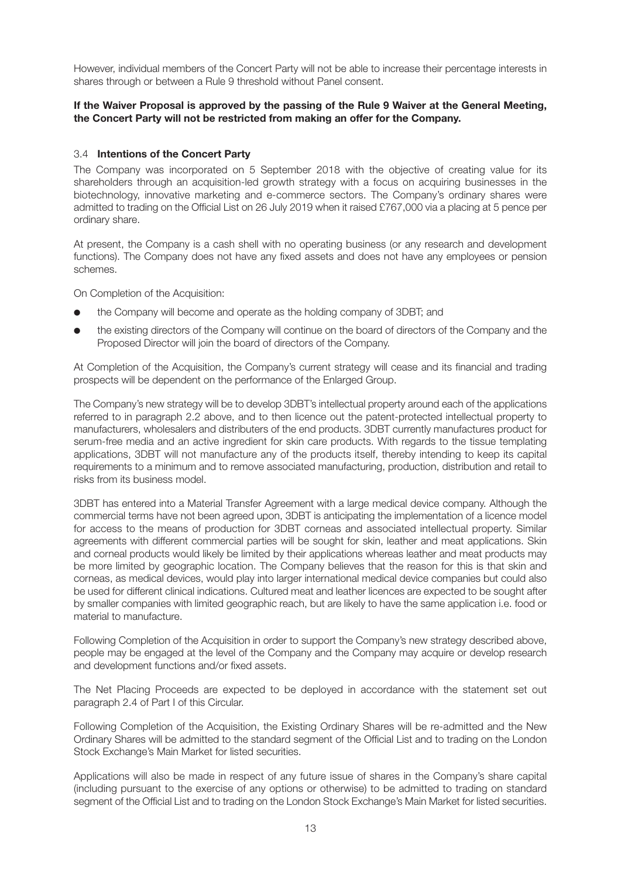However, individual members of the Concert Party will not be able to increase their percentage interests in shares through or between a Rule 9 threshold without Panel consent.

**If the Waiver Proposal is approved by the passing of the Rule 9 Waiver at the General Meeting, the Concert Party will not be restricted from making an offer for the Company.**

### 3.4 **Intentions of the Concert Party**

The Company was incorporated on 5 September 2018 with the objective of creating value for its shareholders through an acquisition-led growth strategy with a focus on acquiring businesses in the biotechnology, innovative marketing and e-commerce sectors. The Company's ordinary shares were admitted to trading on the Official List on 26 July 2019 when it raised £767,000 via a placing at 5 pence per ordinary share.

At present, the Company is a cash shell with no operating business (or any research and development functions). The Company does not have any fixed assets and does not have any employees or pension schemes.

On Completion of the Acquisition:

- the Company will become and operate as the holding company of 3DBT; and
- the existing directors of the Company will continue on the board of directors of the Company and the Proposed Director will join the board of directors of the Company.

At Completion of the Acquisition, the Company's current strategy will cease and its financial and trading prospects will be dependent on the performance of the Enlarged Group.

The Company's new strategy will be to develop 3DBT's intellectual property around each of the applications referred to in paragraph 2.2 above, and to then licence out the patent-protected intellectual property to manufacturers, wholesalers and distributers of the end products. 3DBT currently manufactures product for serum-free media and an active ingredient for skin care products. With regards to the tissue templating applications, 3DBT will not manufacture any of the products itself, thereby intending to keep its capital requirements to a minimum and to remove associated manufacturing, production, distribution and retail to risks from its business model.

3DBT has entered into a Material Transfer Agreement with a large medical device company. Although the commercial terms have not been agreed upon, 3DBT is anticipating the implementation of a licence model for access to the means of production for 3DBT corneas and associated intellectual property. Similar agreements with different commercial parties will be sought for skin, leather and meat applications. Skin and corneal products would likely be limited by their applications whereas leather and meat products may be more limited by geographic location. The Company believes that the reason for this is that skin and corneas, as medical devices, would play into larger international medical device companies but could also be used for different clinical indications. Cultured meat and leather licences are expected to be sought after by smaller companies with limited geographic reach, but are likely to have the same application i.e. food or material to manufacture.

Following Completion of the Acquisition in order to support the Company's new strategy described above, people may be engaged at the level of the Company and the Company may acquire or develop research and development functions and/or fixed assets.

The Net Placing Proceeds are expected to be deployed in accordance with the statement set out paragraph 2.4 of Part I of this Circular.

Following Completion of the Acquisition, the Existing Ordinary Shares will be re-admitted and the New Ordinary Shares will be admitted to the standard segment of the Official List and to trading on the London Stock Exchange's Main Market for listed securities.

Applications will also be made in respect of any future issue of shares in the Company's share capital (including pursuant to the exercise of any options or otherwise) to be admitted to trading on standard segment of the Official List and to trading on the London Stock Exchange's Main Market for listed securities.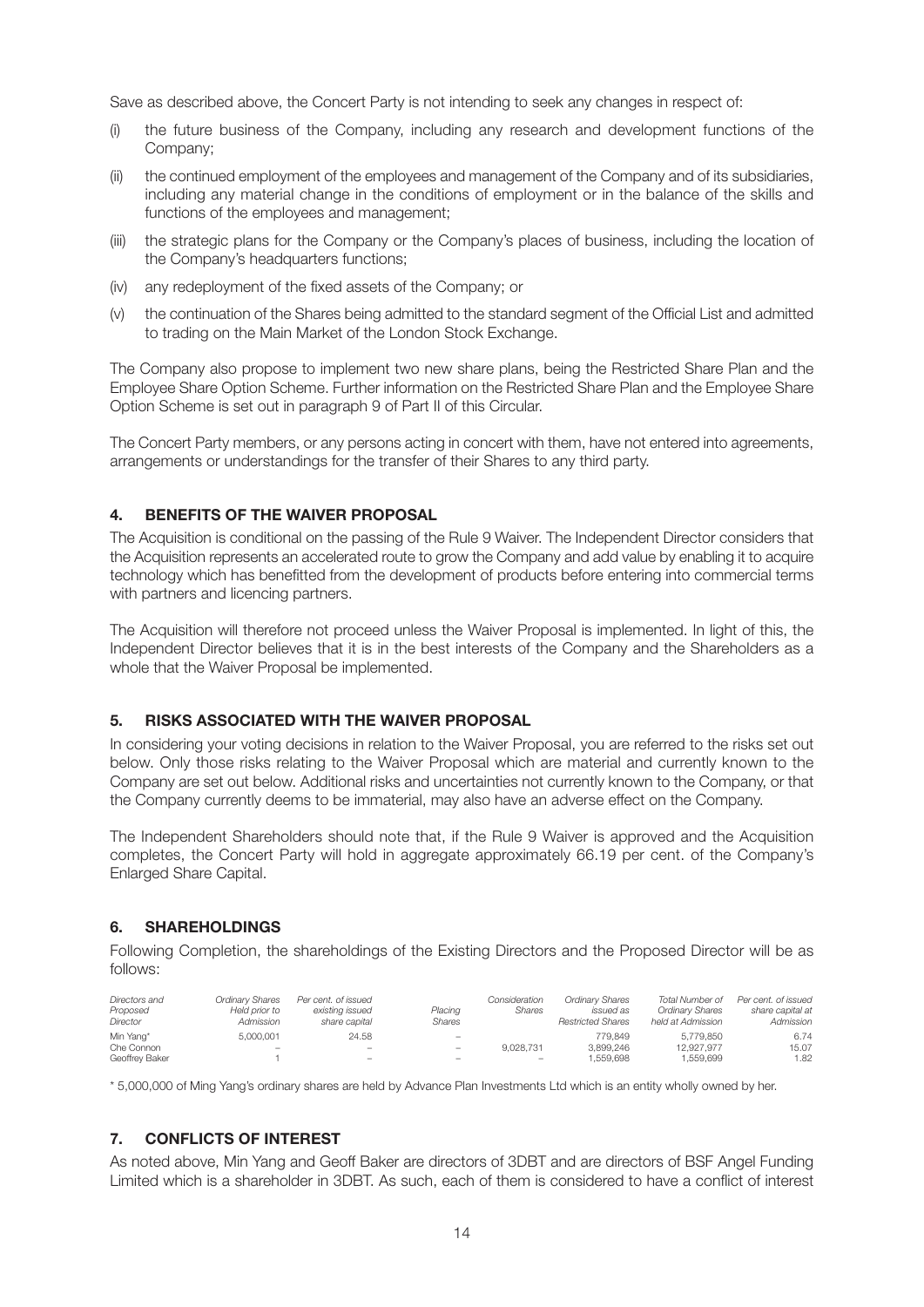Save as described above, the Concert Party is not intending to seek any changes in respect of:

- (i) the future business of the Company, including any research and development functions of the Company;
- (ii) the continued employment of the employees and management of the Company and of its subsidiaries, including any material change in the conditions of employment or in the balance of the skills and functions of the employees and management;
- (iii) the strategic plans for the Company or the Company's places of business, including the location of the Company's headquarters functions;
- (iv) any redeployment of the fixed assets of the Company; or
- (v) the continuation of the Shares being admitted to the standard segment of the Official List and admitted to trading on the Main Market of the London Stock Exchange.

The Company also propose to implement two new share plans, being the Restricted Share Plan and the Employee Share Option Scheme. Further information on the Restricted Share Plan and the Employee Share Option Scheme is set out in paragraph 9 of Part II of this Circular.

The Concert Party members, or any persons acting in concert with them, have not entered into agreements, arrangements or understandings for the transfer of their Shares to any third party.

## 4. BENEFITS OF THE WAIVER PROPOSAL

The Acquisition is conditional on the passing of the Rule 9 Waiver. The Independent Director considers that the Acquisition represents an accelerated route to grow the Company and add value by enabling it to acquire technology which has benefitted from the development of products before entering into commercial terms with partners and licencing partners.

The Acquisition will therefore not proceed unless the Waiver Proposal is implemented. In light of this, the Independent Director believes that it is in the best interests of the Company and the Shareholders as a whole that the Waiver Proposal be implemented.

## 5. RISKS ASSOCIATED WITH THE WAIVER PROPOSAL

In considering your voting decisions in relation to the Waiver Proposal, you are referred to the risks set out below. Only those risks relating to the Waiver Proposal which are material and currently known to the Company are set out below. Additional risks and uncertainties not currently known to the Company, or that the Company currently deems to be immaterial, may also have an adverse effect on the Company.

The Independent Shareholders should note that, if the Rule 9 Waiver is approved and the Acquisition completes, the Concert Party will hold in aggregate approximately 66.19 per cent. of the Company's Enlarged Share Capital.

## 6. SHAREHOLDINGS

Following Completion, the shareholdings of the Existing Directors and the Proposed Director will be as follows:

| *Directors and Proposed Director* | *Ordinary Shares Held prior to Admission* | *Per cent. of issued existing issued share capital* | *Placing Shares* | *Consideration Shares* | *Ordinary Shares issued as Restricted Shares* | *Total Number of Ordinary Shares held at Admission* | *Per cent. of issued share capital at Admission* |
|---|---|---|---|---|---|---|---|
| Min Yang* | 5,000,001 | 24.58 | – | | 779,849 | 5,779,850 | 6.74 |
| Che Connon | – | – | – | 9,028,731 | 3,899,246 | 12,927,977 | 15.07 |
| Geoffrey Baker | 1 | – | – | – | 1,559,698 | 1,559,699 | 1.82 |

\* 5,000,000 of Ming Yang's ordinary shares are held by Advance Plan Investments Ltd which is an entity wholly owned by her.

## 7. CONFLICTS OF INTEREST

As noted above, Min Yang and Geoff Baker are directors of 3DBT and are directors of BSF Angel Funding Limited which is a shareholder in 3DBT. As such, each of them is considered to have a conflict of interest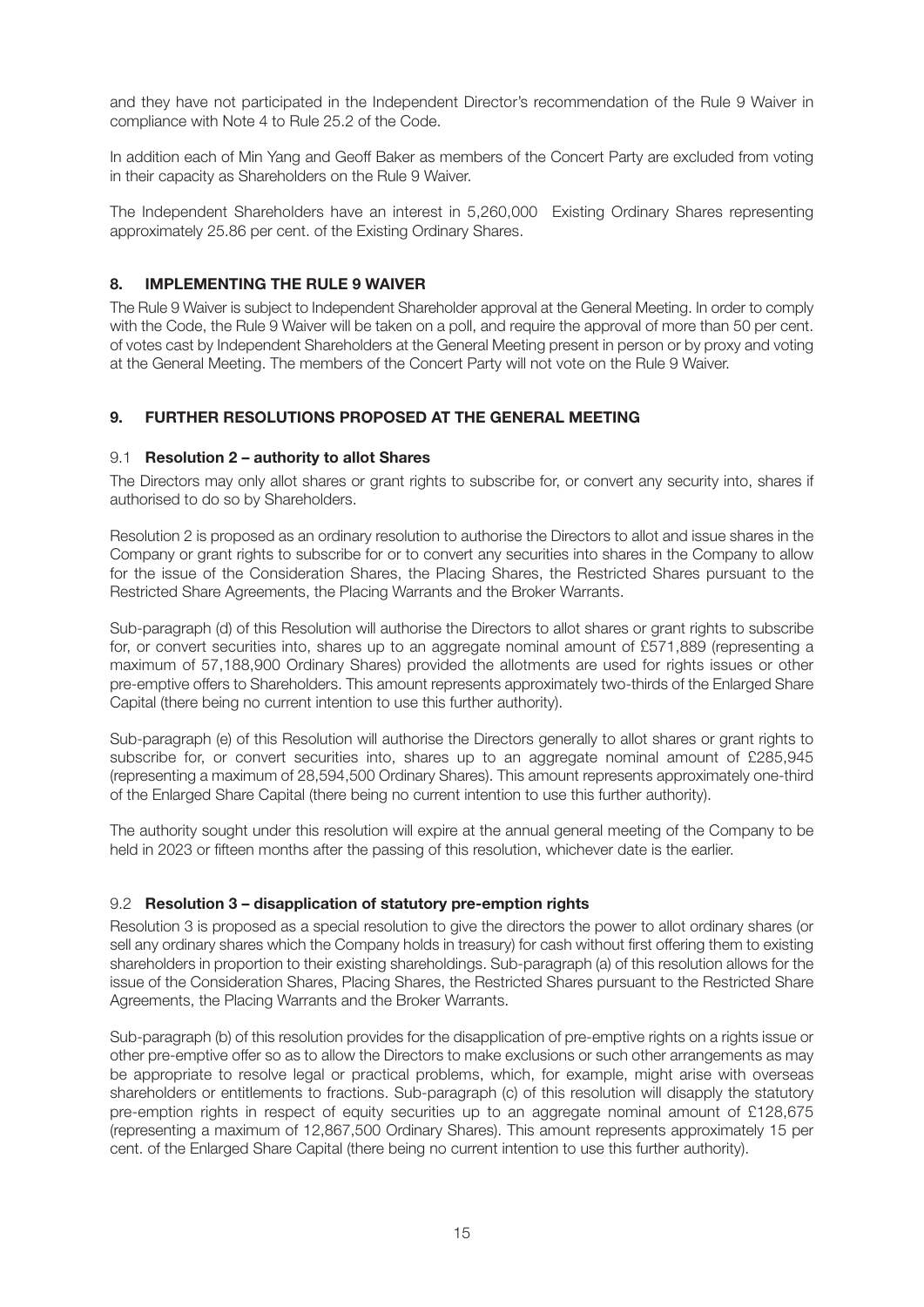and they have not participated in the Independent Director's recommendation of the Rule 9 Waiver in compliance with Note 4 to Rule 25.2 of the Code.

In addition each of Min Yang and Geoff Baker as members of the Concert Party are excluded from voting in their capacity as Shareholders on the Rule 9 Waiver.

The Independent Shareholders have an interest in 5,260,000 Existing Ordinary Shares representing approximately 25.86 per cent. of the Existing Ordinary Shares.

## 8. IMPLEMENTING THE RULE 9 WAIVER

The Rule 9 Waiver is subject to Independent Shareholder approval at the General Meeting. In order to comply with the Code, the Rule 9 Waiver will be taken on a poll, and require the approval of more than 50 per cent. of votes cast by Independent Shareholders at the General Meeting present in person or by proxy and voting at the General Meeting. The members of the Concert Party will not vote on the Rule 9 Waiver.

## 9. FURTHER RESOLUTIONS PROPOSED AT THE GENERAL MEETING

### 9.1 Resolution 2 – authority to allot Shares

The Directors may only allot shares or grant rights to subscribe for, or convert any security into, shares if authorised to do so by Shareholders.

Resolution 2 is proposed as an ordinary resolution to authorise the Directors to allot and issue shares in the Company or grant rights to subscribe for or to convert any securities into shares in the Company to allow for the issue of the Consideration Shares, the Placing Shares, the Restricted Shares pursuant to the Restricted Share Agreements, the Placing Warrants and the Broker Warrants.

Sub-paragraph (d) of this Resolution will authorise the Directors to allot shares or grant rights to subscribe for, or convert securities into, shares up to an aggregate nominal amount of £571,889 (representing a maximum of 57,188,900 Ordinary Shares) provided the allotments are used for rights issues or other pre-emptive offers to Shareholders. This amount represents approximately two-thirds of the Enlarged Share Capital (there being no current intention to use this further authority).

Sub-paragraph (e) of this Resolution will authorise the Directors generally to allot shares or grant rights to subscribe for, or convert securities into, shares up to an aggregate nominal amount of £285,945 (representing a maximum of 28,594,500 Ordinary Shares). This amount represents approximately one-third of the Enlarged Share Capital (there being no current intention to use this further authority).

The authority sought under this resolution will expire at the annual general meeting of the Company to be held in 2023 or fifteen months after the passing of this resolution, whichever date is the earlier.

### 9.2 Resolution 3 – disapplication of statutory pre-emption rights

Resolution 3 is proposed as a special resolution to give the directors the power to allot ordinary shares (or sell any ordinary shares which the Company holds in treasury) for cash without first offering them to existing shareholders in proportion to their existing shareholdings. Sub-paragraph (a) of this resolution allows for the issue of the Consideration Shares, Placing Shares, the Restricted Shares pursuant to the Restricted Share Agreements, the Placing Warrants and the Broker Warrants.

Sub-paragraph (b) of this resolution provides for the disapplication of pre-emptive rights on a rights issue or other pre-emptive offer so as to allow the Directors to make exclusions or such other arrangements as may be appropriate to resolve legal or practical problems, which, for example, might arise with overseas shareholders or entitlements to fractions. Sub-paragraph (c) of this resolution will disapply the statutory pre-emption rights in respect of equity securities up to an aggregate nominal amount of £128,675 (representing a maximum of 12,867,500 Ordinary Shares). This amount represents approximately 15 per cent. of the Enlarged Share Capital (there being no current intention to use this further authority).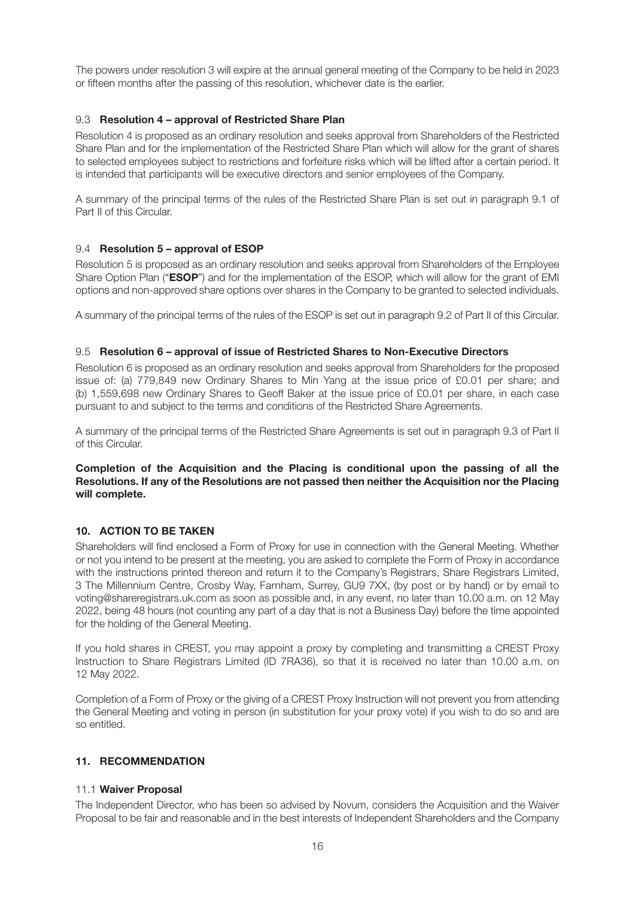The powers under resolution 3 will expire at the annual general meeting of the Company to be held in 2023 or fifteen months after the passing of this resolution, whichever date is the earlier.

### 9.3 **Resolution 4 – approval of Restricted Share Plan**

Resolution 4 is proposed as an ordinary resolution and seeks approval from Shareholders of the Restricted Share Plan and for the implementation of the Restricted Share Plan which will allow for the grant of shares to selected employees subject to restrictions and forfeiture risks which will be lifted after a certain period. It is intended that participants will be executive directors and senior employees of the Company.

A summary of the principal terms of the rules of the Restricted Share Plan is set out in paragraph 9.1 of Part II of this Circular.

### 9.4 **Resolution 5 – approval of ESOP**

Resolution 5 is proposed as an ordinary resolution and seeks approval from Shareholders of the Employee Share Option Plan ("**ESOP**") and for the implementation of the ESOP, which will allow for the grant of EMI options and non-approved share options over shares in the Company to be granted to selected individuals.

A summary of the principal terms of the rules of the ESOP is set out in paragraph 9.2 of Part II of this Circular.

### 9.5 **Resolution 6 – approval of issue of Restricted Shares to Non-Executive Directors**

Resolution 6 is proposed as an ordinary resolution and seeks approval from Shareholders for the proposed issue of: (a) 779,849 new Ordinary Shares to Min Yang at the issue price of £0.01 per share; and (b) 1,559,698 new Ordinary Shares to Geoff Baker at the issue price of £0.01 per share, in each case pursuant to and subject to the terms and conditions of the Restricted Share Agreements.

A summary of the principal terms of the Restricted Share Agreements is set out in paragraph 9.3 of Part II of this Circular.

**Completion of the Acquisition and the Placing is conditional upon the passing of all the Resolutions. If any of the Resolutions are not passed then neither the Acquisition nor the Placing will complete.**

## 10. ACTION TO BE TAKEN

Shareholders will find enclosed a Form of Proxy for use in connection with the General Meeting. Whether or not you intend to be present at the meeting, you are asked to complete the Form of Proxy in accordance with the instructions printed thereon and return it to the Company's Registrars, Share Registrars Limited, 3 The Millennium Centre, Crosby Way, Farnham, Surrey, GU9 7XX, (by post or by hand) or by email to voting@shareregistrars.uk.com as soon as possible and, in any event, no later than 10.00 a.m. on 12 May 2022, being 48 hours (not counting any part of a day that is not a Business Day) before the time appointed for the holding of the General Meeting.

If you hold shares in CREST, you may appoint a proxy by completing and transmitting a CREST Proxy Instruction to Share Registrars Limited (ID 7RA36), so that it is received no later than 10.00 a.m. on 12 May 2022.

Completion of a Form of Proxy or the giving of a CREST Proxy Instruction will not prevent you from attending the General Meeting and voting in person (in substitution for your proxy vote) if you wish to do so and are so entitled.

## 11. RECOMMENDATION

### 11.1 **Waiver Proposal**

The Independent Director, who has been so advised by Novum, considers the Acquisition and the Waiver Proposal to be fair and reasonable and in the best interests of Independent Shareholders and the Company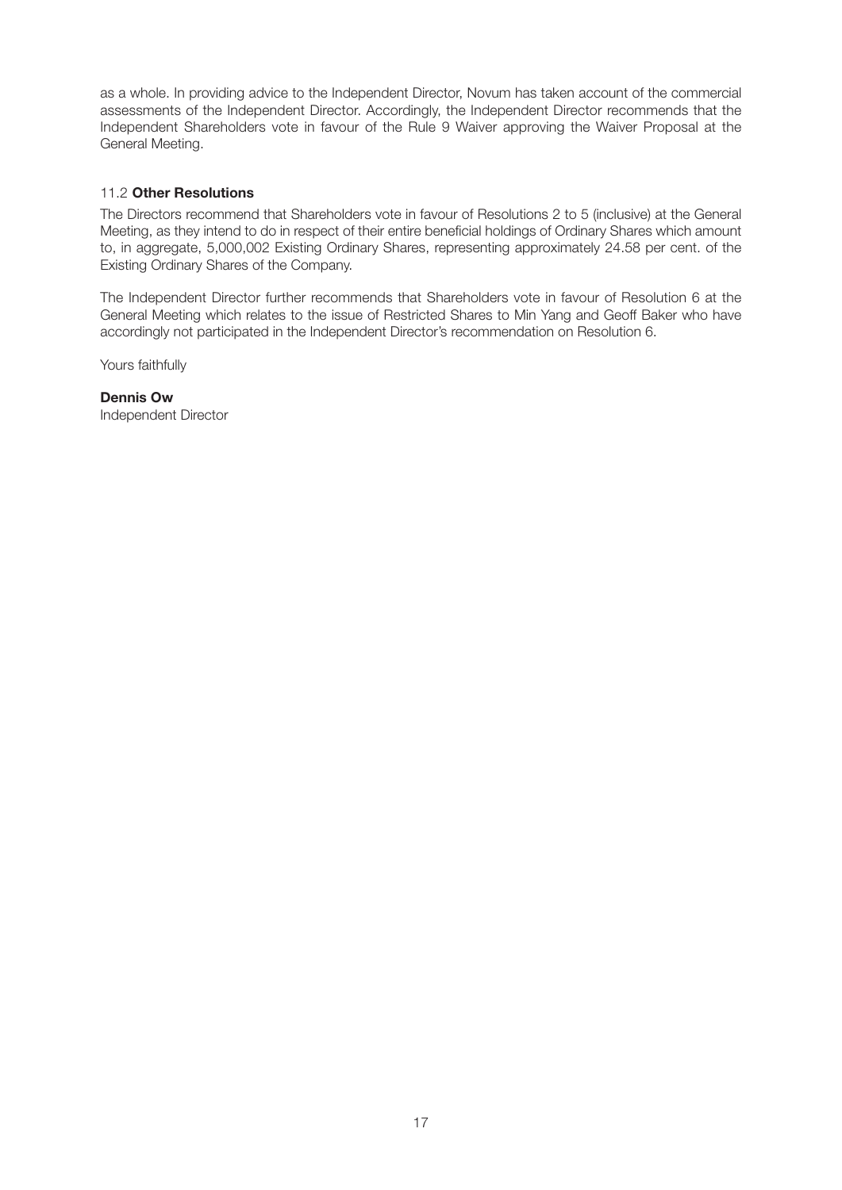as a whole. In providing advice to the Independent Director, Novum has taken account of the commercial assessments of the Independent Director. Accordingly, the Independent Director recommends that the Independent Shareholders vote in favour of the Rule 9 Waiver approving the Waiver Proposal at the General Meeting.

### 11.2 **Other Resolutions**

The Directors recommend that Shareholders vote in favour of Resolutions 2 to 5 (inclusive) at the General Meeting, as they intend to do in respect of their entire beneficial holdings of Ordinary Shares which amount to, in aggregate, 5,000,002 Existing Ordinary Shares, representing approximately 24.58 per cent. of the Existing Ordinary Shares of the Company.

The Independent Director further recommends that Shareholders vote in favour of Resolution 6 at the General Meeting which relates to the issue of Restricted Shares to Min Yang and Geoff Baker who have accordingly not participated in the Independent Director's recommendation on Resolution 6.

Yours faithfully

**Dennis Ow**
Independent Director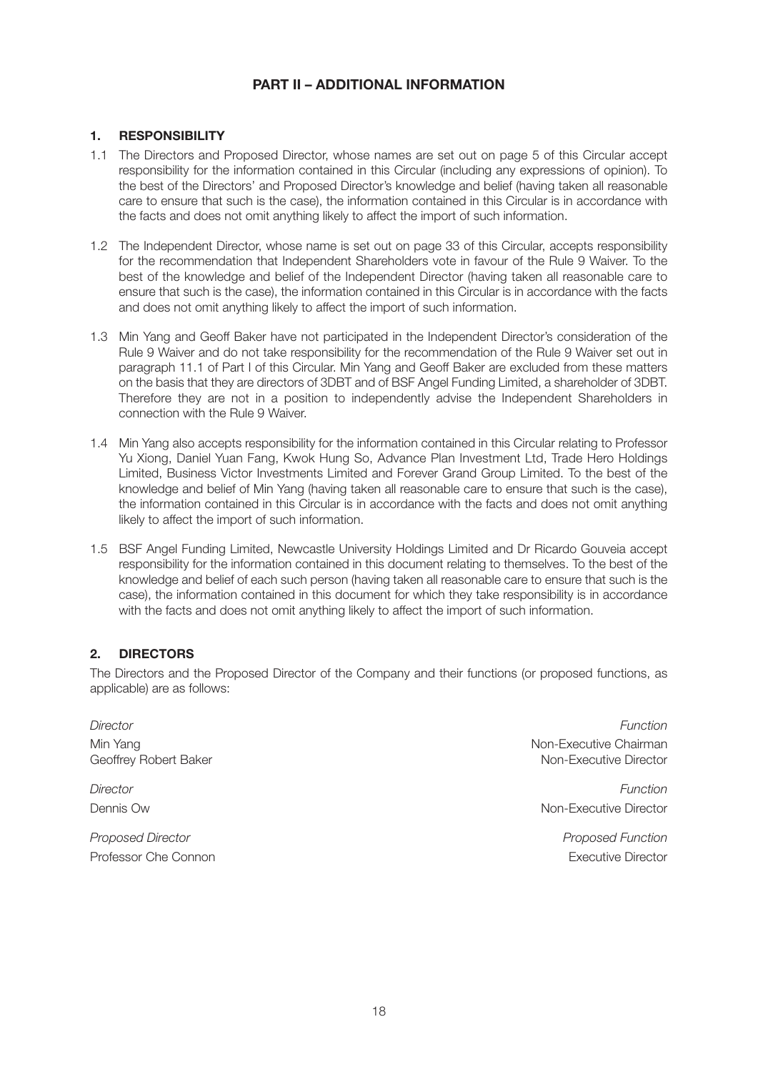# PART II – ADDITIONAL INFORMATION

## 1. RESPONSIBILITY

1.1 The Directors and Proposed Director, whose names are set out on page 5 of this Circular accept responsibility for the information contained in this Circular (including any expressions of opinion). To the best of the Directors' and Proposed Director's knowledge and belief (having taken all reasonable care to ensure that such is the case), the information contained in this Circular is in accordance with the facts and does not omit anything likely to affect the import of such information.

1.2 The Independent Director, whose name is set out on page 33 of this Circular, accepts responsibility for the recommendation that Independent Shareholders vote in favour of the Rule 9 Waiver. To the best of the knowledge and belief of the Independent Director (having taken all reasonable care to ensure that such is the case), the information contained in this Circular is in accordance with the facts and does not omit anything likely to affect the import of such information.

1.3 Min Yang and Geoff Baker have not participated in the Independent Director's consideration of the Rule 9 Waiver and do not take responsibility for the recommendation of the Rule 9 Waiver set out in paragraph 11.1 of Part I of this Circular. Min Yang and Geoff Baker are excluded from these matters on the basis that they are directors of 3DBT and of BSF Angel Funding Limited, a shareholder of 3DBT. Therefore they are not in a position to independently advise the Independent Shareholders in connection with the Rule 9 Waiver.

1.4 Min Yang also accepts responsibility for the information contained in this Circular relating to Professor Yu Xiong, Daniel Yuan Fang, Kwok Hung So, Advance Plan Investment Ltd, Trade Hero Holdings Limited, Business Victor Investments Limited and Forever Grand Group Limited. To the best of the knowledge and belief of Min Yang (having taken all reasonable care to ensure that such is the case), the information contained in this Circular is in accordance with the facts and does not omit anything likely to affect the import of such information.

1.5 BSF Angel Funding Limited, Newcastle University Holdings Limited and Dr Ricardo Gouveia accept responsibility for the information contained in this document relating to themselves. To the best of the knowledge and belief of each such person (having taken all reasonable care to ensure that such is the case), the information contained in this document for which they take responsibility is in accordance with the facts and does not omit anything likely to affect the import of such information.

## 2. DIRECTORS

The Directors and the Proposed Director of the Company and their functions (or proposed functions, as applicable) are as follows:

| *Director* | *Function* |
|---|---|
| Min Yang | Non-Executive Chairman |
| Geoffrey Robert Baker | Non-Executive Director |
| *Director* | *Function* |
| Dennis Ow | Non-Executive Director |
| *Proposed Director* | *Proposed Function* |
| Professor Che Connon | Executive Director |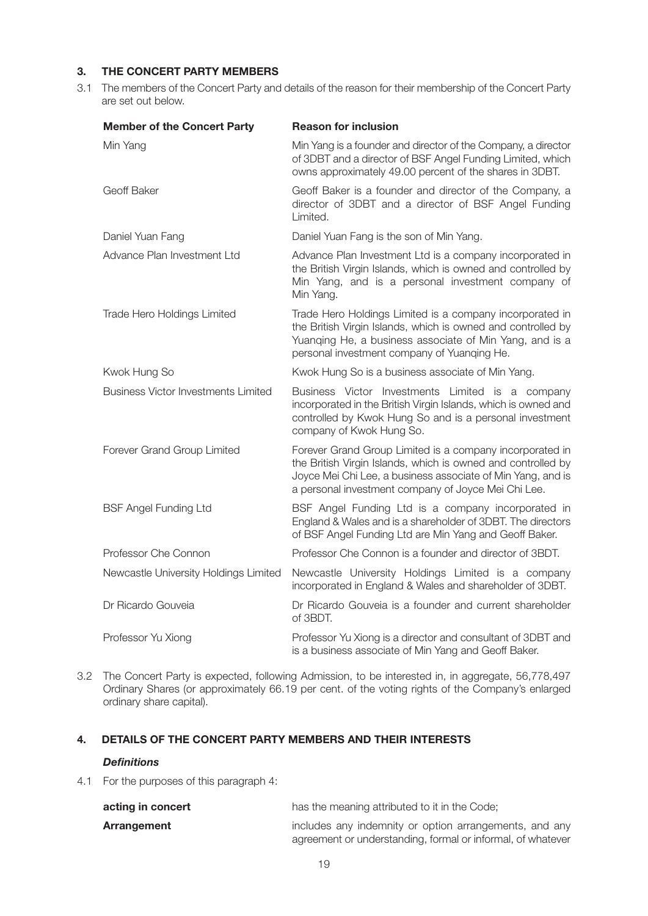## 3. THE CONCERT PARTY MEMBERS

3.1 The members of the Concert Party and details of the reason for their membership of the Concert Party are set out below.

| Member of the Concert Party | Reason for inclusion |
|---|---|
| Min Yang | Min Yang is a founder and director of the Company, a director of 3DBT and a director of BSF Angel Funding Limited, which owns approximately 49.00 percent of the shares in 3DBT. |
| Geoff Baker | Geoff Baker is a founder and director of the Company, a director of 3DBT and a director of BSF Angel Funding Limited. |
| Daniel Yuan Fang | Daniel Yuan Fang is the son of Min Yang. |
| Advance Plan Investment Ltd | Advance Plan Investment Ltd is a company incorporated in the British Virgin Islands, which is owned and controlled by Min Yang, and is a personal investment company of Min Yang. |
| Trade Hero Holdings Limited | Trade Hero Holdings Limited is a company incorporated in the British Virgin Islands, which is owned and controlled by Yuanqing He, a business associate of Min Yang, and is a personal investment company of Yuanqing He. |
| Kwok Hung So | Kwok Hung So is a business associate of Min Yang. |
| Business Victor Investments Limited | Business Victor Investments Limited is a company incorporated in the British Virgin Islands, which is owned and controlled by Kwok Hung So and is a personal investment company of Kwok Hung So. |
| Forever Grand Group Limited | Forever Grand Group Limited is a company incorporated in the British Virgin Islands, which is owned and controlled by Joyce Mei Chi Lee, a business associate of Min Yang, and is a personal investment company of Joyce Mei Chi Lee. |
| BSF Angel Funding Ltd | BSF Angel Funding Ltd is a company incorporated in England & Wales and is a shareholder of 3DBT. The directors of BSF Angel Funding Ltd are Min Yang and Geoff Baker. |
| Professor Che Connon | Professor Che Connon is a founder and director of 3BDT. |
| Newcastle University Holdings Limited | Newcastle University Holdings Limited is a company incorporated in England & Wales and shareholder of 3DBT. |
| Dr Ricardo Gouveia | Dr Ricardo Gouveia is a founder and current shareholder of 3BDT. |
| Professor Yu Xiong | Professor Yu Xiong is a director and consultant of 3DBT and is a business associate of Min Yang and Geoff Baker. |

3.2 The Concert Party is expected, following Admission, to be interested in, in aggregate, 56,778,497 Ordinary Shares (or approximately 66.19 per cent. of the voting rights of the Company's enlarged ordinary share capital).

## 4. DETAILS OF THE CONCERT PARTY MEMBERS AND THEIR INTERESTS

### *Definitions*

4.1 For the purposes of this paragraph 4:

**acting in concert** has the meaning attributed to it in the Code;

**Arrangement** includes any indemnity or option arrangements, and any agreement or understanding, formal or informal, of whatever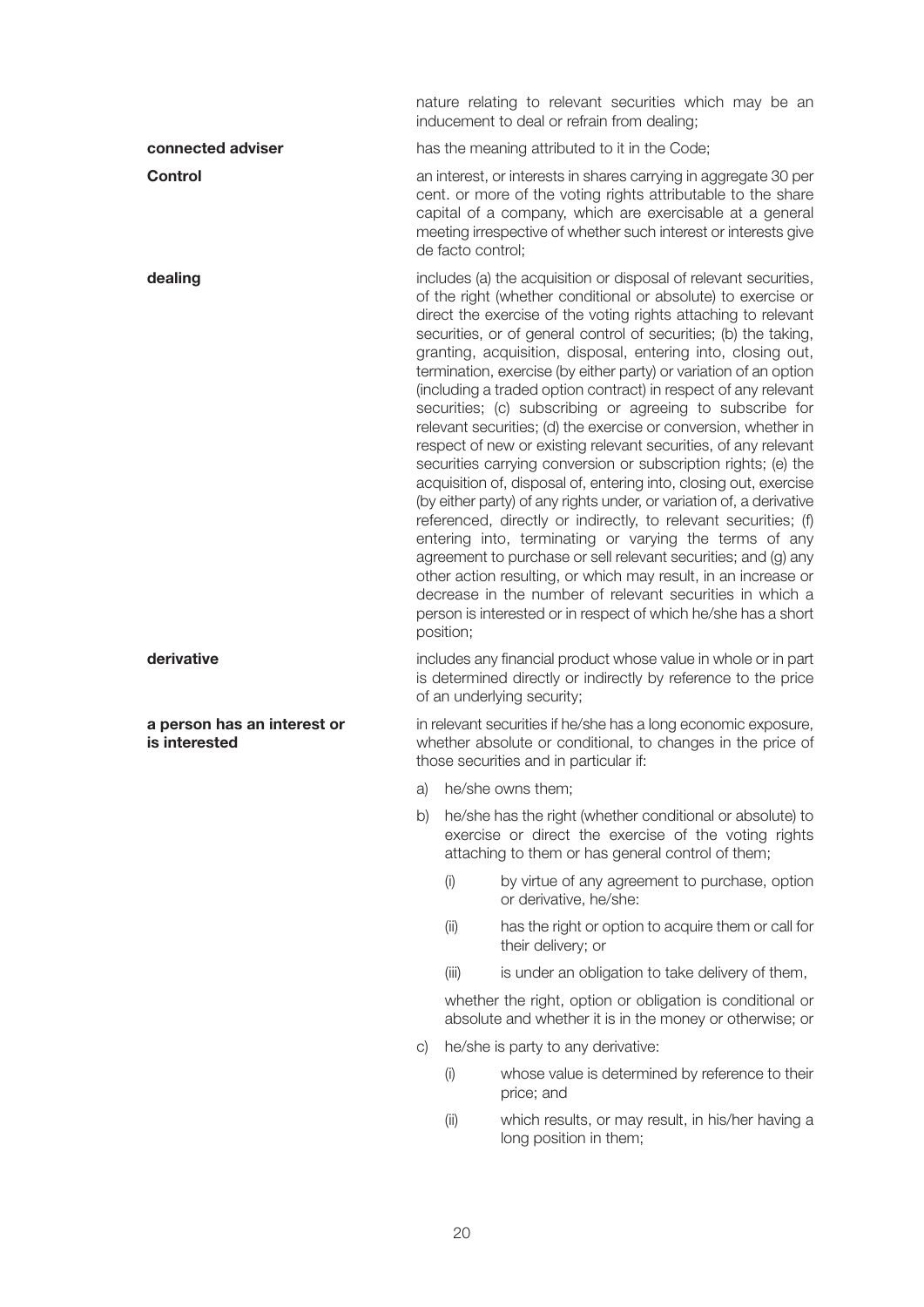nature relating to relevant securities which may be an inducement to deal or refrain from dealing;

**connected adviser** has the meaning attributed to it in the Code;

**Control** an interest, or interests in shares carrying in aggregate 30 per cent. or more of the voting rights attributable to the share capital of a company, which are exercisable at a general meeting irrespective of whether such interest or interests give de facto control;

**dealing** includes (a) the acquisition or disposal of relevant securities, of the right (whether conditional or absolute) to exercise or direct the exercise of the voting rights attaching to relevant securities, or of general control of securities; (b) the taking, granting, acquisition, disposal, entering into, closing out, termination, exercise (by either party) or variation of an option (including a traded option contract) in respect of any relevant securities; (c) subscribing or agreeing to subscribe for relevant securities; (d) the exercise or conversion, whether in respect of new or existing relevant securities, of any relevant securities carrying conversion or subscription rights; (e) the acquisition of, disposal of, entering into, closing out, exercise (by either party) of any rights under, or variation of, a derivative referenced, directly or indirectly, to relevant securities; (f) entering into, terminating or varying the terms of any agreement to purchase or sell relevant securities; and (g) any other action resulting, or which may result, in an increase or decrease in the number of relevant securities in which a person is interested or in respect of which he/she has a short position;

**derivative** includes any financial product whose value in whole or in part is determined directly or indirectly by reference to the price of an underlying security;

**a person has an interest or is interested** in relevant securities if he/she has a long economic exposure, whether absolute or conditional, to changes in the price of those securities and in particular if:

a) he/she owns them;

b) he/she has the right (whether conditional or absolute) to exercise or direct the exercise of the voting rights attaching to them or has general control of them;

   (i) by virtue of any agreement to purchase, option or derivative, he/she:

   (ii) has the right or option to acquire them or call for their delivery; or

   (iii) is under an obligation to take delivery of them,

   whether the right, option or obligation is conditional or absolute and whether it is in the money or otherwise; or

c) he/she is party to any derivative:

   (i) whose value is determined by reference to their price; and

   (ii) which results, or may result, in his/her having a long position in them;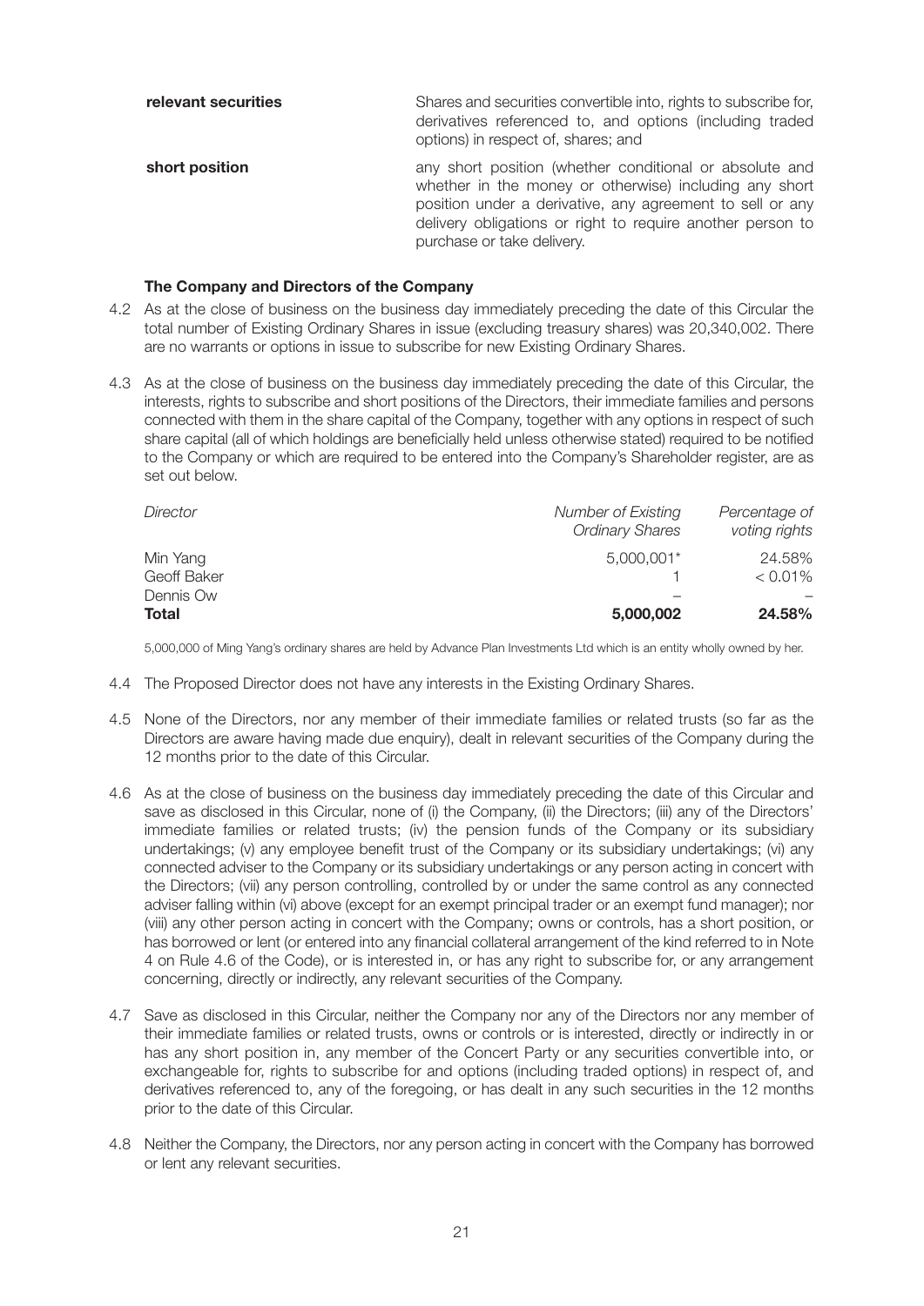| | |
|---|---|
| **relevant securities** | Shares and securities convertible into, rights to subscribe for, derivatives referenced to, and options (including traded options) in respect of, shares; and |
| **short position** | any short position (whether conditional or absolute and whether in the money or otherwise) including any short position under a derivative, any agreement to sell or any delivery obligations or right to require another person to purchase or take delivery. |

### The Company and Directors of the Company

4.2 As at the close of business on the business day immediately preceding the date of this Circular the total number of Existing Ordinary Shares in issue (excluding treasury shares) was 20,340,002. There are no warrants or options in issue to subscribe for new Existing Ordinary Shares.

4.3 As at the close of business on the business day immediately preceding the date of this Circular, the interests, rights to subscribe and short positions of the Directors, their immediate families and persons connected with them in the share capital of the Company, together with any options in respect of such share capital (all of which holdings are beneficially held unless otherwise stated) required to be notified to the Company or which are required to be entered into the Company's Shareholder register, are as set out below.

| *Director* | *Number of Existing Ordinary Shares* | *Percentage of voting rights* |
|---|---|---|
| Min Yang | 5,000,001* | 24.58% |
| Geoff Baker | 1 | < 0.01% |
| Dennis Ow | – | – |
| **Total** | **5,000,002** | **24.58%** |

5,000,000 of Ming Yang's ordinary shares are held by Advance Plan Investments Ltd which is an entity wholly owned by her.

4.4 The Proposed Director does not have any interests in the Existing Ordinary Shares.

4.5 None of the Directors, nor any member of their immediate families or related trusts (so far as the Directors are aware having made due enquiry), dealt in relevant securities of the Company during the 12 months prior to the date of this Circular.

4.6 As at the close of business on the business day immediately preceding the date of this Circular and save as disclosed in this Circular, none of (i) the Company, (ii) the Directors; (iii) any of the Directors' immediate families or related trusts; (iv) the pension funds of the Company or its subsidiary undertakings; (v) any employee benefit trust of the Company or its subsidiary undertakings; (vi) any connected adviser to the Company or its subsidiary undertakings or any person acting in concert with the Directors; (vii) any person controlling, controlled by or under the same control as any connected adviser falling within (vi) above (except for an exempt principal trader or an exempt fund manager); nor (viii) any other person acting in concert with the Company; owns or controls, has a short position, or has borrowed or lent (or entered into any financial collateral arrangement of the kind referred to in Note 4 on Rule 4.6 of the Code), or is interested in, or has any right to subscribe for, or any arrangement concerning, directly or indirectly, any relevant securities of the Company.

4.7 Save as disclosed in this Circular, neither the Company nor any of the Directors nor any member of their immediate families or related trusts, owns or controls or is interested, directly or indirectly in or has any short position in, any member of the Concert Party or any securities convertible into, or exchangeable for, rights to subscribe for and options (including traded options) in respect of, and derivatives referenced to, any of the foregoing, or has dealt in any such securities in the 12 months prior to the date of this Circular.

4.8 Neither the Company, the Directors, nor any person acting in concert with the Company has borrowed or lent any relevant securities.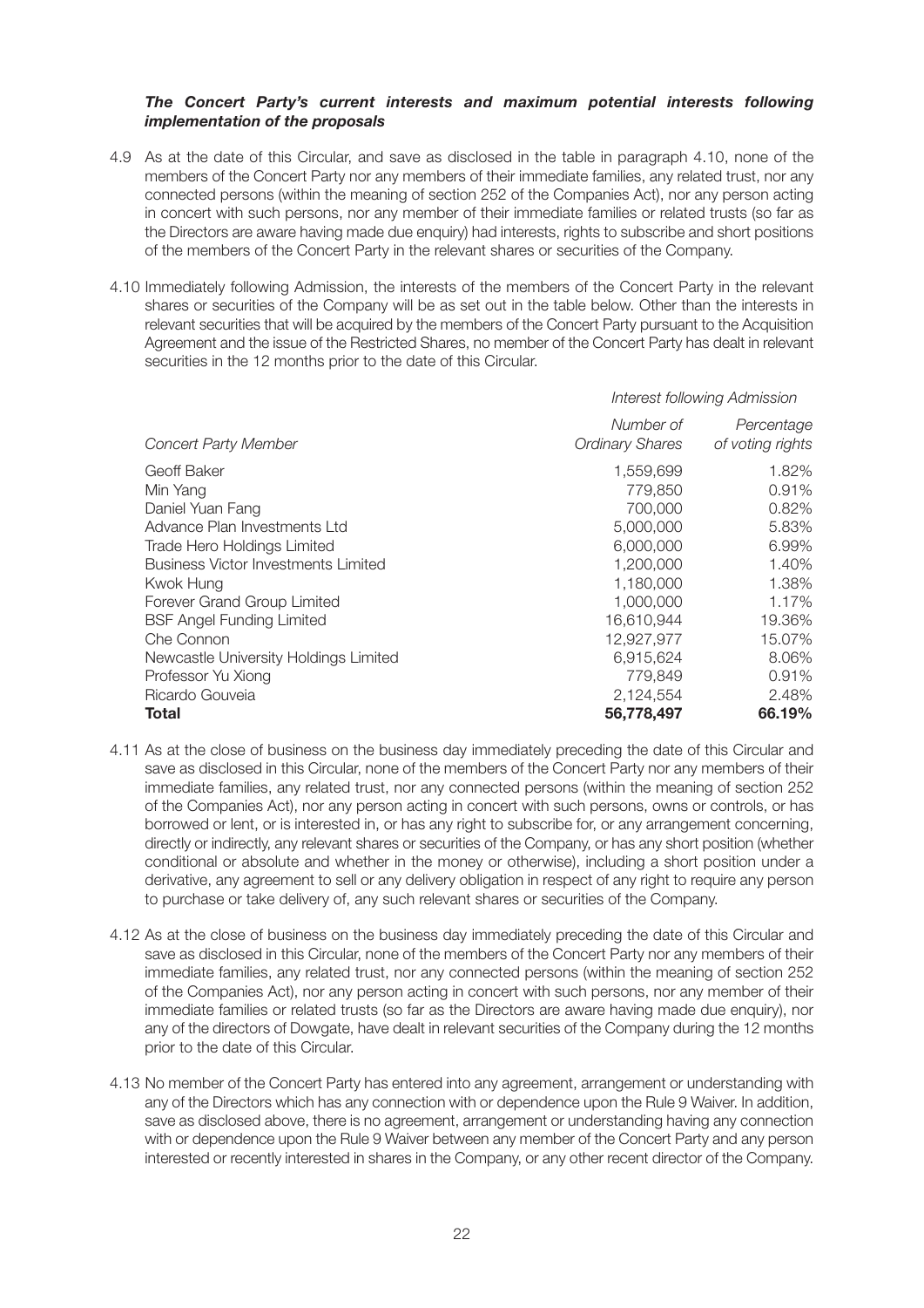***The Concert Party's current interests and maximum potential interests following implementation of the proposals***

4.9 As at the date of this Circular, and save as disclosed in the table in paragraph 4.10, none of the members of the Concert Party nor any members of their immediate families, any related trust, nor any connected persons (within the meaning of section 252 of the Companies Act), nor any person acting in concert with such persons, nor any member of their immediate families or related trusts (so far as the Directors are aware having made due enquiry) had interests, rights to subscribe and short positions of the members of the Concert Party in the relevant shares or securities of the Company.

4.10 Immediately following Admission, the interests of the members of the Concert Party in the relevant shares or securities of the Company will be as set out in the table below. Other than the interests in relevant securities that will be acquired by the members of the Concert Party pursuant to the Acquisition Agreement and the issue of the Restricted Shares, no member of the Concert Party has dealt in relevant securities in the 12 months prior to the date of this Circular.

| | *Interest following Admission* | |
|---|---|---|
| *Concert Party Member* | *Number of Ordinary Shares* | *Percentage of voting rights* |
| Geoff Baker | 1,559,699 | 1.82% |
| Min Yang | 779,850 | 0.91% |
| Daniel Yuan Fang | 700,000 | 0.82% |
| Advance Plan Investments Ltd | 5,000,000 | 5.83% |
| Trade Hero Holdings Limited | 6,000,000 | 6.99% |
| Business Victor Investments Limited | 1,200,000 | 1.40% |
| Kwok Hung | 1,180,000 | 1.38% |
| Forever Grand Group Limited | 1,000,000 | 1.17% |
| BSF Angel Funding Limited | 16,610,944 | 19.36% |
| Che Connon | 12,927,977 | 15.07% |
| Newcastle University Holdings Limited | 6,915,624 | 8.06% |
| Professor Yu Xiong | 779,849 | 0.91% |
| Ricardo Gouveia | 2,124,554 | 2.48% |
| **Total** | **56,778,497** | **66.19%** |

4.11 As at the close of business on the business day immediately preceding the date of this Circular and save as disclosed in this Circular, none of the members of the Concert Party nor any members of their immediate families, any related trust, nor any connected persons (within the meaning of section 252 of the Companies Act), nor any person acting in concert with such persons, owns or controls, or has borrowed or lent, or is interested in, or has any right to subscribe for, or any arrangement concerning, directly or indirectly, any relevant shares or securities of the Company, or has any short position (whether conditional or absolute and whether in the money or otherwise), including a short position under a derivative, any agreement to sell or any delivery obligation in respect of any right to require any person to purchase or take delivery of, any such relevant shares or securities of the Company.

4.12 As at the close of business on the business day immediately preceding the date of this Circular and save as disclosed in this Circular, none of the members of the Concert Party nor any members of their immediate families, any related trust, nor any connected persons (within the meaning of section 252 of the Companies Act), nor any person acting in concert with such persons, nor any member of their immediate families or related trusts (so far as the Directors are aware having made due enquiry), nor any of the directors of Dowgate, have dealt in relevant securities of the Company during the 12 months prior to the date of this Circular.

4.13 No member of the Concert Party has entered into any agreement, arrangement or understanding with any of the Directors which has any connection with or dependence upon the Rule 9 Waiver. In addition, save as disclosed above, there is no agreement, arrangement or understanding having any connection with or dependence upon the Rule 9 Waiver between any member of the Concert Party and any person interested or recently interested in shares in the Company, or any other recent director of the Company.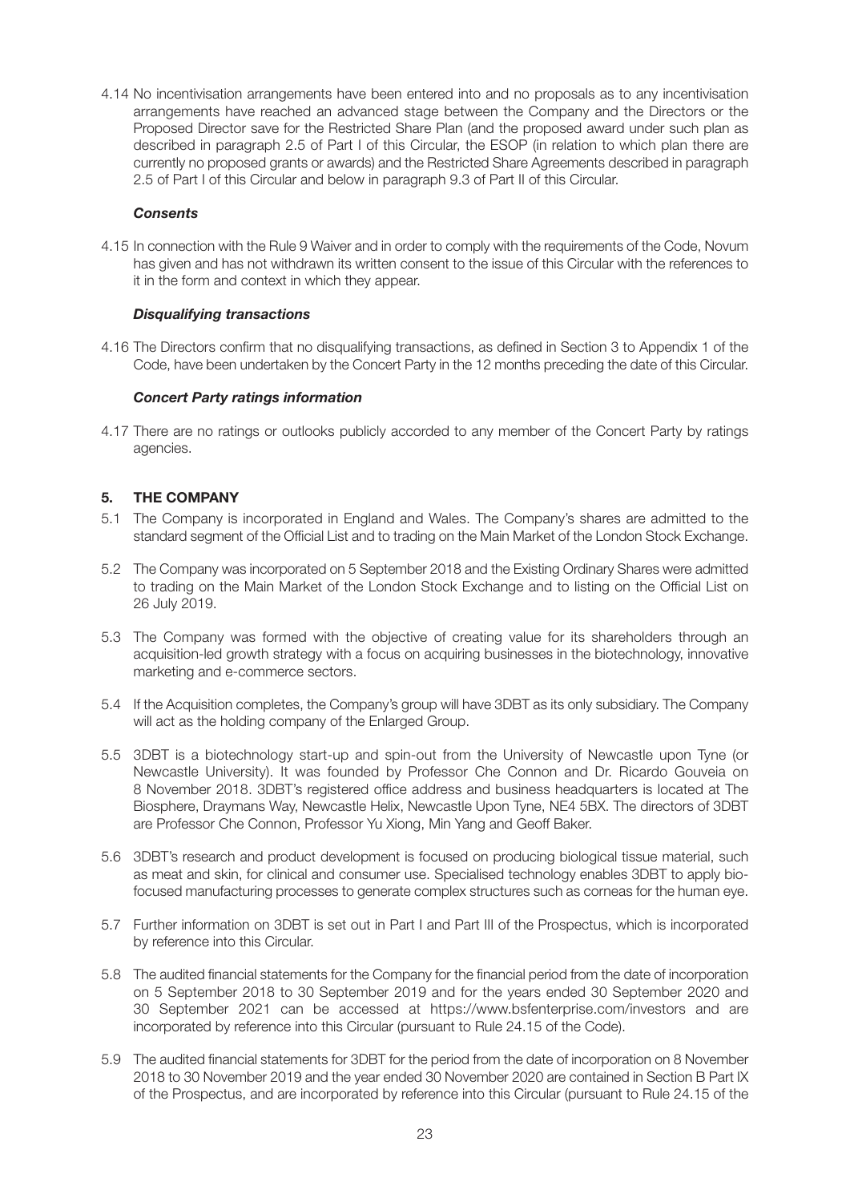4.14 No incentivisation arrangements have been entered into and no proposals as to any incentivisation arrangements have reached an advanced stage between the Company and the Directors or the Proposed Director save for the Restricted Share Plan (and the proposed award under such plan as described in paragraph 2.5 of Part I of this Circular, the ESOP (in relation to which plan there are currently no proposed grants or awards) and the Restricted Share Agreements described in paragraph 2.5 of Part I of this Circular and below in paragraph 9.3 of Part II of this Circular.

***Consents***

4.15 In connection with the Rule 9 Waiver and in order to comply with the requirements of the Code, Novum has given and has not withdrawn its written consent to the issue of this Circular with the references to it in the form and context in which they appear.

***Disqualifying transactions***

4.16 The Directors confirm that no disqualifying transactions, as defined in Section 3 to Appendix 1 of the Code, have been undertaken by the Concert Party in the 12 months preceding the date of this Circular.

***Concert Party ratings information***

4.17 There are no ratings or outlooks publicly accorded to any member of the Concert Party by ratings agencies.

## 5. THE COMPANY

5.1 The Company is incorporated in England and Wales. The Company's shares are admitted to the standard segment of the Official List and to trading on the Main Market of the London Stock Exchange.

5.2 The Company was incorporated on 5 September 2018 and the Existing Ordinary Shares were admitted to trading on the Main Market of the London Stock Exchange and to listing on the Official List on 26 July 2019.

5.3 The Company was formed with the objective of creating value for its shareholders through an acquisition-led growth strategy with a focus on acquiring businesses in the biotechnology, innovative marketing and e-commerce sectors.

5.4 If the Acquisition completes, the Company's group will have 3DBT as its only subsidiary. The Company will act as the holding company of the Enlarged Group.

5.5 3DBT is a biotechnology start-up and spin-out from the University of Newcastle upon Tyne (or Newcastle University). It was founded by Professor Che Connon and Dr. Ricardo Gouveia on 8 November 2018. 3DBT's registered office address and business headquarters is located at The Biosphere, Draymans Way, Newcastle Helix, Newcastle Upon Tyne, NE4 5BX. The directors of 3DBT are Professor Che Connon, Professor Yu Xiong, Min Yang and Geoff Baker.

5.6 3DBT's research and product development is focused on producing biological tissue material, such as meat and skin, for clinical and consumer use. Specialised technology enables 3DBT to apply bio-focused manufacturing processes to generate complex structures such as corneas for the human eye.

5.7 Further information on 3DBT is set out in Part I and Part III of the Prospectus, which is incorporated by reference into this Circular.

5.8 The audited financial statements for the Company for the financial period from the date of incorporation on 5 September 2018 to 30 September 2019 and for the years ended 30 September 2020 and 30 September 2021 can be accessed at https://www.bsfenterprise.com/investors and are incorporated by reference into this Circular (pursuant to Rule 24.15 of the Code).

5.9 The audited financial statements for 3DBT for the period from the date of incorporation on 8 November 2018 to 30 November 2019 and the year ended 30 November 2020 are contained in Section B Part IX of the Prospectus, and are incorporated by reference into this Circular (pursuant to Rule 24.15 of the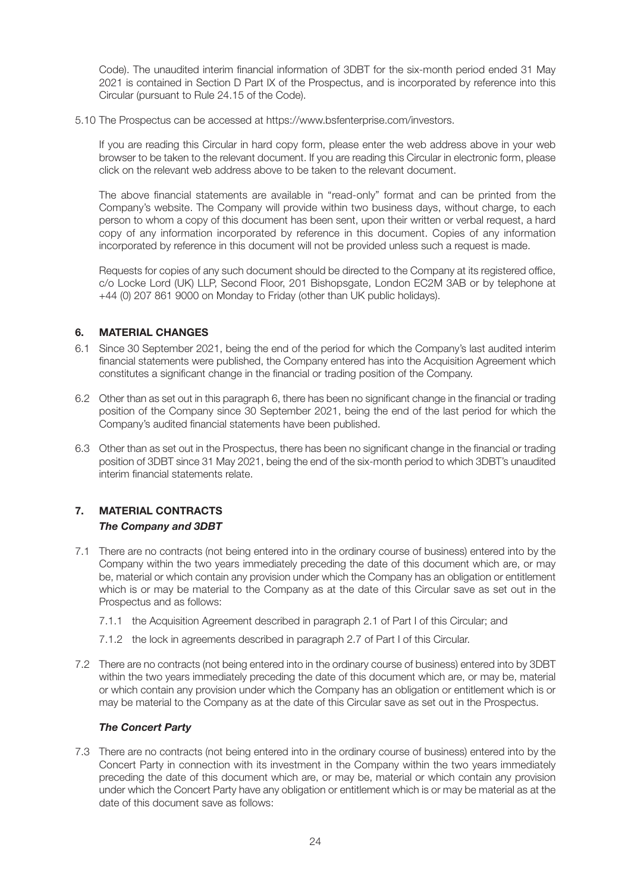Code). The unaudited interim financial information of 3DBT for the six-month period ended 31 May 2021 is contained in Section D Part IX of the Prospectus, and is incorporated by reference into this Circular (pursuant to Rule 24.15 of the Code).

5.10 The Prospectus can be accessed at https://www.bsfenterprise.com/investors.

If you are reading this Circular in hard copy form, please enter the web address above in your web browser to be taken to the relevant document. If you are reading this Circular in electronic form, please click on the relevant web address above to be taken to the relevant document.

The above financial statements are available in "read-only" format and can be printed from the Company's website. The Company will provide within two business days, without charge, to each person to whom a copy of this document has been sent, upon their written or verbal request, a hard copy of any information incorporated by reference in this document. Copies of any information incorporated by reference in this document will not be provided unless such a request is made.

Requests for copies of any such document should be directed to the Company at its registered office, c/o Locke Lord (UK) LLP, Second Floor, 201 Bishopsgate, London EC2M 3AB or by telephone at +44 (0) 207 861 9000 on Monday to Friday (other than UK public holidays).

## 6. MATERIAL CHANGES

6.1 Since 30 September 2021, being the end of the period for which the Company's last audited interim financial statements were published, the Company entered has into the Acquisition Agreement which constitutes a significant change in the financial or trading position of the Company.

6.2 Other than as set out in this paragraph 6, there has been no significant change in the financial or trading position of the Company since 30 September 2021, being the end of the last period for which the Company's audited financial statements have been published.

6.3 Other than as set out in the Prospectus, there has been no significant change in the financial or trading position of 3DBT since 31 May 2021, being the end of the six-month period to which 3DBT's unaudited interim financial statements relate.

## 7. MATERIAL CONTRACTS

***The Company and 3DBT***

7.1 There are no contracts (not being entered into in the ordinary course of business) entered into by the Company within the two years immediately preceding the date of this document which are, or may be, material or which contain any provision under which the Company has an obligation or entitlement which is or may be material to the Company as at the date of this Circular save as set out in the Prospectus and as follows:

7.1.1 the Acquisition Agreement described in paragraph 2.1 of Part I of this Circular; and

7.1.2 the lock in agreements described in paragraph 2.7 of Part I of this Circular.

7.2 There are no contracts (not being entered into in the ordinary course of business) entered into by 3DBT within the two years immediately preceding the date of this document which are, or may be, material or which contain any provision under which the Company has an obligation or entitlement which is or may be material to the Company as at the date of this Circular save as set out in the Prospectus.

***The Concert Party***

7.3 There are no contracts (not being entered into in the ordinary course of business) entered into by the Concert Party in connection with its investment in the Company within the two years immediately preceding the date of this document which are, or may be, material or which contain any provision under which the Concert Party have any obligation or entitlement which is or may be material as at the date of this document save as follows: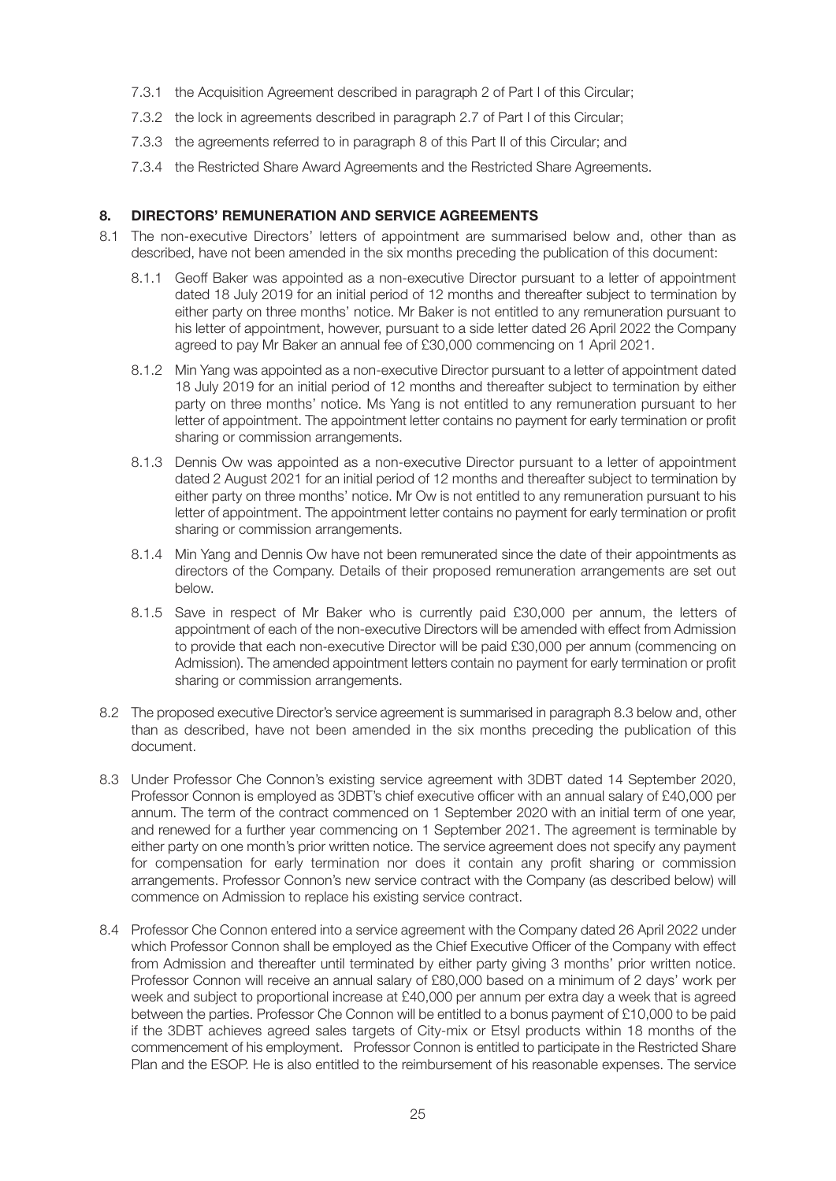7.3.1 the Acquisition Agreement described in paragraph 2 of Part I of this Circular;

7.3.2 the lock in agreements described in paragraph 2.7 of Part I of this Circular;

7.3.3 the agreements referred to in paragraph 8 of this Part II of this Circular; and

7.3.4 the Restricted Share Award Agreements and the Restricted Share Agreements.

## 8. DIRECTORS' REMUNERATION AND SERVICE AGREEMENTS

8.1 The non-executive Directors' letters of appointment are summarised below and, other than as described, have not been amended in the six months preceding the publication of this document:

8.1.1 Geoff Baker was appointed as a non-executive Director pursuant to a letter of appointment dated 18 July 2019 for an initial period of 12 months and thereafter subject to termination by either party on three months' notice. Mr Baker is not entitled to any remuneration pursuant to his letter of appointment, however, pursuant to a side letter dated 26 April 2022 the Company agreed to pay Mr Baker an annual fee of £30,000 commencing on 1 April 2021.

8.1.2 Min Yang was appointed as a non-executive Director pursuant to a letter of appointment dated 18 July 2019 for an initial period of 12 months and thereafter subject to termination by either party on three months' notice. Ms Yang is not entitled to any remuneration pursuant to her letter of appointment. The appointment letter contains no payment for early termination or profit sharing or commission arrangements.

8.1.3 Dennis Ow was appointed as a non-executive Director pursuant to a letter of appointment dated 2 August 2021 for an initial period of 12 months and thereafter subject to termination by either party on three months' notice. Mr Ow is not entitled to any remuneration pursuant to his letter of appointment. The appointment letter contains no payment for early termination or profit sharing or commission arrangements.

8.1.4 Min Yang and Dennis Ow have not been remunerated since the date of their appointments as directors of the Company. Details of their proposed remuneration arrangements are set out below.

8.1.5 Save in respect of Mr Baker who is currently paid £30,000 per annum, the letters of appointment of each of the non-executive Directors will be amended with effect from Admission to provide that each non-executive Director will be paid £30,000 per annum (commencing on Admission). The amended appointment letters contain no payment for early termination or profit sharing or commission arrangements.

8.2 The proposed executive Director's service agreement is summarised in paragraph 8.3 below and, other than as described, have not been amended in the six months preceding the publication of this document.

8.3 Under Professor Che Connon's existing service agreement with 3DBT dated 14 September 2020, Professor Connon is employed as 3DBT's chief executive officer with an annual salary of £40,000 per annum. The term of the contract commenced on 1 September 2020 with an initial term of one year, and renewed for a further year commencing on 1 September 2021. The agreement is terminable by either party on one month's prior written notice. The service agreement does not specify any payment for compensation for early termination nor does it contain any profit sharing or commission arrangements. Professor Connon's new service contract with the Company (as described below) will commence on Admission to replace his existing service contract.

8.4 Professor Che Connon entered into a service agreement with the Company dated 26 April 2022 under which Professor Connon shall be employed as the Chief Executive Officer of the Company with effect from Admission and thereafter until terminated by either party giving 3 months' prior written notice. Professor Connon will receive an annual salary of £80,000 based on a minimum of 2 days' work per week and subject to proportional increase at £40,000 per annum per extra day a week that is agreed between the parties. Professor Che Connon will be entitled to a bonus payment of £10,000 to be paid if the 3DBT achieves agreed sales targets of City-mix or Etsyl products within 18 months of the commencement of his employment. Professor Connon is entitled to participate in the Restricted Share Plan and the ESOP. He is also entitled to the reimbursement of his reasonable expenses. The service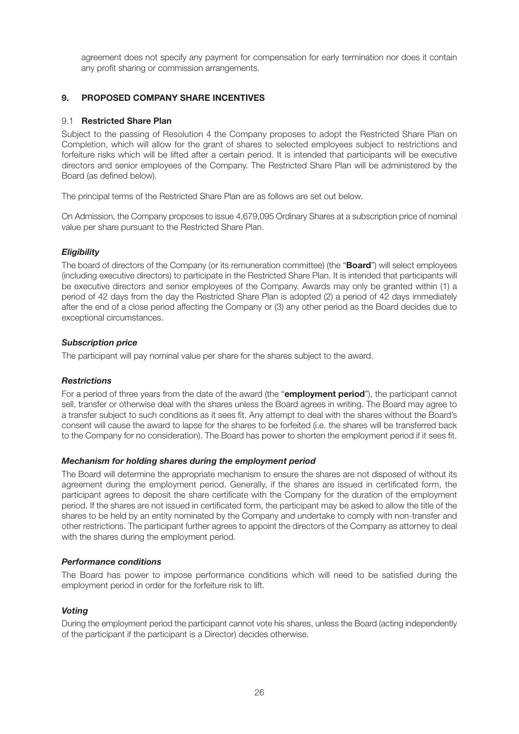agreement does not specify any payment for compensation for early termination nor does it contain any profit sharing or commission arrangements.

## 9. PROPOSED COMPANY SHARE INCENTIVES

### 9.1 Restricted Share Plan

Subject to the passing of Resolution 4 the Company proposes to adopt the Restricted Share Plan on Completion, which will allow for the grant of shares to selected employees subject to restrictions and forfeiture risks which will be lifted after a certain period. It is intended that participants will be executive directors and senior employees of the Company. The Restricted Share Plan will be administered by the Board (as defined below).

The principal terms of the Restricted Share Plan are as follows are set out below.

On Admission, the Company proposes to issue 4,679,095 Ordinary Shares at a subscription price of nominal value per share pursuant to the Restricted Share Plan.

***Eligibility***

The board of directors of the Company (or its remuneration committee) (the "**Board**") will select employees (including executive directors) to participate in the Restricted Share Plan. It is intended that participants will be executive directors and senior employees of the Company. Awards may only be granted within (1) a period of 42 days from the day the Restricted Share Plan is adopted (2) a period of 42 days immediately after the end of a close period affecting the Company or (3) any other period as the Board decides due to exceptional circumstances.

***Subscription price***

The participant will pay nominal value per share for the shares subject to the award.

***Restrictions***

For a period of three years from the date of the award (the "**employment period**"), the participant cannot sell, transfer or otherwise deal with the shares unless the Board agrees in writing. The Board may agree to a transfer subject to such conditions as it sees fit. Any attempt to deal with the shares without the Board's consent will cause the award to lapse for the shares to be forfeited (i.e. the shares will be transferred back to the Company for no consideration). The Board has power to shorten the employment period if it sees fit.

***Mechanism for holding shares during the employment period***

The Board will determine the appropriate mechanism to ensure the shares are not disposed of without its agreement during the employment period. Generally, if the shares are issued in certificated form, the participant agrees to deposit the share certificate with the Company for the duration of the employment period. If the shares are not issued in certificated form, the participant may be asked to allow the title of the shares to be held by an entity nominated by the Company and undertake to comply with non-transfer and other restrictions. The participant further agrees to appoint the directors of the Company as attorney to deal with the shares during the employment period.

***Performance conditions***

The Board has power to impose performance conditions which will need to be satisfied during the employment period in order for the forfeiture risk to lift.

***Voting***

During the employment period the participant cannot vote his shares, unless the Board (acting independently of the participant if the participant is a Director) decides otherwise.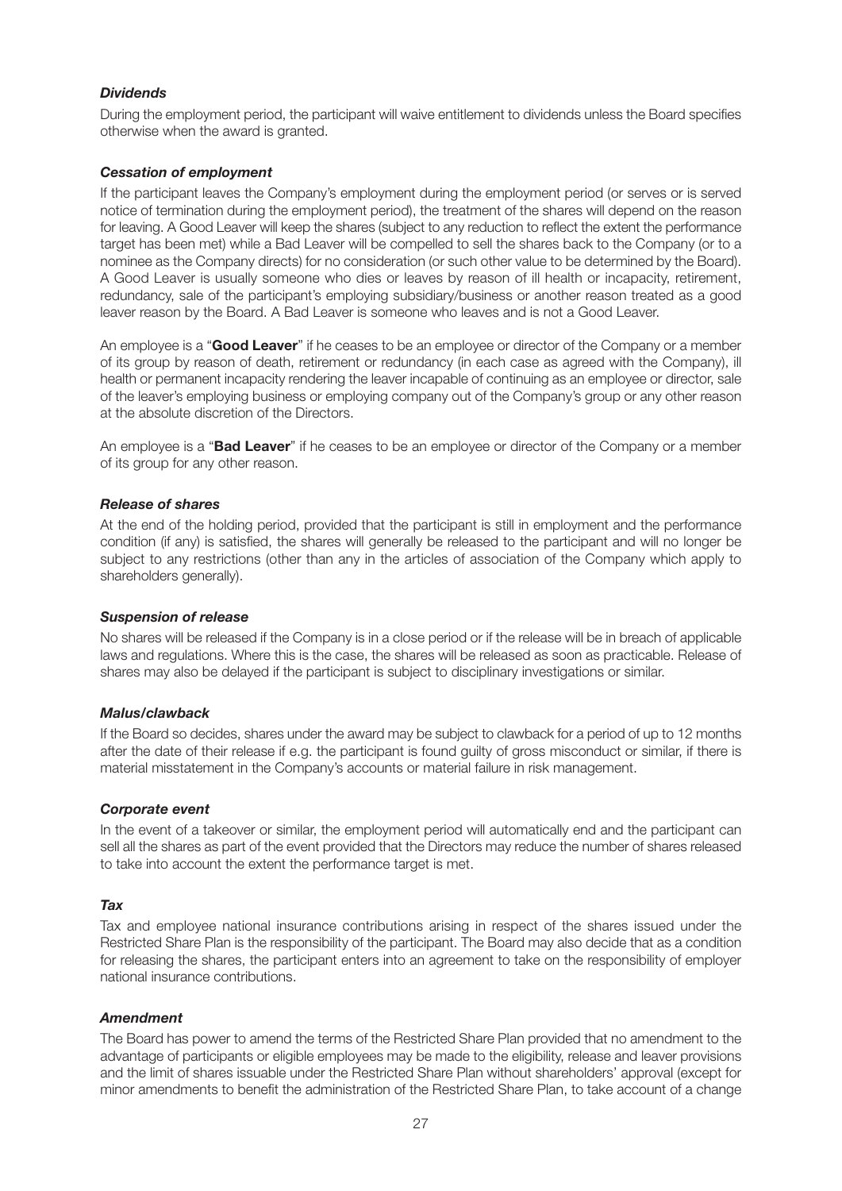***Dividends***

During the employment period, the participant will waive entitlement to dividends unless the Board specifies otherwise when the award is granted.

***Cessation of employment***

If the participant leaves the Company's employment during the employment period (or serves or is served notice of termination during the employment period), the treatment of the shares will depend on the reason for leaving. A Good Leaver will keep the shares (subject to any reduction to reflect the extent the performance target has been met) while a Bad Leaver will be compelled to sell the shares back to the Company (or to a nominee as the Company directs) for no consideration (or such other value to be determined by the Board). A Good Leaver is usually someone who dies or leaves by reason of ill health or incapacity, retirement, redundancy, sale of the participant's employing subsidiary/business or another reason treated as a good leaver reason by the Board. A Bad Leaver is someone who leaves and is not a Good Leaver.

An employee is a "**Good Leaver**" if he ceases to be an employee or director of the Company or a member of its group by reason of death, retirement or redundancy (in each case as agreed with the Company), ill health or permanent incapacity rendering the leaver incapable of continuing as an employee or director, sale of the leaver's employing business or employing company out of the Company's group or any other reason at the absolute discretion of the Directors.

An employee is a "**Bad Leaver**" if he ceases to be an employee or director of the Company or a member of its group for any other reason.

***Release of shares***

At the end of the holding period, provided that the participant is still in employment and the performance condition (if any) is satisfied, the shares will generally be released to the participant and will no longer be subject to any restrictions (other than any in the articles of association of the Company which apply to shareholders generally).

***Suspension of release***

No shares will be released if the Company is in a close period or if the release will be in breach of applicable laws and regulations. Where this is the case, the shares will be released as soon as practicable. Release of shares may also be delayed if the participant is subject to disciplinary investigations or similar.

***Malus/clawback***

If the Board so decides, shares under the award may be subject to clawback for a period of up to 12 months after the date of their release if e.g. the participant is found guilty of gross misconduct or similar, if there is material misstatement in the Company's accounts or material failure in risk management.

***Corporate event***

In the event of a takeover or similar, the employment period will automatically end and the participant can sell all the shares as part of the event provided that the Directors may reduce the number of shares released to take into account the extent the performance target is met.

***Tax***

Tax and employee national insurance contributions arising in respect of the shares issued under the Restricted Share Plan is the responsibility of the participant. The Board may also decide that as a condition for releasing the shares, the participant enters into an agreement to take on the responsibility of employer national insurance contributions.

***Amendment***

The Board has power to amend the terms of the Restricted Share Plan provided that no amendment to the advantage of participants or eligible employees may be made to the eligibility, release and leaver provisions and the limit of shares issuable under the Restricted Share Plan without shareholders' approval (except for minor amendments to benefit the administration of the Restricted Share Plan, to take account of a change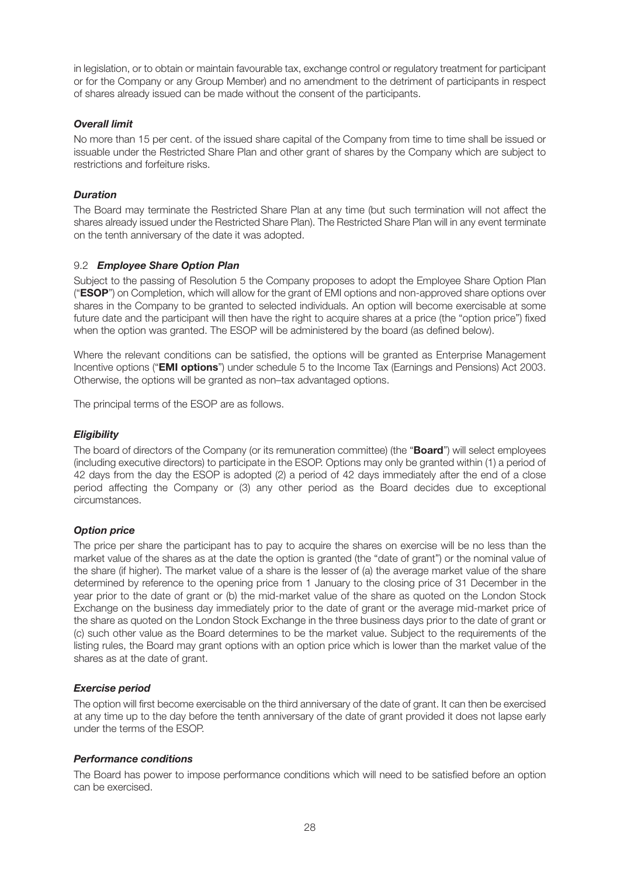in legislation, or to obtain or maintain favourable tax, exchange control or regulatory treatment for participant or for the Company or any Group Member) and no amendment to the detriment of participants in respect of shares already issued can be made without the consent of the participants.

***Overall limit***

No more than 15 per cent. of the issued share capital of the Company from time to time shall be issued or issuable under the Restricted Share Plan and other grant of shares by the Company which are subject to restrictions and forfeiture risks.

***Duration***

The Board may terminate the Restricted Share Plan at any time (but such termination will not affect the shares already issued under the Restricted Share Plan). The Restricted Share Plan will in any event terminate on the tenth anniversary of the date it was adopted.

### 9.2 ***Employee Share Option Plan***

Subject to the passing of Resolution 5 the Company proposes to adopt the Employee Share Option Plan ("**ESOP**") on Completion, which will allow for the grant of EMI options and non-approved share options over shares in the Company to be granted to selected individuals. An option will become exercisable at some future date and the participant will then have the right to acquire shares at a price (the "option price") fixed when the option was granted. The ESOP will be administered by the board (as defined below).

Where the relevant conditions can be satisfied, the options will be granted as Enterprise Management Incentive options ("**EMI options**") under schedule 5 to the Income Tax (Earnings and Pensions) Act 2003. Otherwise, the options will be granted as non–tax advantaged options.

The principal terms of the ESOP are as follows.

***Eligibility***

The board of directors of the Company (or its remuneration committee) (the "**Board**") will select employees (including executive directors) to participate in the ESOP. Options may only be granted within (1) a period of 42 days from the day the ESOP is adopted (2) a period of 42 days immediately after the end of a close period affecting the Company or (3) any other period as the Board decides due to exceptional circumstances.

***Option price***

The price per share the participant has to pay to acquire the shares on exercise will be no less than the market value of the shares as at the date the option is granted (the "date of grant") or the nominal value of the share (if higher). The market value of a share is the lesser of (a) the average market value of the share determined by reference to the opening price from 1 January to the closing price of 31 December in the year prior to the date of grant or (b) the mid-market value of the share as quoted on the London Stock Exchange on the business day immediately prior to the date of grant or the average mid-market price of the share as quoted on the London Stock Exchange in the three business days prior to the date of grant or (c) such other value as the Board determines to be the market value. Subject to the requirements of the listing rules, the Board may grant options with an option price which is lower than the market value of the shares as at the date of grant.

***Exercise period***

The option will first become exercisable on the third anniversary of the date of grant. It can then be exercised at any time up to the day before the tenth anniversary of the date of grant provided it does not lapse early under the terms of the ESOP.

***Performance conditions***

The Board has power to impose performance conditions which will need to be satisfied before an option can be exercised.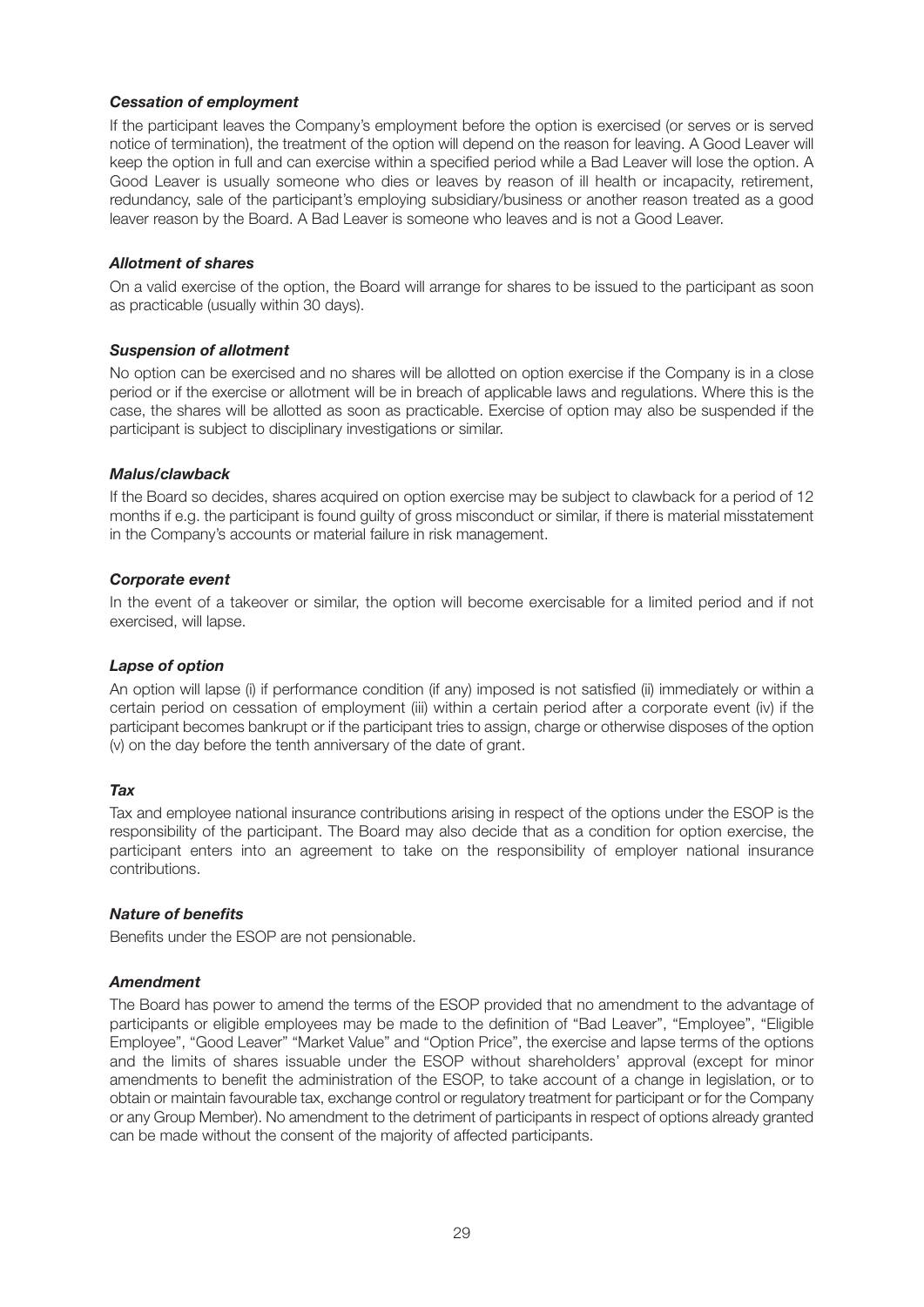***Cessation of employment***

If the participant leaves the Company's employment before the option is exercised (or serves or is served notice of termination), the treatment of the option will depend on the reason for leaving. A Good Leaver will keep the option in full and can exercise within a specified period while a Bad Leaver will lose the option. A Good Leaver is usually someone who dies or leaves by reason of ill health or incapacity, retirement, redundancy, sale of the participant's employing subsidiary/business or another reason treated as a good leaver reason by the Board. A Bad Leaver is someone who leaves and is not a Good Leaver.

***Allotment of shares***

On a valid exercise of the option, the Board will arrange for shares to be issued to the participant as soon as practicable (usually within 30 days).

***Suspension of allotment***

No option can be exercised and no shares will be allotted on option exercise if the Company is in a close period or if the exercise or allotment will be in breach of applicable laws and regulations. Where this is the case, the shares will be allotted as soon as practicable. Exercise of option may also be suspended if the participant is subject to disciplinary investigations or similar.

***Malus/clawback***

If the Board so decides, shares acquired on option exercise may be subject to clawback for a period of 12 months if e.g. the participant is found guilty of gross misconduct or similar, if there is material misstatement in the Company's accounts or material failure in risk management.

***Corporate event***

In the event of a takeover or similar, the option will become exercisable for a limited period and if not exercised, will lapse.

***Lapse of option***

An option will lapse (i) if performance condition (if any) imposed is not satisfied (ii) immediately or within a certain period on cessation of employment (iii) within a certain period after a corporate event (iv) if the participant becomes bankrupt or if the participant tries to assign, charge or otherwise disposes of the option (v) on the day before the tenth anniversary of the date of grant.

***Tax***

Tax and employee national insurance contributions arising in respect of the options under the ESOP is the responsibility of the participant. The Board may also decide that as a condition for option exercise, the participant enters into an agreement to take on the responsibility of employer national insurance contributions.

***Nature of benefits***

Benefits under the ESOP are not pensionable.

***Amendment***

The Board has power to amend the terms of the ESOP provided that no amendment to the advantage of participants or eligible employees may be made to the definition of "Bad Leaver", "Employee", "Eligible Employee", "Good Leaver" "Market Value" and "Option Price", the exercise and lapse terms of the options and the limits of shares issuable under the ESOP without shareholders' approval (except for minor amendments to benefit the administration of the ESOP, to take account of a change in legislation, or to obtain or maintain favourable tax, exchange control or regulatory treatment for participant or for the Company or any Group Member). No amendment to the detriment of participants in respect of options already granted can be made without the consent of the majority of affected participants.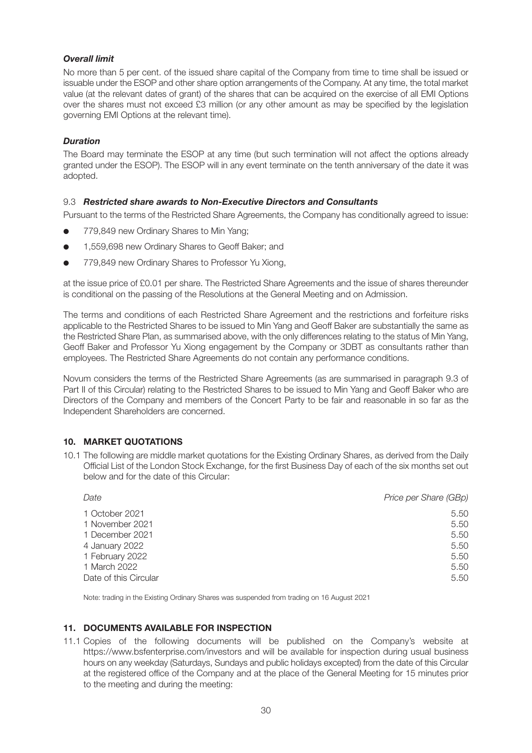***Overall limit***

No more than 5 per cent. of the issued share capital of the Company from time to time shall be issued or issuable under the ESOP and other share option arrangements of the Company. At any time, the total market value (at the relevant dates of grant) of the shares that can be acquired on the exercise of all EMI Options over the shares must not exceed £3 million (or any other amount as may be specified by the legislation governing EMI Options at the relevant time).

***Duration***

The Board may terminate the ESOP at any time (but such termination will not affect the options already granted under the ESOP). The ESOP will in any event terminate on the tenth anniversary of the date it was adopted.

9.3 ***Restricted share awards to Non-Executive Directors and Consultants***

Pursuant to the terms of the Restricted Share Agreements, the Company has conditionally agreed to issue:

- 779,849 new Ordinary Shares to Min Yang;
- 1,559,698 new Ordinary Shares to Geoff Baker; and
- 779,849 new Ordinary Shares to Professor Yu Xiong,

at the issue price of £0.01 per share. The Restricted Share Agreements and the issue of shares thereunder is conditional on the passing of the Resolutions at the General Meeting and on Admission.

The terms and conditions of each Restricted Share Agreement and the restrictions and forfeiture risks applicable to the Restricted Shares to be issued to Min Yang and Geoff Baker are substantially the same as the Restricted Share Plan, as summarised above, with the only differences relating to the status of Min Yang, Geoff Baker and Professor Yu Xiong engagement by the Company or 3DBT as consultants rather than employees. The Restricted Share Agreements do not contain any performance conditions.

Novum considers the terms of the Restricted Share Agreements (as are summarised in paragraph 9.3 of Part II of this Circular) relating to the Restricted Shares to be issued to Min Yang and Geoff Baker who are Directors of the Company and members of the Concert Party to be fair and reasonable in so far as the Independent Shareholders are concerned.

## 10. MARKET QUOTATIONS

10.1 The following are middle market quotations for the Existing Ordinary Shares, as derived from the Daily Official List of the London Stock Exchange, for the first Business Day of each of the six months set out below and for the date of this Circular:

| *Date* | *Price per Share (GBp)* |
|---|---|
| 1 October 2021 | 5.50 |
| 1 November 2021 | 5.50 |
| 1 December 2021 | 5.50 |
| 4 January 2022 | 5.50 |
| 1 February 2022 | 5.50 |
| 1 March 2022 | 5.50 |
| Date of this Circular | 5.50 |

Note: trading in the Existing Ordinary Shares was suspended from trading on 16 August 2021

## 11. DOCUMENTS AVAILABLE FOR INSPECTION

11.1 Copies of the following documents will be published on the Company's website at https://www.bsfenterprise.com/investors and will be available for inspection during usual business hours on any weekday (Saturdays, Sundays and public holidays excepted) from the date of this Circular at the registered office of the Company and at the place of the General Meeting for 15 minutes prior to the meeting and during the meeting: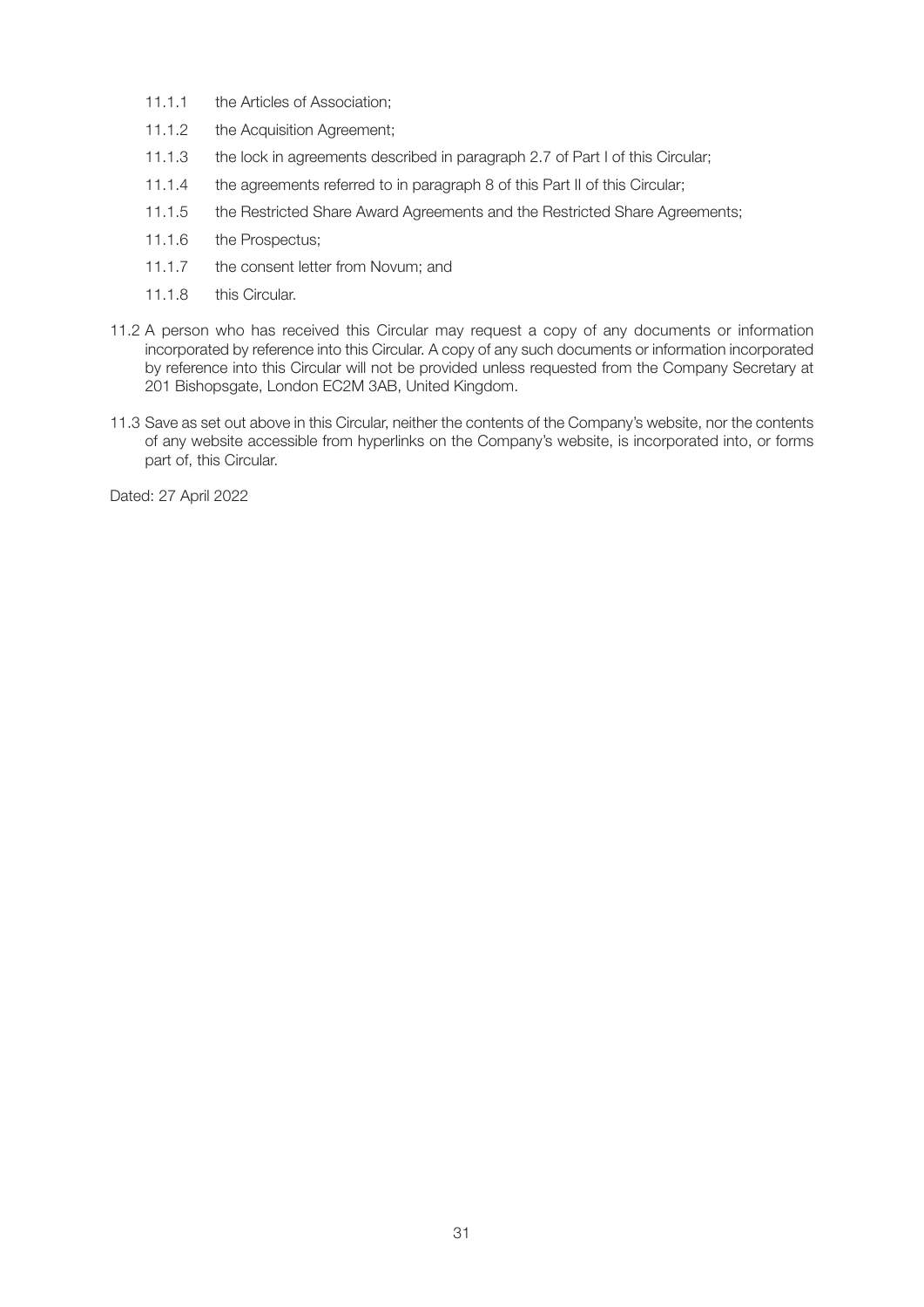11.1.1 the Articles of Association;

11.1.2 the Acquisition Agreement;

11.1.3 the lock in agreements described in paragraph 2.7 of Part I of this Circular;

11.1.4 the agreements referred to in paragraph 8 of this Part II of this Circular;

11.1.5 the Restricted Share Award Agreements and the Restricted Share Agreements;

11.1.6 the Prospectus;

11.1.7 the consent letter from Novum; and

11.1.8 this Circular.

11.2 A person who has received this Circular may request a copy of any documents or information incorporated by reference into this Circular. A copy of any such documents or information incorporated by reference into this Circular will not be provided unless requested from the Company Secretary at 201 Bishopsgate, London EC2M 3AB, United Kingdom.

11.3 Save as set out above in this Circular, neither the contents of the Company's website, nor the contents of any website accessible from hyperlinks on the Company's website, is incorporated into, or forms part of, this Circular.

Dated: 27 April 2022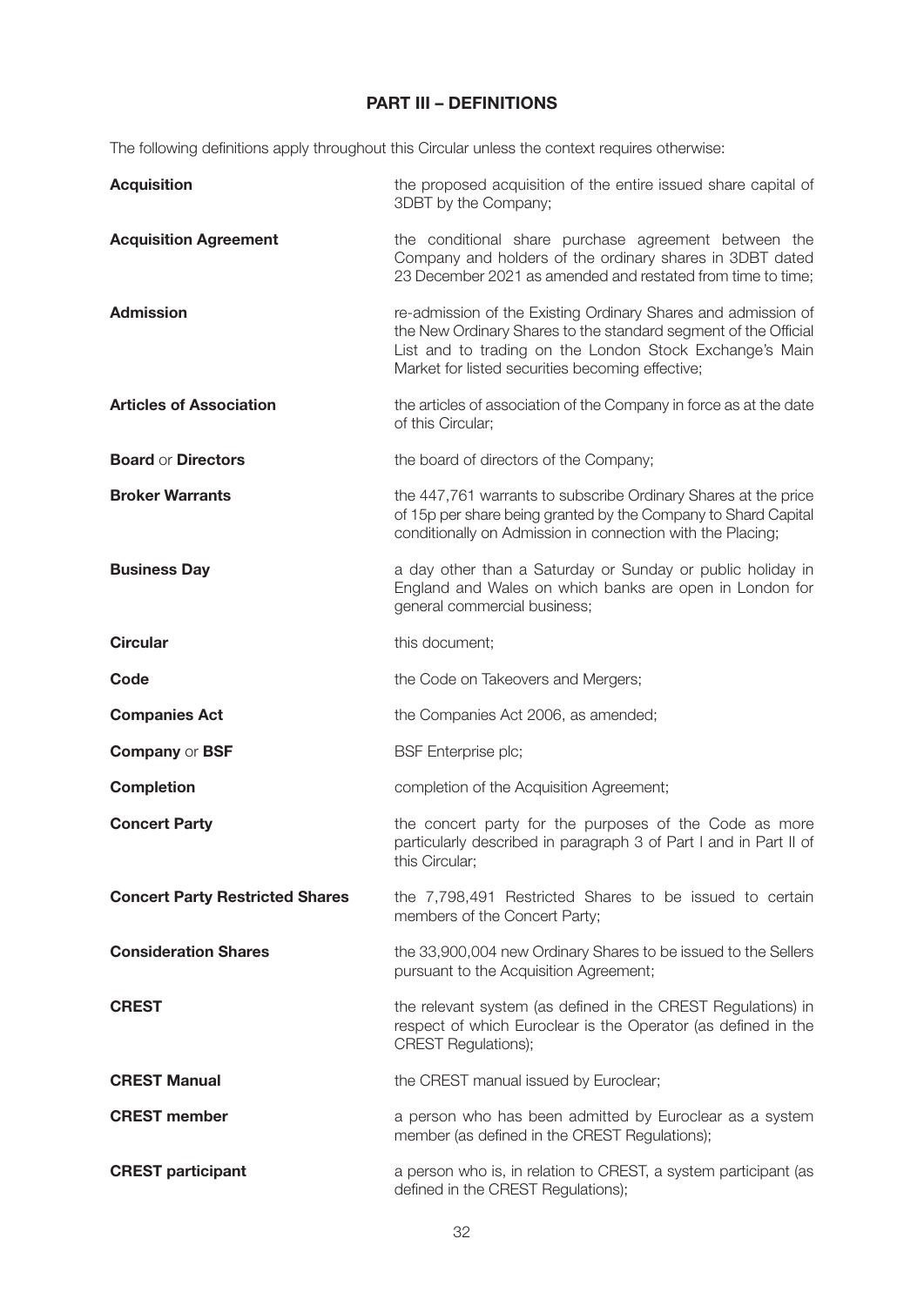## PART III – DEFINITIONS

The following definitions apply throughout this Circular unless the context requires otherwise:

| | |
|---|---|
| **Acquisition** | the proposed acquisition of the entire issued share capital of 3DBT by the Company; |
| **Acquisition Agreement** | the conditional share purchase agreement between the Company and holders of the ordinary shares in 3DBT dated 23 December 2021 as amended and restated from time to time; |
| **Admission** | re-admission of the Existing Ordinary Shares and admission of the New Ordinary Shares to the standard segment of the Official List and to trading on the London Stock Exchange's Main Market for listed securities becoming effective; |
| **Articles of Association** | the articles of association of the Company in force as at the date of this Circular; |
| **Board** or **Directors** | the board of directors of the Company; |
| **Broker Warrants** | the 447,761 warrants to subscribe Ordinary Shares at the price of 15p per share being granted by the Company to Shard Capital conditionally on Admission in connection with the Placing; |
| **Business Day** | a day other than a Saturday or Sunday or public holiday in England and Wales on which banks are open in London for general commercial business; |
| **Circular** | this document; |
| **Code** | the Code on Takeovers and Mergers; |
| **Companies Act** | the Companies Act 2006, as amended; |
| **Company** or **BSF** | BSF Enterprise plc; |
| **Completion** | completion of the Acquisition Agreement; |
| **Concert Party** | the concert party for the purposes of the Code as more particularly described in paragraph 3 of Part I and in Part II of this Circular; |
| **Concert Party Restricted Shares** | the 7,798,491 Restricted Shares to be issued to certain members of the Concert Party; |
| **Consideration Shares** | the 33,900,004 new Ordinary Shares to be issued to the Sellers pursuant to the Acquisition Agreement; |
| **CREST** | the relevant system (as defined in the CREST Regulations) in respect of which Euroclear is the Operator (as defined in the CREST Regulations); |
| **CREST Manual** | the CREST manual issued by Euroclear; |
| **CREST member** | a person who has been admitted by Euroclear as a system member (as defined in the CREST Regulations); |
| **CREST participant** | a person who is, in relation to CREST, a system participant (as defined in the CREST Regulations); |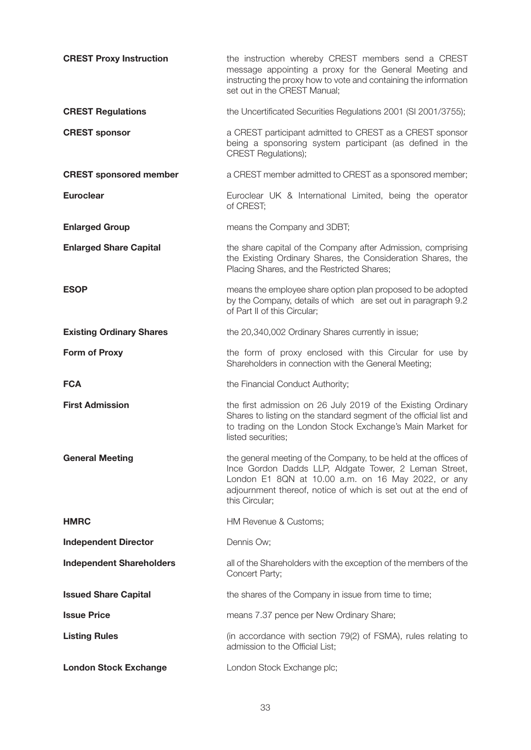| | |
|---|---|
| **CREST Proxy Instruction** | the instruction whereby CREST members send a CREST message appointing a proxy for the General Meeting and instructing the proxy how to vote and containing the information set out in the CREST Manual; |
| **CREST Regulations** | the Uncertificated Securities Regulations 2001 (SI 2001/3755); |
| **CREST sponsor** | a CREST participant admitted to CREST as a CREST sponsor being a sponsoring system participant (as defined in the CREST Regulations); |
| **CREST sponsored member** | a CREST member admitted to CREST as a sponsored member; |
| **Euroclear** | Euroclear UK & International Limited, being the operator of CREST; |
| **Enlarged Group** | means the Company and 3DBT; |
| **Enlarged Share Capital** | the share capital of the Company after Admission, comprising the Existing Ordinary Shares, the Consideration Shares, the Placing Shares, and the Restricted Shares; |
| **ESOP** | means the employee share option plan proposed to be adopted by the Company, details of which are set out in paragraph 9.2 of Part II of this Circular; |
| **Existing Ordinary Shares** | the 20,340,002 Ordinary Shares currently in issue; |
| **Form of Proxy** | the form of proxy enclosed with this Circular for use by Shareholders in connection with the General Meeting; |
| **FCA** | the Financial Conduct Authority; |
| **First Admission** | the first admission on 26 July 2019 of the Existing Ordinary Shares to listing on the standard segment of the official list and to trading on the London Stock Exchange's Main Market for listed securities; |
| **General Meeting** | the general meeting of the Company, to be held at the offices of Ince Gordon Dadds LLP, Aldgate Tower, 2 Leman Street, London E1 8QN at 10.00 a.m. on 16 May 2022, or any adjournment thereof, notice of which is set out at the end of this Circular; |
| **HMRC** | HM Revenue & Customs; |
| **Independent Director** | Dennis Ow; |
| **Independent Shareholders** | all of the Shareholders with the exception of the members of the Concert Party; |
| **Issued Share Capital** | the shares of the Company in issue from time to time; |
| **Issue Price** | means 7.37 pence per New Ordinary Share; |
| **Listing Rules** | (in accordance with section 79(2) of FSMA), rules relating to admission to the Official List; |
| **London Stock Exchange** | London Stock Exchange plc; |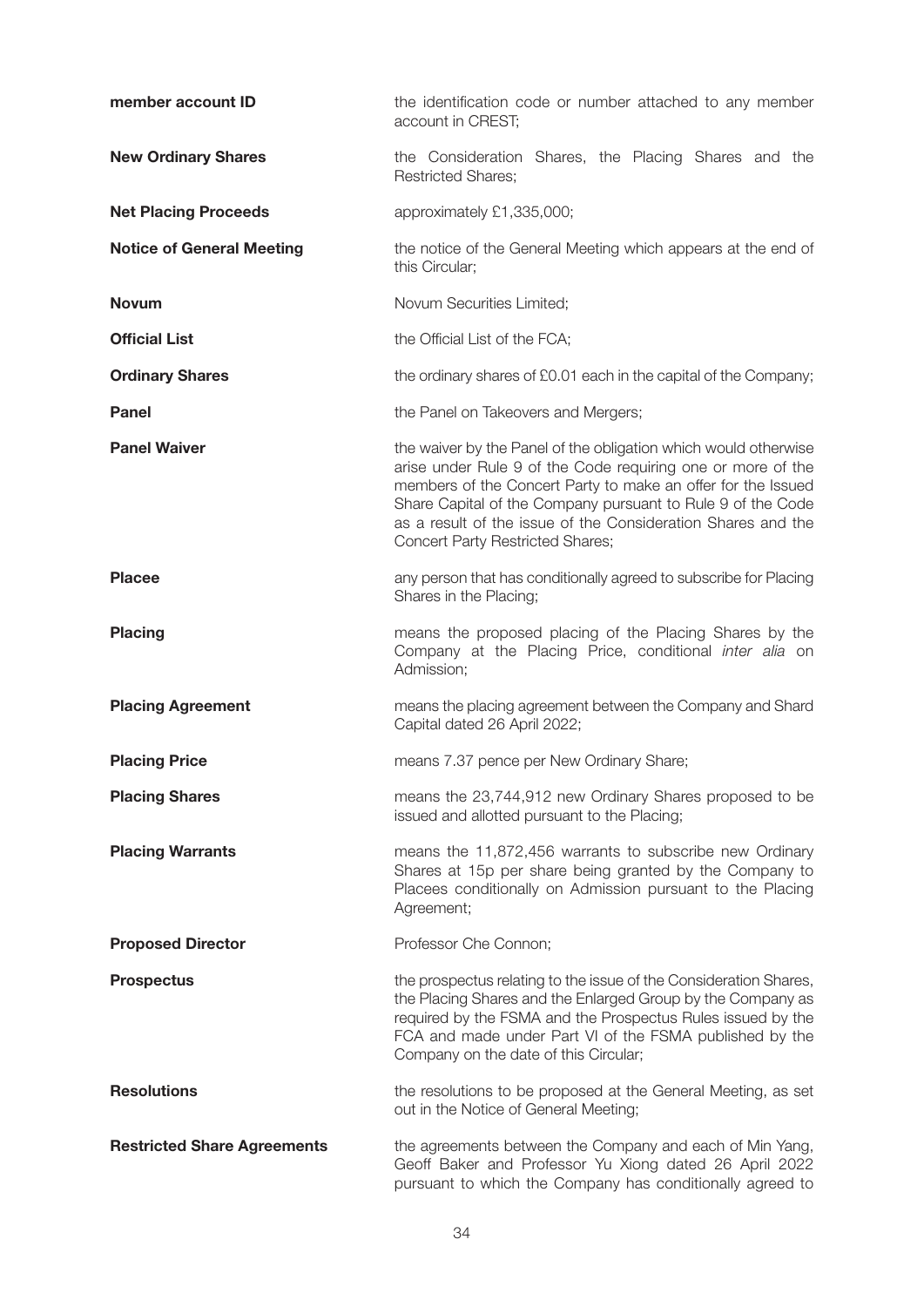| | |
|---|---|
| **member account ID** | the identification code or number attached to any member account in CREST; |
| **New Ordinary Shares** | the Consideration Shares, the Placing Shares and the Restricted Shares; |
| **Net Placing Proceeds** | approximately £1,335,000; |
| **Notice of General Meeting** | the notice of the General Meeting which appears at the end of this Circular; |
| **Novum** | Novum Securities Limited; |
| **Official List** | the Official List of the FCA; |
| **Ordinary Shares** | the ordinary shares of £0.01 each in the capital of the Company; |
| **Panel** | the Panel on Takeovers and Mergers; |
| **Panel Waiver** | the waiver by the Panel of the obligation which would otherwise arise under Rule 9 of the Code requiring one or more of the members of the Concert Party to make an offer for the Issued Share Capital of the Company pursuant to Rule 9 of the Code as a result of the issue of the Consideration Shares and the Concert Party Restricted Shares; |
| **Placee** | any person that has conditionally agreed to subscribe for Placing Shares in the Placing; |
| **Placing** | means the proposed placing of the Placing Shares by the Company at the Placing Price, conditional *inter alia* on Admission; |
| **Placing Agreement** | means the placing agreement between the Company and Shard Capital dated 26 April 2022; |
| **Placing Price** | means 7.37 pence per New Ordinary Share; |
| **Placing Shares** | means the 23,744,912 new Ordinary Shares proposed to be issued and allotted pursuant to the Placing; |
| **Placing Warrants** | means the 11,872,456 warrants to subscribe new Ordinary Shares at 15p per share being granted by the Company to Placees conditionally on Admission pursuant to the Placing Agreement; |
| **Proposed Director** | Professor Che Connon; |
| **Prospectus** | the prospectus relating to the issue of the Consideration Shares, the Placing Shares and the Enlarged Group by the Company as required by the FSMA and the Prospectus Rules issued by the FCA and made under Part VI of the FSMA published by the Company on the date of this Circular; |
| **Resolutions** | the resolutions to be proposed at the General Meeting, as set out in the Notice of General Meeting; |
| **Restricted Share Agreements** | the agreements between the Company and each of Min Yang, Geoff Baker and Professor Yu Xiong dated 26 April 2022 pursuant to which the Company has conditionally agreed to |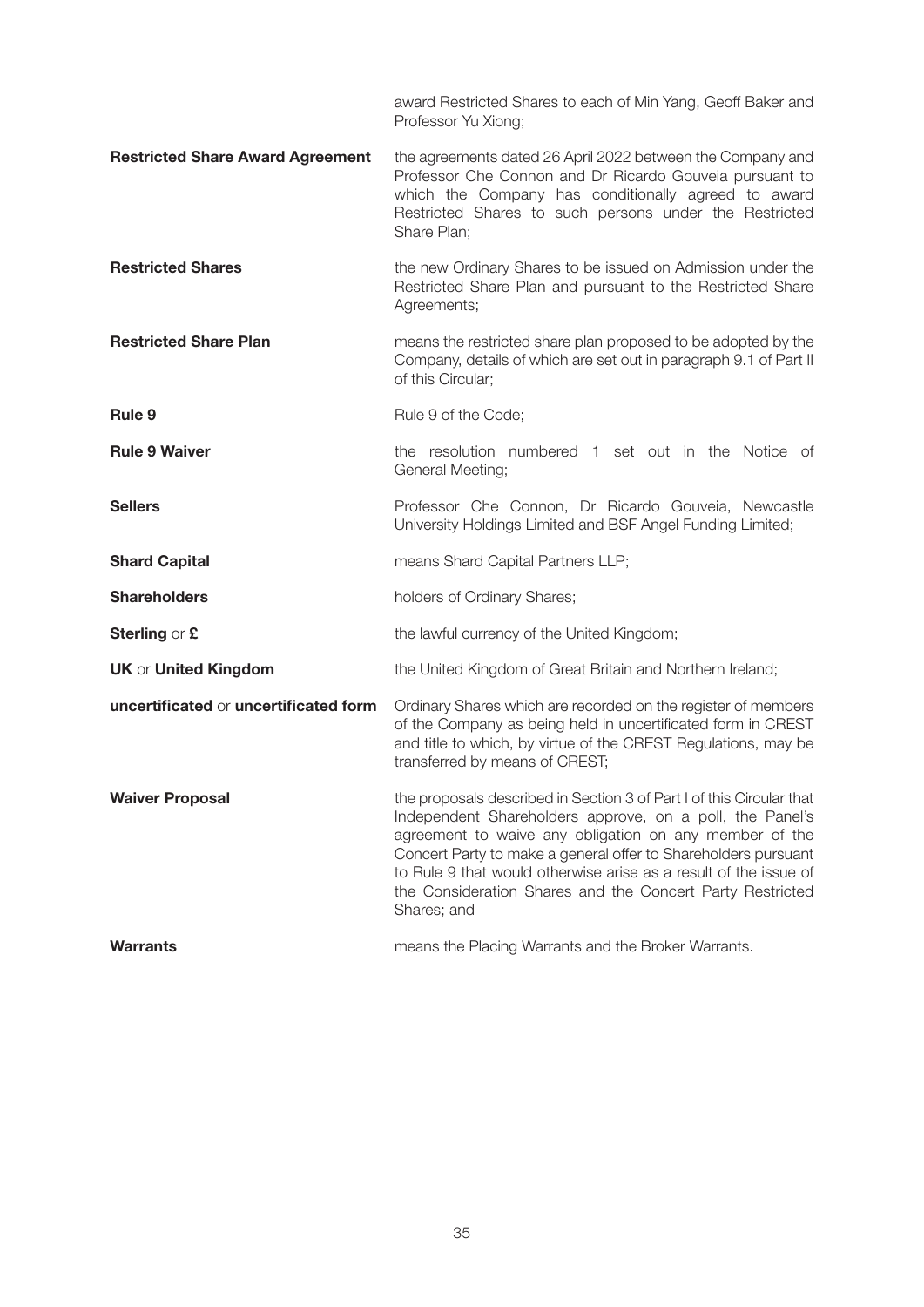| | |
|---|---|
| | award Restricted Shares to each of Min Yang, Geoff Baker and Professor Yu Xiong; |
| **Restricted Share Award Agreement** | the agreements dated 26 April 2022 between the Company and Professor Che Connon and Dr Ricardo Gouveia pursuant to which the Company has conditionally agreed to award Restricted Shares to such persons under the Restricted Share Plan; |
| **Restricted Shares** | the new Ordinary Shares to be issued on Admission under the Restricted Share Plan and pursuant to the Restricted Share Agreements; |
| **Restricted Share Plan** | means the restricted share plan proposed to be adopted by the Company, details of which are set out in paragraph 9.1 of Part II of this Circular; |
| **Rule 9** | Rule 9 of the Code; |
| **Rule 9 Waiver** | the resolution numbered 1 set out in the Notice of General Meeting; |
| **Sellers** | Professor Che Connon, Dr Ricardo Gouveia, Newcastle University Holdings Limited and BSF Angel Funding Limited; |
| **Shard Capital** | means Shard Capital Partners LLP; |
| **Shareholders** | holders of Ordinary Shares; |
| **Sterling** or **£** | the lawful currency of the United Kingdom; |
| **UK** or **United Kingdom** | the United Kingdom of Great Britain and Northern Ireland; |
| **uncertificated** or **uncertificated form** | Ordinary Shares which are recorded on the register of members of the Company as being held in uncertificated form in CREST and title to which, by virtue of the CREST Regulations, may be transferred by means of CREST; |
| **Waiver Proposal** | the proposals described in Section 3 of Part I of this Circular that Independent Shareholders approve, on a poll, the Panel's agreement to waive any obligation on any member of the Concert Party to make a general offer to Shareholders pursuant to Rule 9 that would otherwise arise as a result of the issue of the Consideration Shares and the Concert Party Restricted Shares; and |
| **Warrants** | means the Placing Warrants and the Broker Warrants. |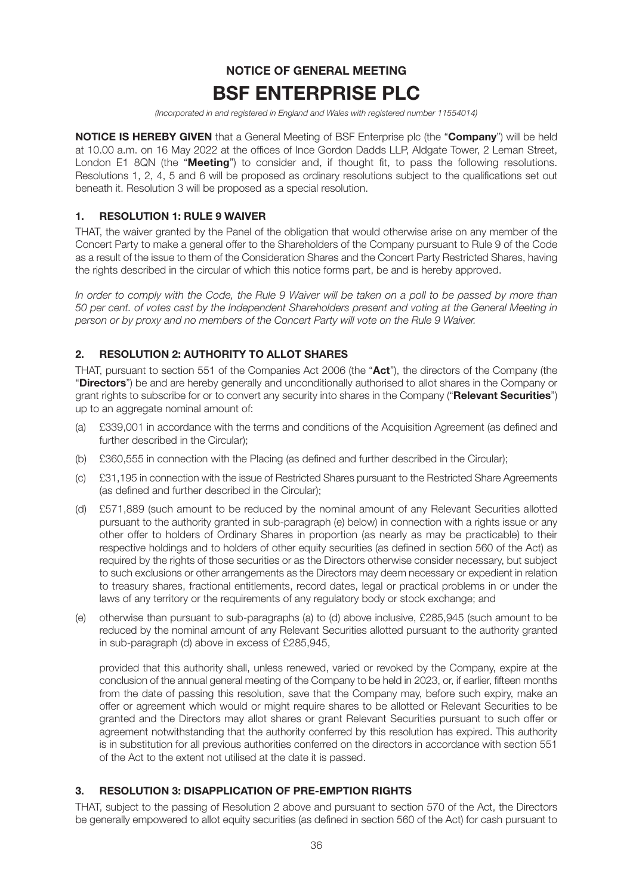# NOTICE OF GENERAL MEETING

# BSF ENTERPRISE PLC

*(Incorporated in and registered in England and Wales with registered number 11554014)*

**NOTICE IS HEREBY GIVEN** that a General Meeting of BSF Enterprise plc (the "**Company**") will be held at 10.00 a.m. on 16 May 2022 at the offices of Ince Gordon Dadds LLP, Aldgate Tower, 2 Leman Street, London E1 8QN (the "**Meeting**") to consider and, if thought fit, to pass the following resolutions. Resolutions 1, 2, 4, 5 and 6 will be proposed as ordinary resolutions subject to the qualifications set out beneath it. Resolution 3 will be proposed as a special resolution.

## 1. RESOLUTION 1: RULE 9 WAIVER

THAT, the waiver granted by the Panel of the obligation that would otherwise arise on any member of the Concert Party to make a general offer to the Shareholders of the Company pursuant to Rule 9 of the Code as a result of the issue to them of the Consideration Shares and the Concert Party Restricted Shares, having the rights described in the circular of which this notice forms part, be and is hereby approved.

*In order to comply with the Code, the Rule 9 Waiver will be taken on a poll to be passed by more than 50 per cent. of votes cast by the Independent Shareholders present and voting at the General Meeting in person or by proxy and no members of the Concert Party will vote on the Rule 9 Waiver.*

## 2. RESOLUTION 2: AUTHORITY TO ALLOT SHARES

THAT, pursuant to section 551 of the Companies Act 2006 (the "**Act**"), the directors of the Company (the "**Directors**") be and are hereby generally and unconditionally authorised to allot shares in the Company or grant rights to subscribe for or to convert any security into shares in the Company ("**Relevant Securities**") up to an aggregate nominal amount of:

(a) £339,001 in accordance with the terms and conditions of the Acquisition Agreement (as defined and further described in the Circular);

(b) £360,555 in connection with the Placing (as defined and further described in the Circular);

(c) £31,195 in connection with the issue of Restricted Shares pursuant to the Restricted Share Agreements (as defined and further described in the Circular);

(d) £571,889 (such amount to be reduced by the nominal amount of any Relevant Securities allotted pursuant to the authority granted in sub-paragraph (e) below) in connection with a rights issue or any other offer to holders of Ordinary Shares in proportion (as nearly as may be practicable) to their respective holdings and to holders of other equity securities (as defined in section 560 of the Act) as required by the rights of those securities or as the Directors otherwise consider necessary, but subject to such exclusions or other arrangements as the Directors may deem necessary or expedient in relation to treasury shares, fractional entitlements, record dates, legal or practical problems in or under the laws of any territory or the requirements of any regulatory body or stock exchange; and

(e) otherwise than pursuant to sub-paragraphs (a) to (d) above inclusive, £285,945 (such amount to be reduced by the nominal amount of any Relevant Securities allotted pursuant to the authority granted in sub-paragraph (d) above in excess of £285,945,

provided that this authority shall, unless renewed, varied or revoked by the Company, expire at the conclusion of the annual general meeting of the Company to be held in 2023, or, if earlier, fifteen months from the date of passing this resolution, save that the Company may, before such expiry, make an offer or agreement which would or might require shares to be allotted or Relevant Securities to be granted and the Directors may allot shares or grant Relevant Securities pursuant to such offer or agreement notwithstanding that the authority conferred by this resolution has expired. This authority is in substitution for all previous authorities conferred on the directors in accordance with section 551 of the Act to the extent not utilised at the date it is passed.

## 3. RESOLUTION 3: DISAPPLICATION OF PRE-EMPTION RIGHTS

THAT, subject to the passing of Resolution 2 above and pursuant to section 570 of the Act, the Directors be generally empowered to allot equity securities (as defined in section 560 of the Act) for cash pursuant to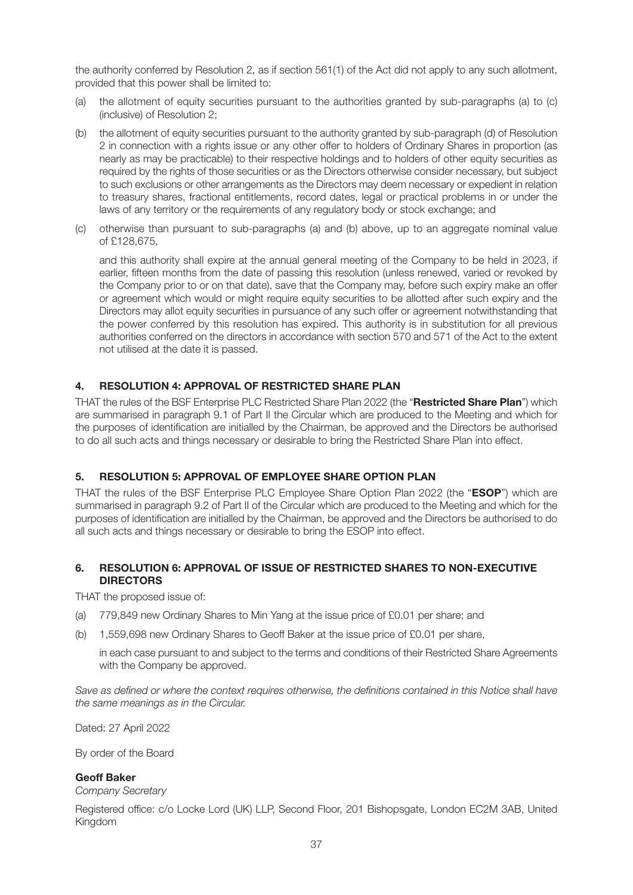the authority conferred by Resolution 2, as if section 561(1) of the Act did not apply to any such allotment, provided that this power shall be limited to:

(a) the allotment of equity securities pursuant to the authorities granted by sub-paragraphs (a) to (c) (inclusive) of Resolution 2;

(b) the allotment of equity securities pursuant to the authority granted by sub-paragraph (d) of Resolution 2 in connection with a rights issue or any other offer to holders of Ordinary Shares in proportion (as nearly as may be practicable) to their respective holdings and to holders of other equity securities as required by the rights of those securities or as the Directors otherwise consider necessary, but subject to such exclusions or other arrangements as the Directors may deem necessary or expedient in relation to treasury shares, fractional entitlements, record dates, legal or practical problems in or under the laws of any territory or the requirements of any regulatory body or stock exchange; and

(c) otherwise than pursuant to sub-paragraphs (a) and (b) above, up to an aggregate nominal value of £128,675,

and this authority shall expire at the annual general meeting of the Company to be held in 2023, if earlier, fifteen months from the date of passing this resolution (unless renewed, varied or revoked by the Company prior to or on that date), save that the Company may, before such expiry make an offer or agreement which would or might require equity securities to be allotted after such expiry and the Directors may allot equity securities in pursuance of any such offer or agreement notwithstanding that the power conferred by this resolution has expired. This authority is in substitution for all previous authorities conferred on the directors in accordance with section 570 and 571 of the Act to the extent not utilised at the date it is passed.

## 4. RESOLUTION 4: APPROVAL OF RESTRICTED SHARE PLAN

THAT the rules of the BSF Enterprise PLC Restricted Share Plan 2022 (the "**Restricted Share Plan**") which are summarised in paragraph 9.1 of Part II the Circular which are produced to the Meeting and which for the purposes of identification are initialled by the Chairman, be approved and the Directors be authorised to do all such acts and things necessary or desirable to bring the Restricted Share Plan into effect.

## 5. RESOLUTION 5: APPROVAL OF EMPLOYEE SHARE OPTION PLAN

THAT the rules of the BSF Enterprise PLC Employee Share Option Plan 2022 (the "**ESOP**") which are summarised in paragraph 9.2 of Part II of the Circular which are produced to the Meeting and which for the purposes of identification are initialled by the Chairman, be approved and the Directors be authorised to do all such acts and things necessary or desirable to bring the ESOP into effect.

## 6. RESOLUTION 6: APPROVAL OF ISSUE OF RESTRICTED SHARES TO NON-EXECUTIVE DIRECTORS

THAT the proposed issue of:

(a) 779,849 new Ordinary Shares to Min Yang at the issue price of £0.01 per share; and

(b) 1,559,698 new Ordinary Shares to Geoff Baker at the issue price of £0.01 per share,

in each case pursuant to and subject to the terms and conditions of their Restricted Share Agreements with the Company be approved.

*Save as defined or where the context requires otherwise, the definitions contained in this Notice shall have the same meanings as in the Circular.*

Dated: 27 April 2022

By order of the Board

**Geoff Baker**
*Company Secretary*

Registered office: c/o Locke Lord (UK) LLP, Second Floor, 201 Bishopsgate, London EC2M 3AB, United Kingdom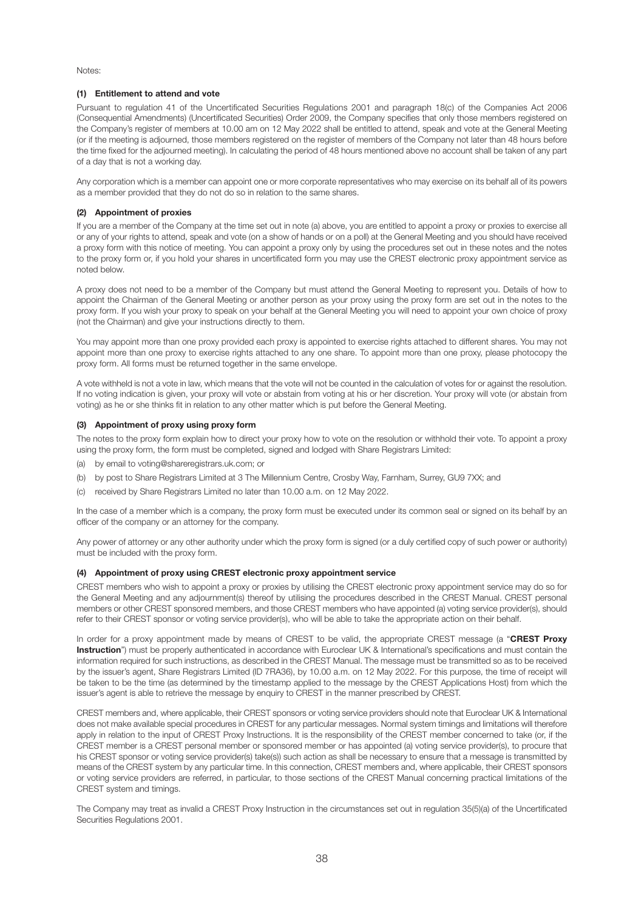Notes:

### (1) Entitlement to attend and vote

Pursuant to regulation 41 of the Uncertificated Securities Regulations 2001 and paragraph 18(c) of the Companies Act 2006 (Consequential Amendments) (Uncertificated Securities) Order 2009, the Company specifies that only those members registered on the Company's register of members at 10.00 am on 12 May 2022 shall be entitled to attend, speak and vote at the General Meeting (or if the meeting is adjourned, those members registered on the register of members of the Company not later than 48 hours before the time fixed for the adjourned meeting). In calculating the period of 48 hours mentioned above no account shall be taken of any part of a day that is not a working day.

Any corporation which is a member can appoint one or more corporate representatives who may exercise on its behalf all of its powers as a member provided that they do not do so in relation to the same shares.

### (2) Appointment of proxies

If you are a member of the Company at the time set out in note (a) above, you are entitled to appoint a proxy or proxies to exercise all or any of your rights to attend, speak and vote (on a show of hands or on a poll) at the General Meeting and you should have received a proxy form with this notice of meeting. You can appoint a proxy only by using the procedures set out in these notes and the notes to the proxy form or, if you hold your shares in uncertificated form you may use the CREST electronic proxy appointment service as noted below.

A proxy does not need to be a member of the Company but must attend the General Meeting to represent you. Details of how to appoint the Chairman of the General Meeting or another person as your proxy using the proxy form are set out in the notes to the proxy form. If you wish your proxy to speak on your behalf at the General Meeting you will need to appoint your own choice of proxy (not the Chairman) and give your instructions directly to them.

You may appoint more than one proxy provided each proxy is appointed to exercise rights attached to different shares. You may not appoint more than one proxy to exercise rights attached to any one share. To appoint more than one proxy, please photocopy the proxy form. All forms must be returned together in the same envelope.

A vote withheld is not a vote in law, which means that the vote will not be counted in the calculation of votes for or against the resolution. If no voting indication is given, your proxy will vote or abstain from voting at his or her discretion. Your proxy will vote (or abstain from voting) as he or she thinks fit in relation to any other matter which is put before the General Meeting.

### (3) Appointment of proxy using proxy form

The notes to the proxy form explain how to direct your proxy how to vote on the resolution or withhold their vote. To appoint a proxy using the proxy form, the form must be completed, signed and lodged with Share Registrars Limited:

(a) by email to voting@shareregistrars.uk.com; or

(b) by post to Share Registrars Limited at 3 The Millennium Centre, Crosby Way, Farnham, Surrey, GU9 7XX; and

(c) received by Share Registrars Limited no later than 10.00 a.m. on 12 May 2022.

In the case of a member which is a company, the proxy form must be executed under its common seal or signed on its behalf by an officer of the company or an attorney for the company.

Any power of attorney or any other authority under which the proxy form is signed (or a duly certified copy of such power or authority) must be included with the proxy form.

### (4) Appointment of proxy using CREST electronic proxy appointment service

CREST members who wish to appoint a proxy or proxies by utilising the CREST electronic proxy appointment service may do so for the General Meeting and any adjournment(s) thereof by utilising the procedures described in the CREST Manual. CREST personal members or other CREST sponsored members, and those CREST members who have appointed (a) voting service provider(s), should refer to their CREST sponsor or voting service provider(s), who will be able to take the appropriate action on their behalf.

In order for a proxy appointment made by means of CREST to be valid, the appropriate CREST message (a "**CREST Proxy Instruction**") must be properly authenticated in accordance with Euroclear UK & International's specifications and must contain the information required for such instructions, as described in the CREST Manual. The message must be transmitted so as to be received by the issuer's agent, Share Registrars Limited (ID 7RA36), by 10.00 a.m. on 12 May 2022. For this purpose, the time of receipt will be taken to be the time (as determined by the timestamp applied to the message by the CREST Applications Host) from which the issuer's agent is able to retrieve the message by enquiry to CREST in the manner prescribed by CREST.

CREST members and, where applicable, their CREST sponsors or voting service providers should note that Euroclear UK & International does not make available special procedures in CREST for any particular messages. Normal system timings and limitations will therefore apply in relation to the input of CREST Proxy Instructions. It is the responsibility of the CREST member concerned to take (or, if the CREST member is a CREST personal member or sponsored member or has appointed (a) voting service provider(s), to procure that his CREST sponsor or voting service provider(s) take(s)) such action as shall be necessary to ensure that a message is transmitted by means of the CREST system by any particular time. In this connection, CREST members and, where applicable, their CREST sponsors or voting service providers are referred, in particular, to those sections of the CREST Manual concerning practical limitations of the CREST system and timings.

The Company may treat as invalid a CREST Proxy Instruction in the circumstances set out in regulation 35(5)(a) of the Uncertificated Securities Regulations 2001.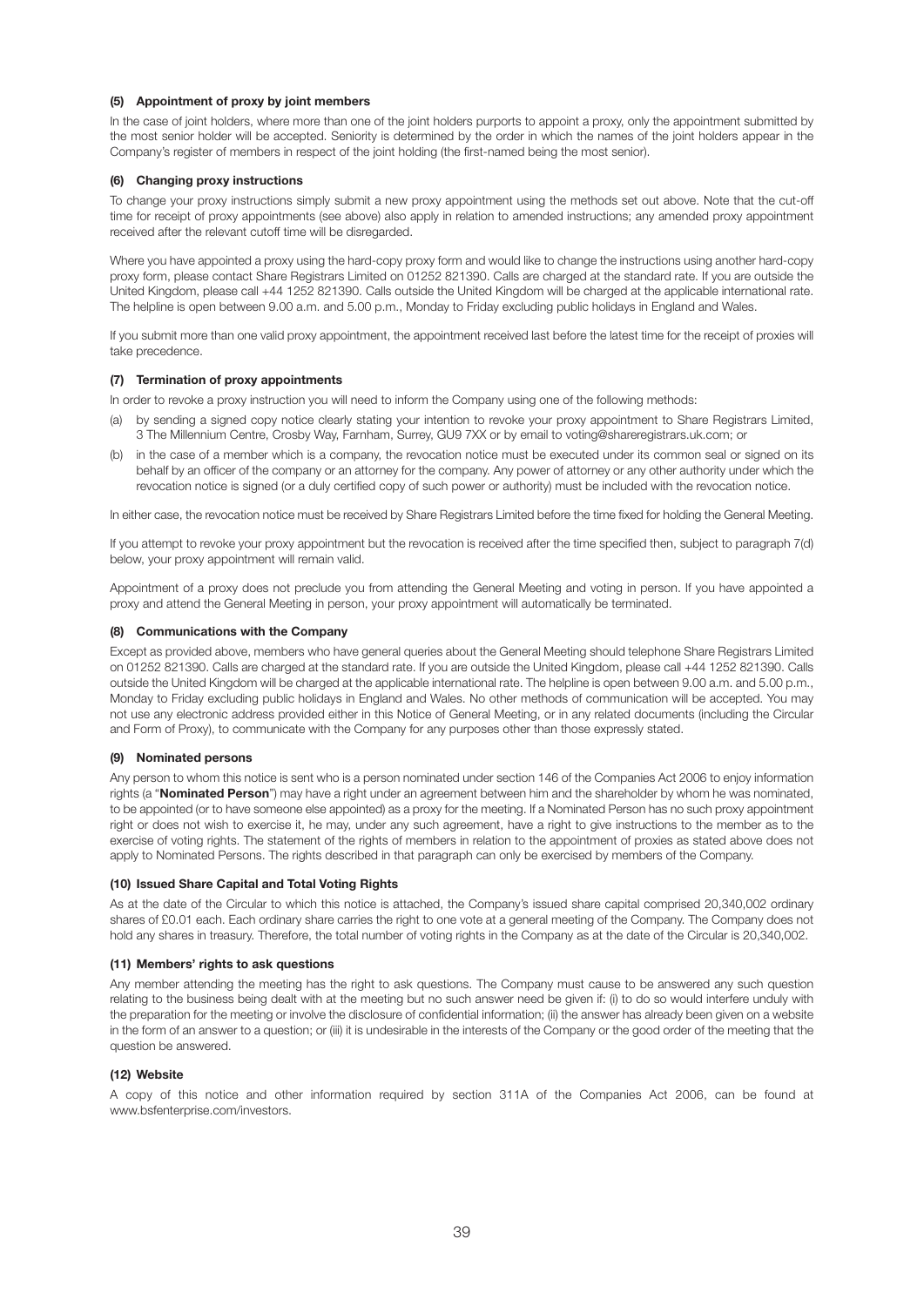**(5) Appointment of proxy by joint members**

In the case of joint holders, where more than one of the joint holders purports to appoint a proxy, only the appointment submitted by the most senior holder will be accepted. Seniority is determined by the order in which the names of the joint holders appear in the Company's register of members in respect of the joint holding (the first-named being the most senior).

**(6) Changing proxy instructions**

To change your proxy instructions simply submit a new proxy appointment using the methods set out above. Note that the cut-off time for receipt of proxy appointments (see above) also apply in relation to amended instructions; any amended proxy appointment received after the relevant cutoff time will be disregarded.

Where you have appointed a proxy using the hard-copy proxy form and would like to change the instructions using another hard-copy proxy form, please contact Share Registrars Limited on 01252 821390. Calls are charged at the standard rate. If you are outside the United Kingdom, please call +44 1252 821390. Calls outside the United Kingdom will be charged at the applicable international rate. The helpline is open between 9.00 a.m. and 5.00 p.m., Monday to Friday excluding public holidays in England and Wales.

If you submit more than one valid proxy appointment, the appointment received last before the latest time for the receipt of proxies will take precedence.

**(7) Termination of proxy appointments**

In order to revoke a proxy instruction you will need to inform the Company using one of the following methods:

(a) by sending a signed copy notice clearly stating your intention to revoke your proxy appointment to Share Registrars Limited, 3 The Millennium Centre, Crosby Way, Farnham, Surrey, GU9 7XX or by email to voting@shareregistrars.uk.com; or

(b) in the case of a member which is a company, the revocation notice must be executed under its common seal or signed on its behalf by an officer of the company or an attorney for the company. Any power of attorney or any other authority under which the revocation notice is signed (or a duly certified copy of such power or authority) must be included with the revocation notice.

In either case, the revocation notice must be received by Share Registrars Limited before the time fixed for holding the General Meeting.

If you attempt to revoke your proxy appointment but the revocation is received after the time specified then, subject to paragraph 7(d) below, your proxy appointment will remain valid.

Appointment of a proxy does not preclude you from attending the General Meeting and voting in person. If you have appointed a proxy and attend the General Meeting in person, your proxy appointment will automatically be terminated.

**(8) Communications with the Company**

Except as provided above, members who have general queries about the General Meeting should telephone Share Registrars Limited on 01252 821390. Calls are charged at the standard rate. If you are outside the United Kingdom, please call +44 1252 821390. Calls outside the United Kingdom will be charged at the applicable international rate. The helpline is open between 9.00 a.m. and 5.00 p.m., Monday to Friday excluding public holidays in England and Wales. No other methods of communication will be accepted. You may not use any electronic address provided either in this Notice of General Meeting, or in any related documents (including the Circular and Form of Proxy), to communicate with the Company for any purposes other than those expressly stated.

**(9) Nominated persons**

Any person to whom this notice is sent who is a person nominated under section 146 of the Companies Act 2006 to enjoy information rights (a "**Nominated Person**") may have a right under an agreement between him and the shareholder by whom he was nominated, to be appointed (or to have someone else appointed) as a proxy for the meeting. If a Nominated Person has no such proxy appointment right or does not wish to exercise it, he may, under any such agreement, have a right to give instructions to the member as to the exercise of voting rights. The statement of the rights of members in relation to the appointment of proxies as stated above does not apply to Nominated Persons. The rights described in that paragraph can only be exercised by members of the Company.

**(10) Issued Share Capital and Total Voting Rights**

As at the date of the Circular to which this notice is attached, the Company's issued share capital comprised 20,340,002 ordinary shares of £0.01 each. Each ordinary share carries the right to one vote at a general meeting of the Company. The Company does not hold any shares in treasury. Therefore, the total number of voting rights in the Company as at the date of the Circular is 20,340,002.

**(11) Members' rights to ask questions**

Any member attending the meeting has the right to ask questions. The Company must cause to be answered any such question relating to the business being dealt with at the meeting but no such answer need be given if: (i) to do so would interfere unduly with the preparation for the meeting or involve the disclosure of confidential information; (ii) the answer has already been given on a website in the form of an answer to a question; or (iii) it is undesirable in the interests of the Company or the good order of the meeting that the question be answered.

**(12) Website**

A copy of this notice and other information required by section 311A of the Companies Act 2006, can be found at www.bsfenterprise.com/investors.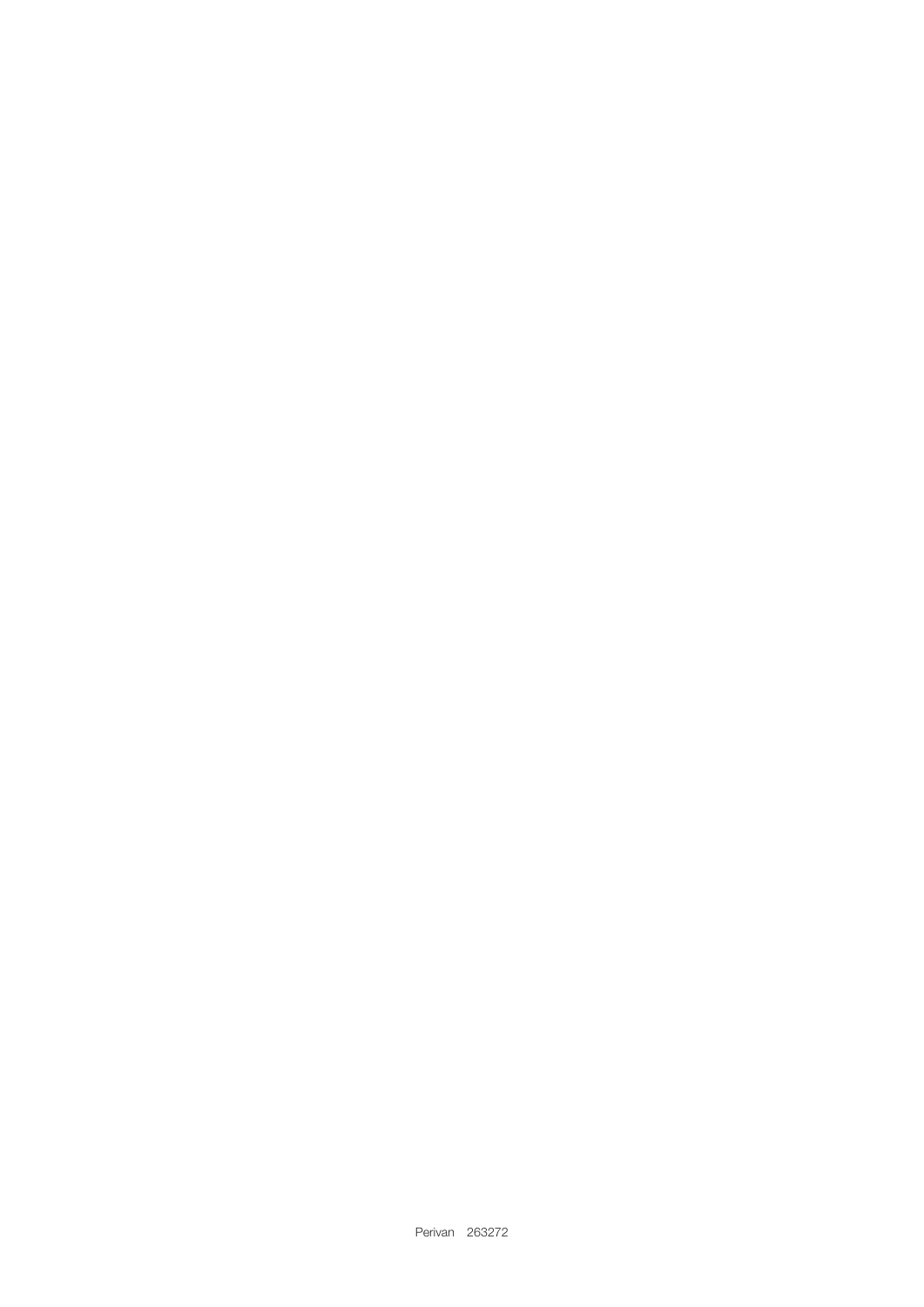Perivan 263272